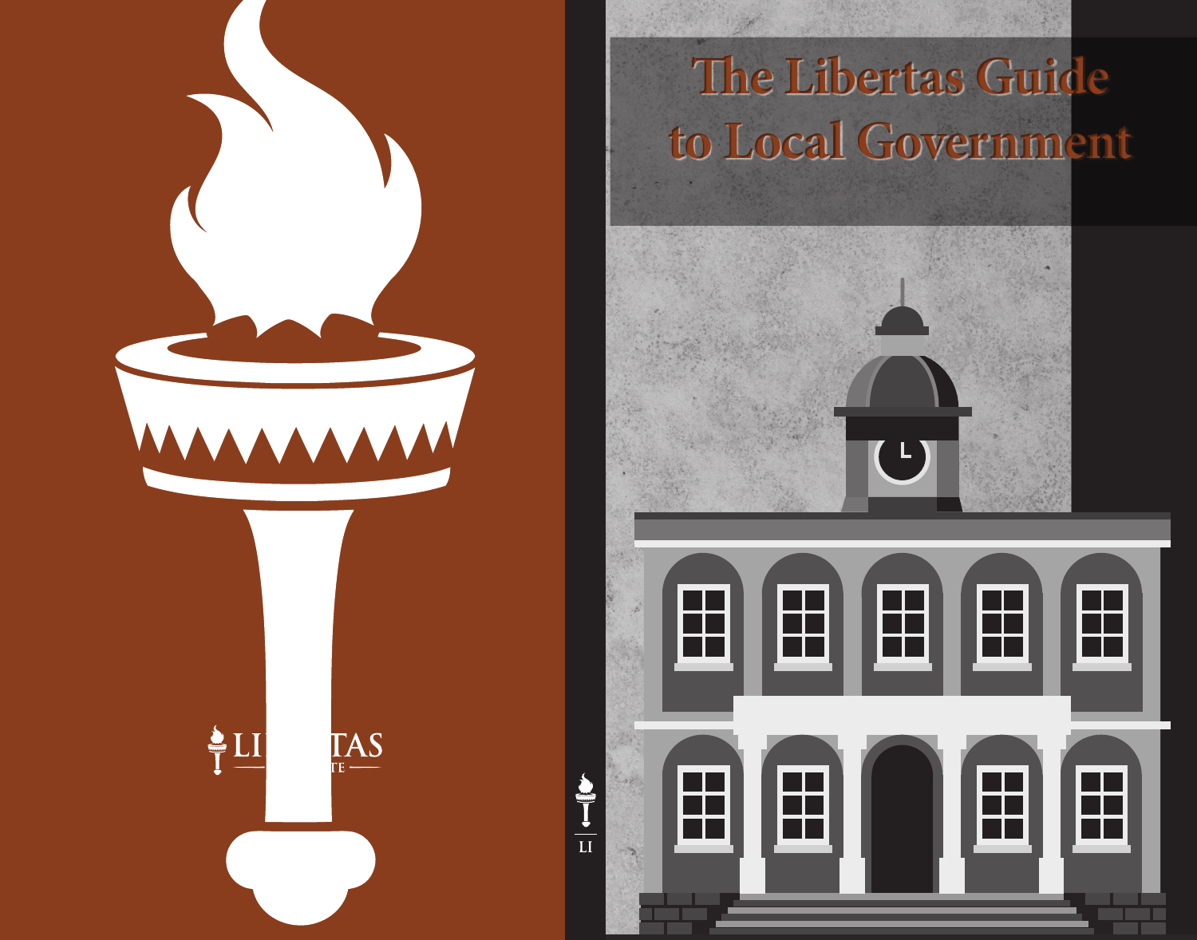# The Libertas Guide to Local Government

LIBERTAS INSTITUTE

LI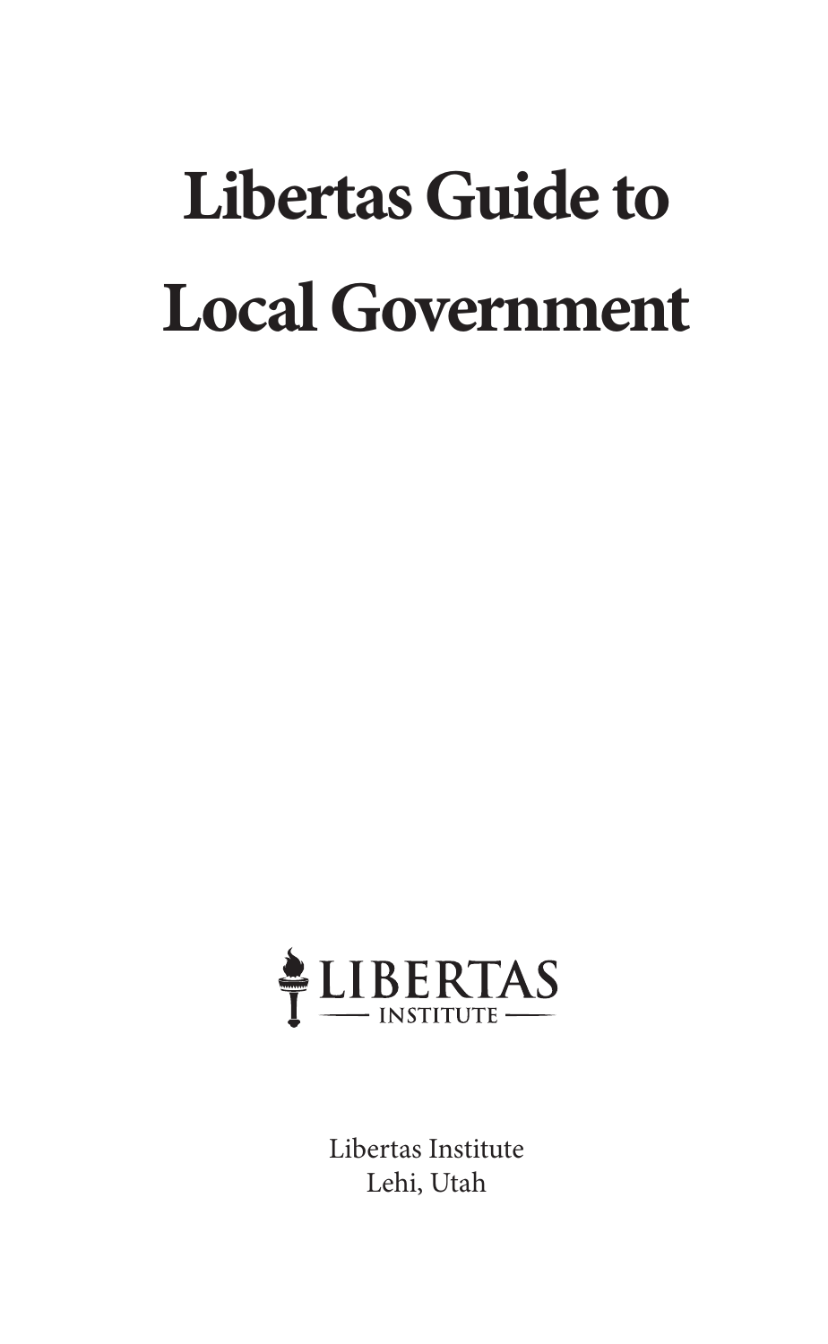# Libertas Guide to Local Government

LIBERTAS
INSTITUTE

Libertas Institute
Lehi, Utah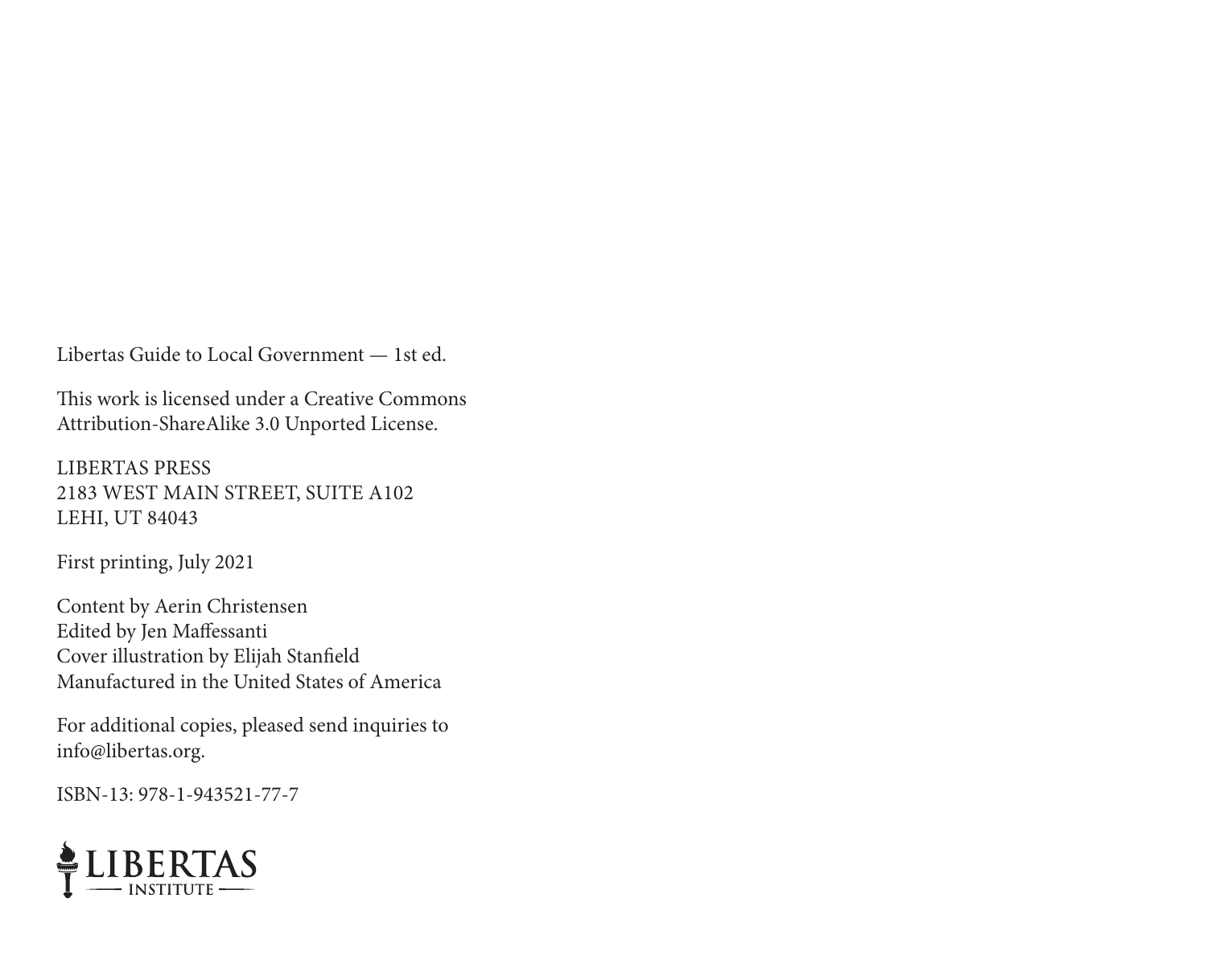Libertas Guide to Local Government — 1st ed.

This work is licensed under a Creative Commons Attribution-ShareAlike 3.0 Unported License.

LIBERTAS PRESS
2183 WEST MAIN STREET, SUITE A102
LEHI, UT 84043

First printing, July 2021

Content by Aerin Christensen
Edited by Jen Maffessanti
Cover illustration by Elijah Stanfield
Manufactured in the United States of America

For additional copies, pleased send inquiries to info@libertas.org.

ISBN-13: 978-1-943521-77-7

LIBERTAS
INSTITUTE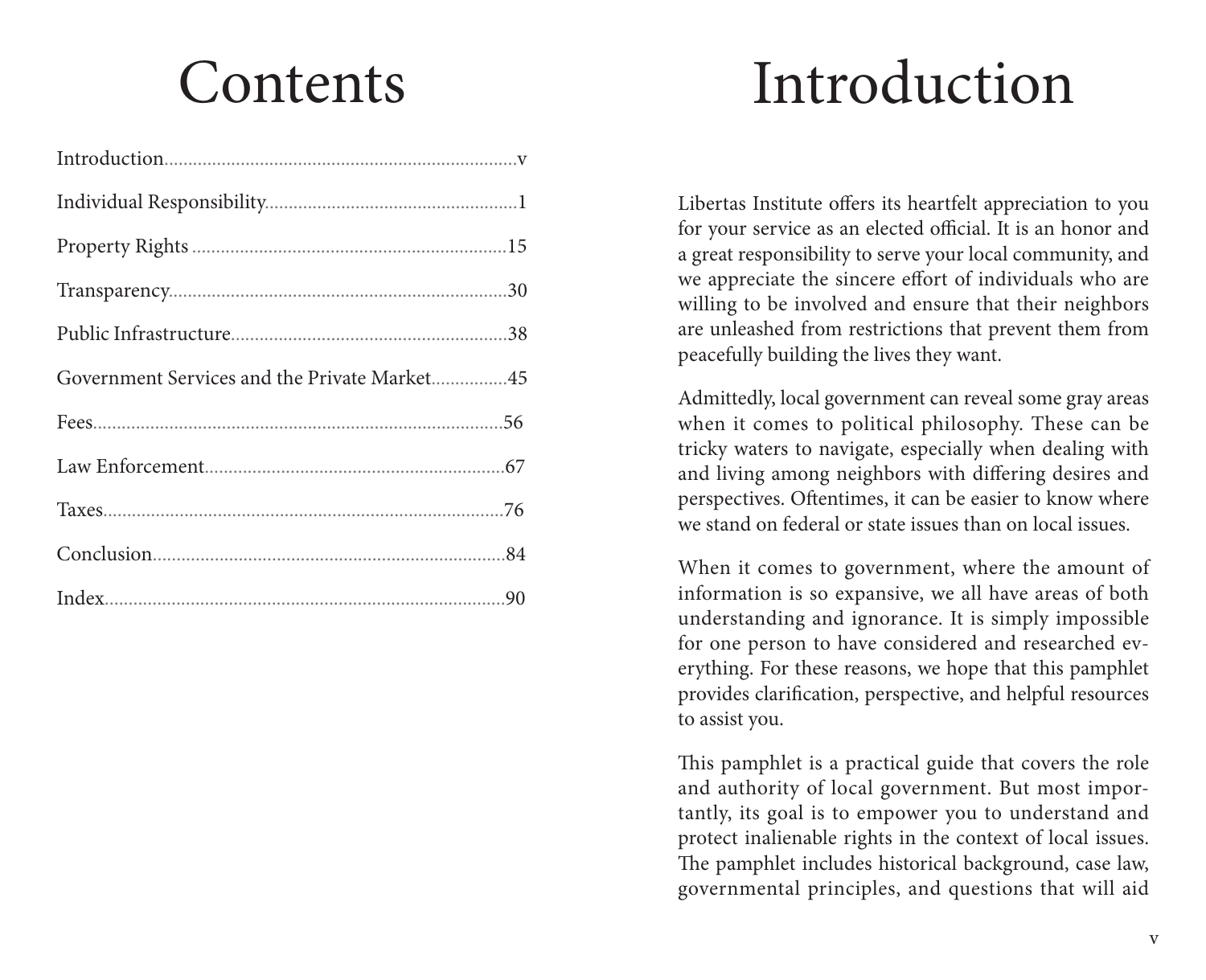# Contents

| | |
|---|---|
| Introduction | v |
| Individual Responsibility | 1 |
| Property Rights | 15 |
| Transparency | 30 |
| Public Infrastructure | 38 |
| Government Services and the Private Market | 45 |
| Fees | 56 |
| Law Enforcement | 67 |
| Taxes | 76 |
| Conclusion | 84 |
| Index | 90 |

# Introduction

Libertas Institute offers its heartfelt appreciation to you for your service as an elected official. It is an honor and a great responsibility to serve your local community, and we appreciate the sincere effort of individuals who are willing to be involved and ensure that their neighbors are unleashed from restrictions that prevent them from peacefully building the lives they want.

Admittedly, local government can reveal some gray areas when it comes to political philosophy. These can be tricky waters to navigate, especially when dealing with and living among neighbors with differing desires and perspectives. Oftentimes, it can be easier to know where we stand on federal or state issues than on local issues.

When it comes to government, where the amount of information is so expansive, we all have areas of both understanding and ignorance. It is simply impossible for one person to have considered and researched everything. For these reasons, we hope that this pamphlet provides clarification, perspective, and helpful resources to assist you.

This pamphlet is a practical guide that covers the role and authority of local government. But most importantly, its goal is to empower you to understand and protect inalienable rights in the context of local issues. The pamphlet includes historical background, case law, governmental principles, and questions that will aid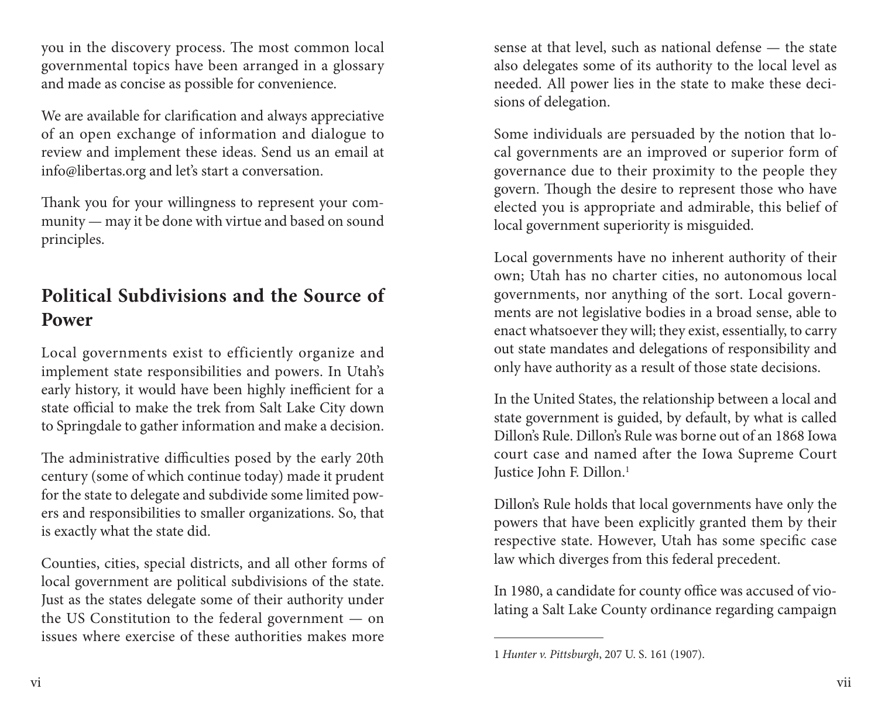you in the discovery process. The most common local governmental topics have been arranged in a glossary and made as concise as possible for convenience.

We are available for clarification and always appreciative of an open exchange of information and dialogue to review and implement these ideas. Send us an email at info@libertas.org and let's start a conversation.

Thank you for your willingness to represent your community — may it be done with virtue and based on sound principles.

## Political Subdivisions and the Source of Power

Local governments exist to efficiently organize and implement state responsibilities and powers. In Utah's early history, it would have been highly inefficient for a state official to make the trek from Salt Lake City down to Springdale to gather information and make a decision.

The administrative difficulties posed by the early 20th century (some of which continue today) made it prudent for the state to delegate and subdivide some limited powers and responsibilities to smaller organizations. So, that is exactly what the state did.

Counties, cities, special districts, and all other forms of local government are political subdivisions of the state. Just as the states delegate some of their authority under the US Constitution to the federal government — on issues where exercise of these authorities makes more sense at that level, such as national defense — the state also delegates some of its authority to the local level as needed. All power lies in the state to make these decisions of delegation.

Some individuals are persuaded by the notion that local governments are an improved or superior form of governance due to their proximity to the people they govern. Though the desire to represent those who have elected you is appropriate and admirable, this belief of local government superiority is misguided.

Local governments have no inherent authority of their own; Utah has no charter cities, no autonomous local governments, nor anything of the sort. Local governments are not legislative bodies in a broad sense, able to enact whatsoever they will; they exist, essentially, to carry out state mandates and delegations of responsibility and only have authority as a result of those state decisions.

In the United States, the relationship between a local and state government is guided, by default, by what is called Dillon's Rule. Dillon's Rule was borne out of an 1868 Iowa court case and named after the Iowa Supreme Court Justice John F. Dillon.[1]

Dillon's Rule holds that local governments have only the powers that have been explicitly granted them by their respective state. However, Utah has some specific case law which diverges from this federal precedent.

In 1980, a candidate for county office was accused of violating a Salt Lake County ordinance regarding campaign

---

1 *Hunter v. Pittsburgh*, 207 U. S. 161 (1907).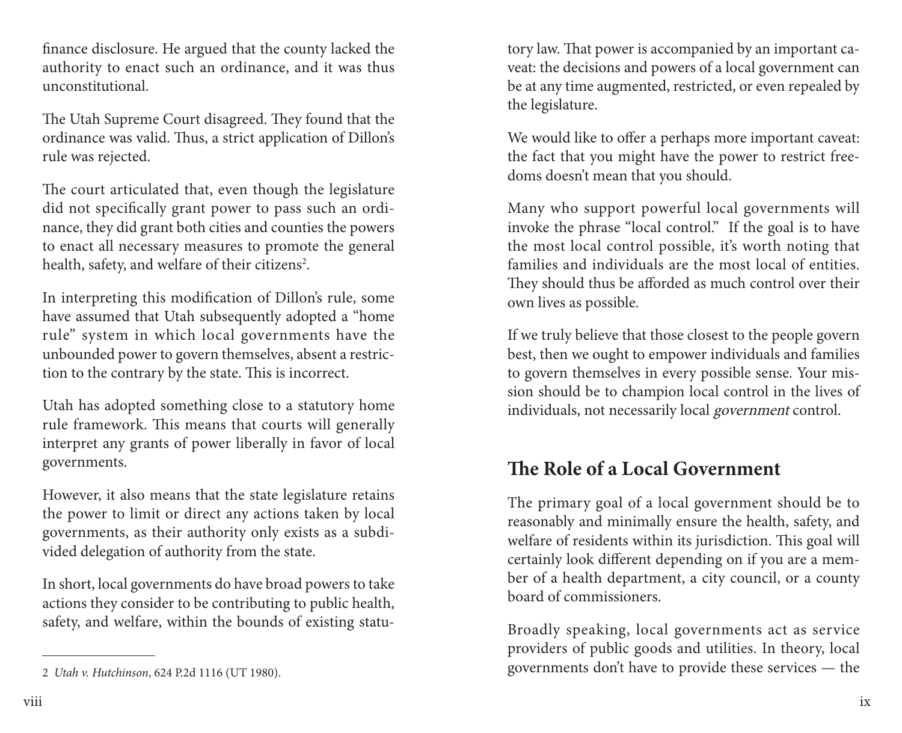finance disclosure. He argued that the county lacked the authority to enact such an ordinance, and it was thus unconstitutional.

The Utah Supreme Court disagreed. They found that the ordinance was valid. Thus, a strict application of Dillon's rule was rejected.

The court articulated that, even though the legislature did not specifically grant power to pass such an ordinance, they did grant both cities and counties the powers to enact all necessary measures to promote the general health, safety, and welfare of their citizens[2].

In interpreting this modification of Dillon's rule, some have assumed that Utah subsequently adopted a "home rule" system in which local governments have the unbounded power to govern themselves, absent a restriction to the contrary by the state. This is incorrect.

Utah has adopted something close to a statutory home rule framework. This means that courts will generally interpret any grants of power liberally in favor of local governments.

However, it also means that the state legislature retains the power to limit or direct any actions taken by local governments, as their authority only exists as a subdivided delegation of authority from the state.

In short, local governments do have broad powers to take actions they consider to be contributing to public health, safety, and welfare, within the bounds of existing statutory law. That power is accompanied by an important caveat: the decisions and powers of a local government can be at any time augmented, restricted, or even repealed by the legislature.

We would like to offer a perhaps more important caveat: the fact that you might have the power to restrict freedoms doesn't mean that you should.

Many who support powerful local governments will invoke the phrase "local control." If the goal is to have the most local control possible, it's worth noting that families and individuals are the most local of entities. They should thus be afforded as much control over their own lives as possible.

If we truly believe that those closest to the people govern best, then we ought to empower individuals and families to govern themselves in every possible sense. Your mission should be to champion local control in the lives of individuals, not necessarily local *government* control.

## The Role of a Local Government

The primary goal of a local government should be to reasonably and minimally ensure the health, safety, and welfare of residents within its jurisdiction. This goal will certainly look different depending on if you are a member of a health department, a city council, or a county board of commissioners.

Broadly speaking, local governments act as service providers of public goods and utilities. In theory, local governments don't have to provide these services — the

---

2 *Utah v. Hutchinson*, 624 P.2d 1116 (UT 1980).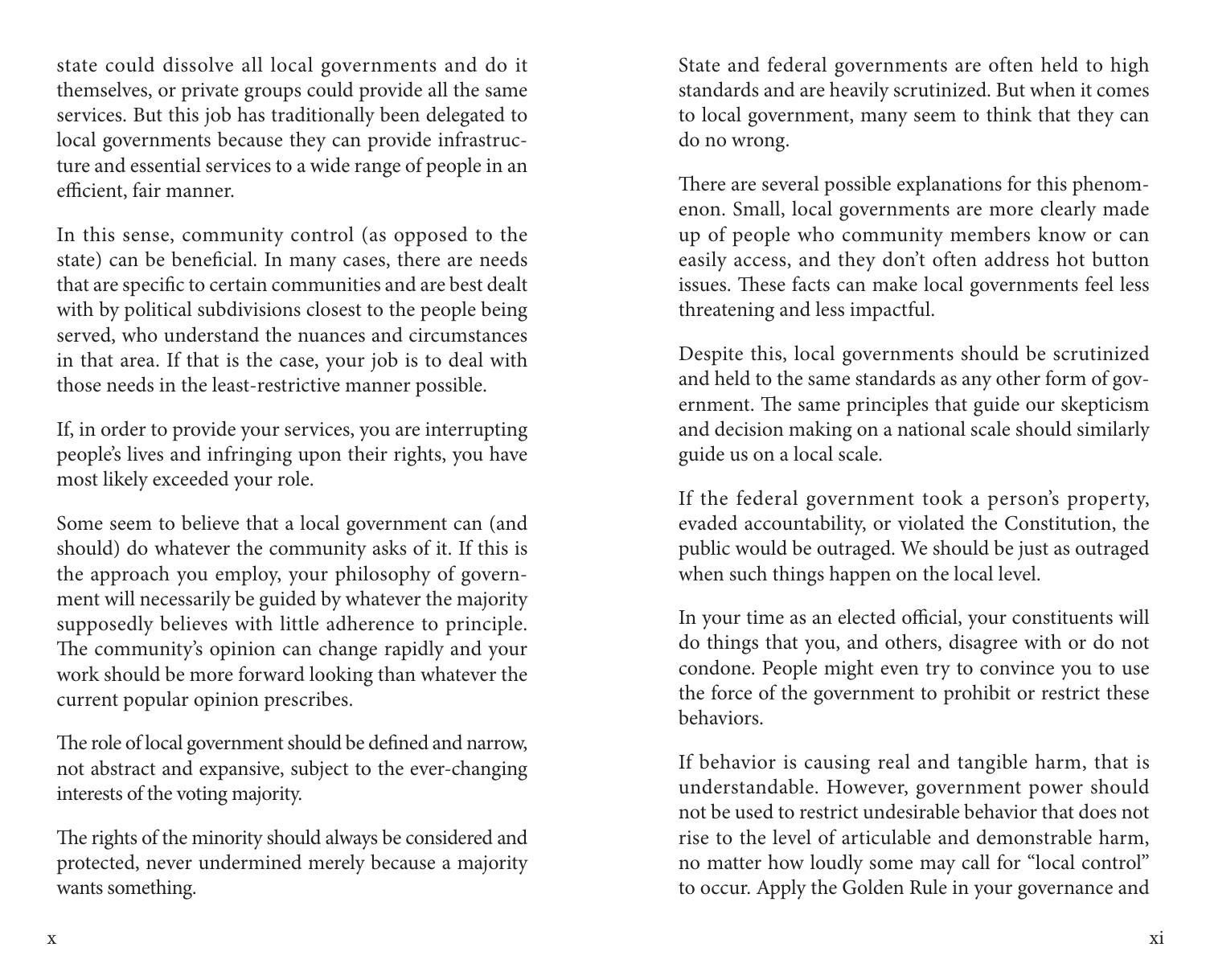state could dissolve all local governments and do it themselves, or private groups could provide all the same services. But this job has traditionally been delegated to local governments because they can provide infrastructure and essential services to a wide range of people in an efficient, fair manner.

In this sense, community control (as opposed to the state) can be beneficial. In many cases, there are needs that are specific to certain communities and are best dealt with by political subdivisions closest to the people being served, who understand the nuances and circumstances in that area. If that is the case, your job is to deal with those needs in the least-restrictive manner possible.

If, in order to provide your services, you are interrupting people's lives and infringing upon their rights, you have most likely exceeded your role.

Some seem to believe that a local government can (and should) do whatever the community asks of it. If this is the approach you employ, your philosophy of government will necessarily be guided by whatever the majority supposedly believes with little adherence to principle. The community's opinion can change rapidly and your work should be more forward looking than whatever the current popular opinion prescribes.

The role of local government should be defined and narrow, not abstract and expansive, subject to the ever-changing interests of the voting majority.

The rights of the minority should always be considered and protected, never undermined merely because a majority wants something.

State and federal governments are often held to high standards and are heavily scrutinized. But when it comes to local government, many seem to think that they can do no wrong.

There are several possible explanations for this phenomenon. Small, local governments are more clearly made up of people who community members know or can easily access, and they don't often address hot button issues. These facts can make local governments feel less threatening and less impactful.

Despite this, local governments should be scrutinized and held to the same standards as any other form of government. The same principles that guide our skepticism and decision making on a national scale should similarly guide us on a local scale.

If the federal government took a person's property, evaded accountability, or violated the Constitution, the public would be outraged. We should be just as outraged when such things happen on the local level.

In your time as an elected official, your constituents will do things that you, and others, disagree with or do not condone. People might even try to convince you to use the force of the government to prohibit or restrict these behaviors.

If behavior is causing real and tangible harm, that is understandable. However, government power should not be used to restrict undesirable behavior that does not rise to the level of articulable and demonstrable harm, no matter how loudly some may call for "local control" to occur. Apply the Golden Rule in your governance and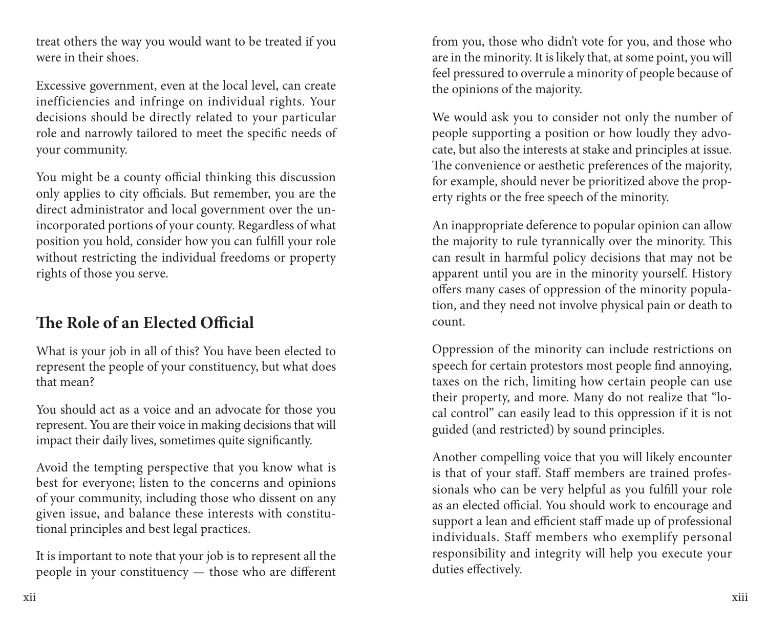treat others the way you would want to be treated if you were in their shoes.

Excessive government, even at the local level, can create inefficiencies and infringe on individual rights. Your decisions should be directly related to your particular role and narrowly tailored to meet the specific needs of your community.

You might be a county official thinking this discussion only applies to city officials. But remember, you are the direct administrator and local government over the unincorporated portions of your county. Regardless of what position you hold, consider how you can fulfill your role without restricting the individual freedoms or property rights of those you serve.

## The Role of an Elected Official

What is your job in all of this? You have been elected to represent the people of your constituency, but what does that mean?

You should act as a voice and an advocate for those you represent. You are their voice in making decisions that will impact their daily lives, sometimes quite significantly.

Avoid the tempting perspective that you know what is best for everyone; listen to the concerns and opinions of your community, including those who dissent on any given issue, and balance these interests with constitutional principles and best legal practices.

It is important to note that your job is to represent all the people in your constituency — those who are different from you, those who didn't vote for you, and those who are in the minority. It is likely that, at some point, you will feel pressured to overrule a minority of people because of the opinions of the majority.

We would ask you to consider not only the number of people supporting a position or how loudly they advocate, but also the interests at stake and principles at issue. The convenience or aesthetic preferences of the majority, for example, should never be prioritized above the property rights or the free speech of the minority.

An inappropriate deference to popular opinion can allow the majority to rule tyrannically over the minority. This can result in harmful policy decisions that may not be apparent until you are in the minority yourself. History offers many cases of oppression of the minority population, and they need not involve physical pain or death to count.

Oppression of the minority can include restrictions on speech for certain protestors most people find annoying, taxes on the rich, limiting how certain people can use their property, and more. Many do not realize that "local control" can easily lead to this oppression if it is not guided (and restricted) by sound principles.

Another compelling voice that you will likely encounter is that of your staff. Staff members are trained professionals who can be very helpful as you fulfill your role as an elected official. You should work to encourage and support a lean and efficient staff made up of professional individuals. Staff members who exemplify personal responsibility and integrity will help you execute your duties effectively.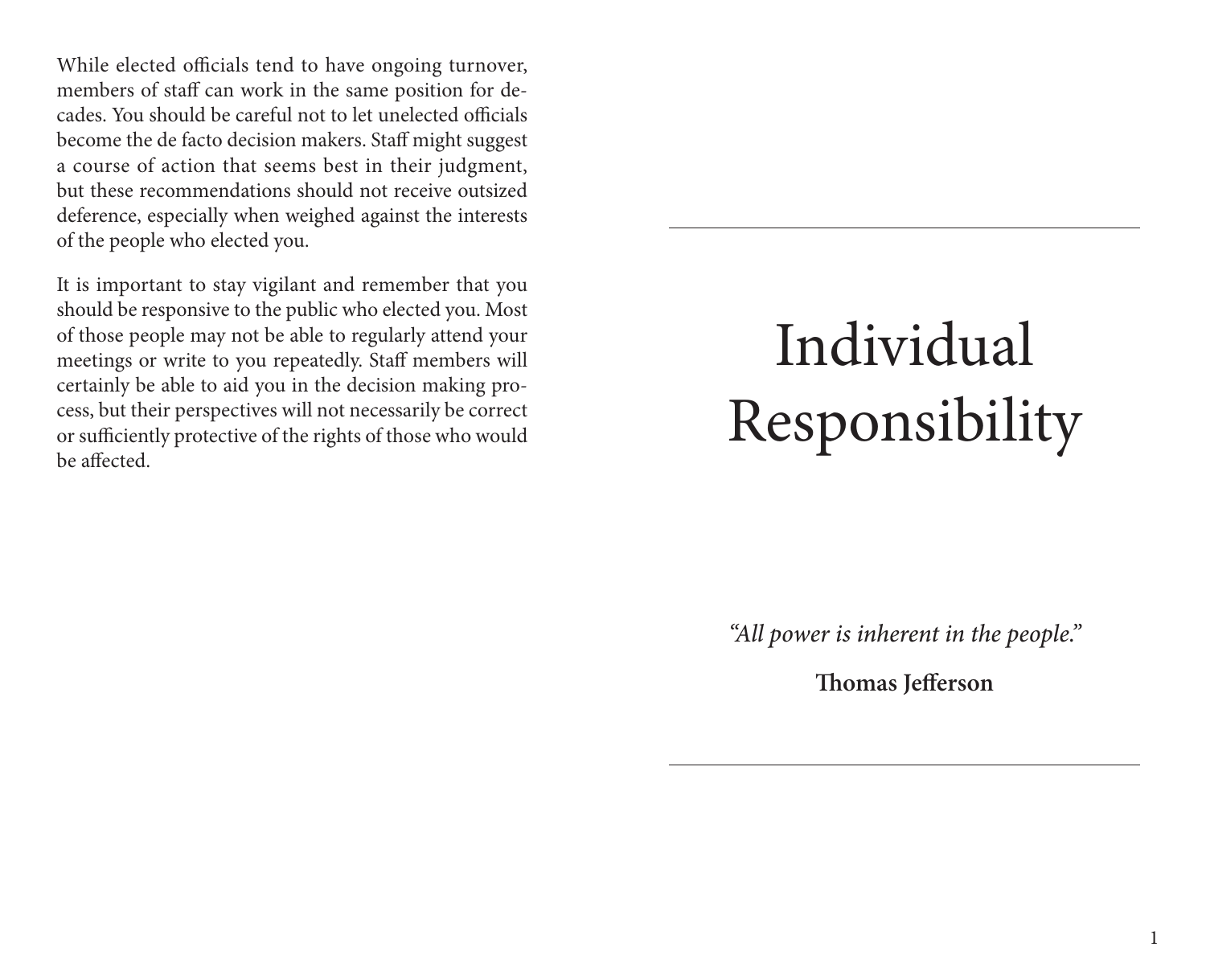While elected officials tend to have ongoing turnover, members of staff can work in the same position for decades. You should be careful not to let unelected officials become the de facto decision makers. Staff might suggest a course of action that seems best in their judgment, but these recommendations should not receive outsized deference, especially when weighed against the interests of the people who elected you.

It is important to stay vigilant and remember that you should be responsive to the public who elected you. Most of those people may not be able to regularly attend your meetings or write to you repeatedly. Staff members will certainly be able to aid you in the decision making process, but their perspectives will not necessarily be correct or sufficiently protective of the rights of those who would be affected.

---

# Individual Responsibility

*"All power is inherent in the people."*

**Thomas Jefferson**

---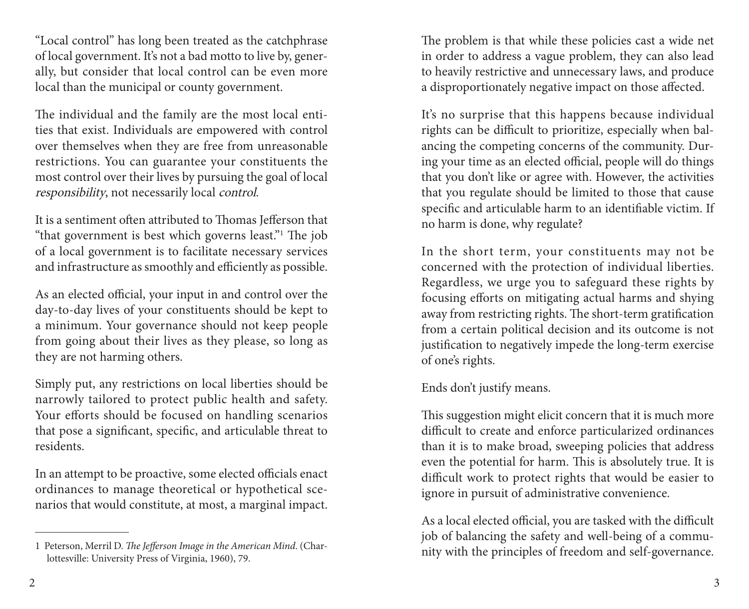"Local control" has long been treated as the catchphrase of local government. It's not a bad motto to live by, generally, but consider that local control can be even more local than the municipal or county government.

The individual and the family are the most local entities that exist. Individuals are empowered with control over themselves when they are free from unreasonable restrictions. You can guarantee your constituents the most control over their lives by pursuing the goal of local *responsibility*, not necessarily local *control*.

It is a sentiment often attributed to Thomas Jefferson that "that government is best which governs least."[1] The job of a local government is to facilitate necessary services and infrastructure as smoothly and efficiently as possible.

As an elected official, your input in and control over the day-to-day lives of your constituents should be kept to a minimum. Your governance should not keep people from going about their lives as they please, so long as they are not harming others.

Simply put, any restrictions on local liberties should be narrowly tailored to protect public health and safety. Your efforts should be focused on handling scenarios that pose a significant, specific, and articulable threat to residents.

In an attempt to be proactive, some elected officials enact ordinances to manage theoretical or hypothetical scenarios that would constitute, at most, a marginal impact.

The problem is that while these policies cast a wide net in order to address a vague problem, they can also lead to heavily restrictive and unnecessary laws, and produce a disproportionately negative impact on those affected.

It's no surprise that this happens because individual rights can be difficult to prioritize, especially when balancing the competing concerns of the community. During your time as an elected official, people will do things that you don't like or agree with. However, the activities that you regulate should be limited to those that cause specific and articulable harm to an identifiable victim. If no harm is done, why regulate?

In the short term, your constituents may not be concerned with the protection of individual liberties. Regardless, we urge you to safeguard these rights by focusing efforts on mitigating actual harms and shying away from restricting rights. The short-term gratification from a certain political decision and its outcome is not justification to negatively impede the long-term exercise of one's rights.

Ends don't justify means.

This suggestion might elicit concern that it is much more difficult to create and enforce particularized ordinances than it is to make broad, sweeping policies that address even the potential for harm. This is absolutely true. It is difficult work to protect rights that would be easier to ignore in pursuit of administrative convenience.

As a local elected official, you are tasked with the difficult job of balancing the safety and well-being of a community with the principles of freedom and self-governance.

---

1 Peterson, Merril D. *The Jefferson Image in the American Mind*. (Charlottesville: University Press of Virginia, 1960), 79.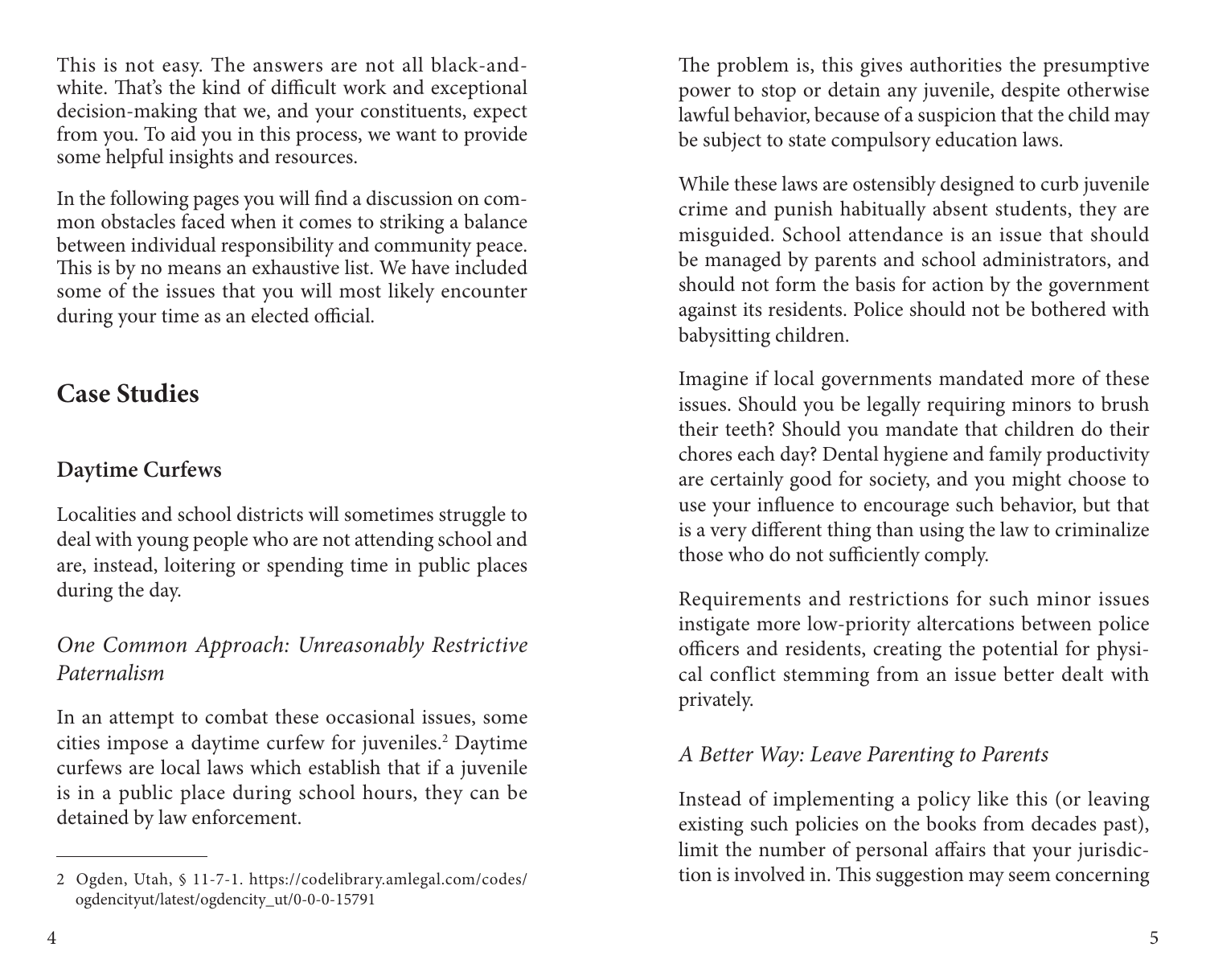This is not easy. The answers are not all black-and-white. That's the kind of difficult work and exceptional decision-making that we, and your constituents, expect from you. To aid you in this process, we want to provide some helpful insights and resources.

In the following pages you will find a discussion on common obstacles faced when it comes to striking a balance between individual responsibility and community peace. This is by no means an exhaustive list. We have included some of the issues that you will most likely encounter during your time as an elected official.

## Case Studies

### Daytime Curfews

Localities and school districts will sometimes struggle to deal with young people who are not attending school and are, instead, loitering or spending time in public places during the day.

*One Common Approach: Unreasonably Restrictive Paternalism*

In an attempt to combat these occasional issues, some cities impose a daytime curfew for juveniles.[2] Daytime curfews are local laws which establish that if a juvenile is in a public place during school hours, they can be detained by law enforcement.

The problem is, this gives authorities the presumptive power to stop or detain any juvenile, despite otherwise lawful behavior, because of a suspicion that the child may be subject to state compulsory education laws.

While these laws are ostensibly designed to curb juvenile crime and punish habitually absent students, they are misguided. School attendance is an issue that should be managed by parents and school administrators, and should not form the basis for action by the government against its residents. Police should not be bothered with babysitting children.

Imagine if local governments mandated more of these issues. Should you be legally requiring minors to brush their teeth? Should you mandate that children do their chores each day? Dental hygiene and family productivity are certainly good for society, and you might choose to use your influence to encourage such behavior, but that is a very different thing than using the law to criminalize those who do not sufficiently comply.

Requirements and restrictions for such minor issues instigate more low-priority altercations between police officers and residents, creating the potential for physical conflict stemming from an issue better dealt with privately.

*A Better Way: Leave Parenting to Parents*

Instead of implementing a policy like this (or leaving existing such policies on the books from decades past), limit the number of personal affairs that your jurisdiction is involved in. This suggestion may seem concerning

2 Ogden, Utah, § 11-7-1. https://codelibrary.amlegal.com/codes/ogdencityut/latest/ogdencity_ut/0-0-0-15791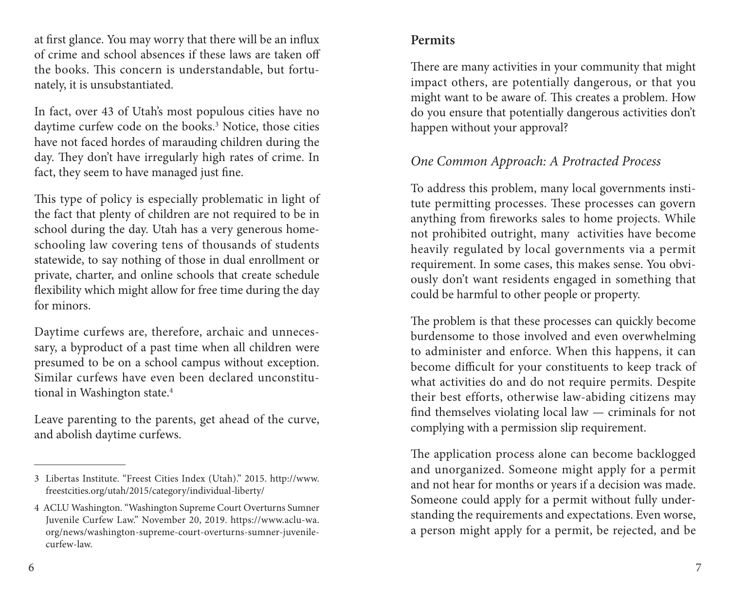at first glance. You may worry that there will be an influx of crime and school absences if these laws are taken off the books. This concern is understandable, but fortunately, it is unsubstantiated.

In fact, over 43 of Utah's most populous cities have no daytime curfew code on the books.[3] Notice, those cities have not faced hordes of marauding children during the day. They don't have irregularly high rates of crime. In fact, they seem to have managed just fine.

This type of policy is especially problematic in light of the fact that plenty of children are not required to be in school during the day. Utah has a very generous homeschooling law covering tens of thousands of students statewide, to say nothing of those in dual enrollment or private, charter, and online schools that create schedule flexibility which might allow for free time during the day for minors.

Daytime curfews are, therefore, archaic and unnecessary, a byproduct of a past time when all children were presumed to be on a school campus without exception. Similar curfews have even been declared unconstitutional in Washington state.[4]

Leave parenting to the parents, get ahead of the curve, and abolish daytime curfews.

3 Libertas Institute. "Freest Cities Index (Utah)." 2015. http://www.freestcities.org/utah/2015/category/individual-liberty/

4 ACLU Washington. "Washington Supreme Court Overturns Sumner Juvenile Curfew Law." November 20, 2019. https://www.aclu-wa.org/news/washington-supreme-court-overturns-sumner-juvenile-curfew-law.

## Permits

There are many activities in your community that might impact others, are potentially dangerous, or that you might want to be aware of. This creates a problem. How do you ensure that potentially dangerous activities don't happen without your approval?

### *One Common Approach: A Protracted Process*

To address this problem, many local governments institute permitting processes. These processes can govern anything from fireworks sales to home projects. While not prohibited outright, many activities have become heavily regulated by local governments via a permit requirement. In some cases, this makes sense. You obviously don't want residents engaged in something that could be harmful to other people or property.

The problem is that these processes can quickly become burdensome to those involved and even overwhelming to administer and enforce. When this happens, it can become difficult for your constituents to keep track of what activities do and do not require permits. Despite their best efforts, otherwise law-abiding citizens may find themselves violating local law — criminals for not complying with a permission slip requirement.

The application process alone can become backlogged and unorganized. Someone might apply for a permit and not hear for months or years if a decision was made. Someone could apply for a permit without fully understanding the requirements and expectations. Even worse, a person might apply for a permit, be rejected, and be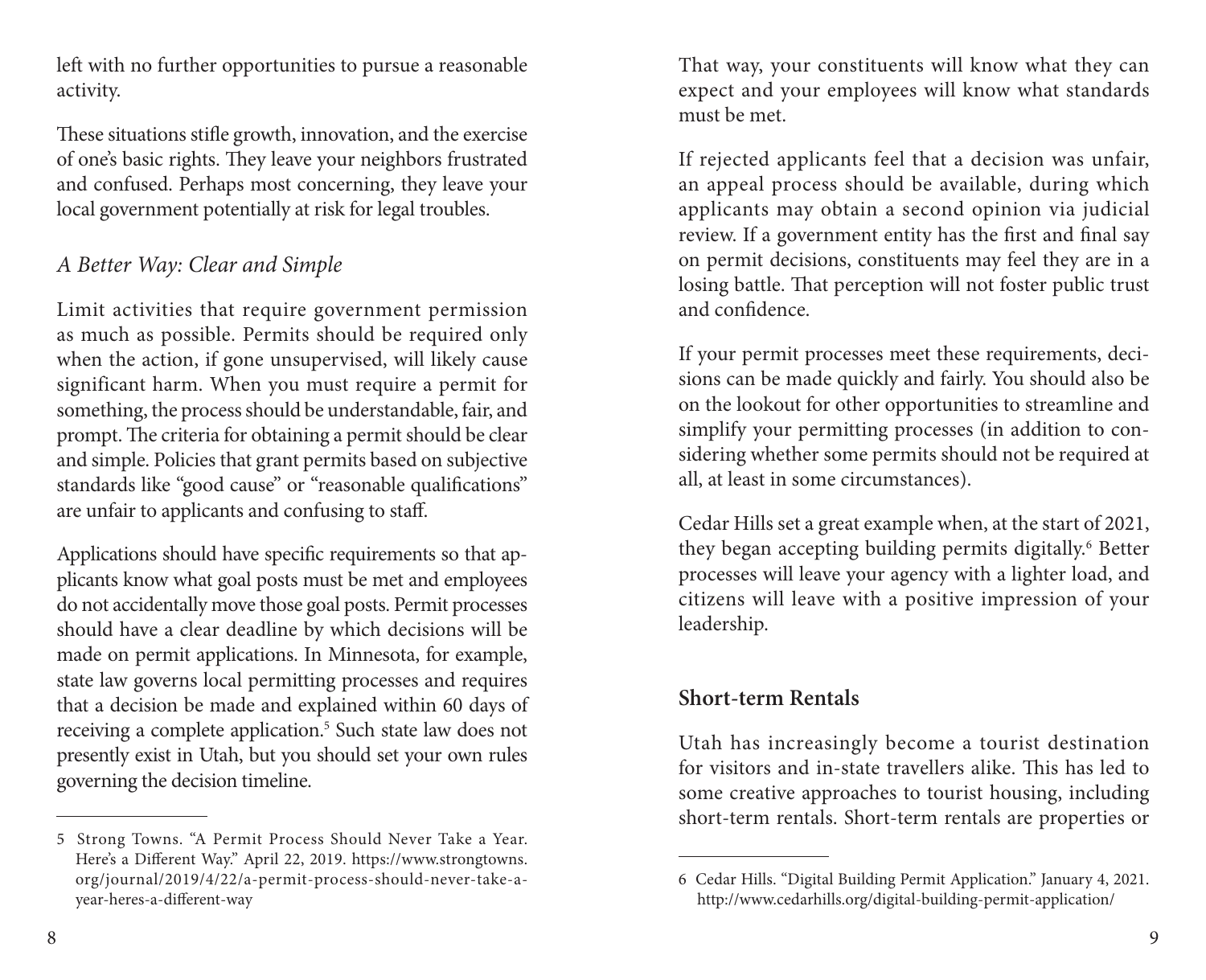left with no further opportunities to pursue a reasonable activity.

These situations stifle growth, innovation, and the exercise of one's basic rights. They leave your neighbors frustrated and confused. Perhaps most concerning, they leave your local government potentially at risk for legal troubles.

### *A Better Way: Clear and Simple*

Limit activities that require government permission as much as possible. Permits should be required only when the action, if gone unsupervised, will likely cause significant harm. When you must require a permit for something, the process should be understandable, fair, and prompt. The criteria for obtaining a permit should be clear and simple. Policies that grant permits based on subjective standards like "good cause" or "reasonable qualifications" are unfair to applicants and confusing to staff.

Applications should have specific requirements so that applicants know what goal posts must be met and employees do not accidentally move those goal posts. Permit processes should have a clear deadline by which decisions will be made on permit applications. In Minnesota, for example, state law governs local permitting processes and requires that a decision be made and explained within 60 days of receiving a complete application.[5] Such state law does not presently exist in Utah, but you should set your own rules governing the decision timeline.

That way, your constituents will know what they can expect and your employees will know what standards must be met.

If rejected applicants feel that a decision was unfair, an appeal process should be available, during which applicants may obtain a second opinion via judicial review. If a government entity has the first and final say on permit decisions, constituents may feel they are in a losing battle. That perception will not foster public trust and confidence.

If your permit processes meet these requirements, decisions can be made quickly and fairly. You should also be on the lookout for other opportunities to streamline and simplify your permitting processes (in addition to considering whether some permits should not be required at all, at least in some circumstances).

Cedar Hills set a great example when, at the start of 2021, they began accepting building permits digitally.[6] Better processes will leave your agency with a lighter load, and citizens will leave with a positive impression of your leadership.

## Short-term Rentals

Utah has increasingly become a tourist destination for visitors and in-state travellers alike. This has led to some creative approaches to tourist housing, including short-term rentals. Short-term rentals are properties or

---

5 Strong Towns. "A Permit Process Should Never Take a Year. Here's a Different Way." April 22, 2019. https://www.strongtowns.org/journal/2019/4/22/a-permit-process-should-never-take-a-year-heres-a-different-way

6 Cedar Hills. "Digital Building Permit Application." January 4, 2021. http://www.cedarhills.org/digital-building-permit-application/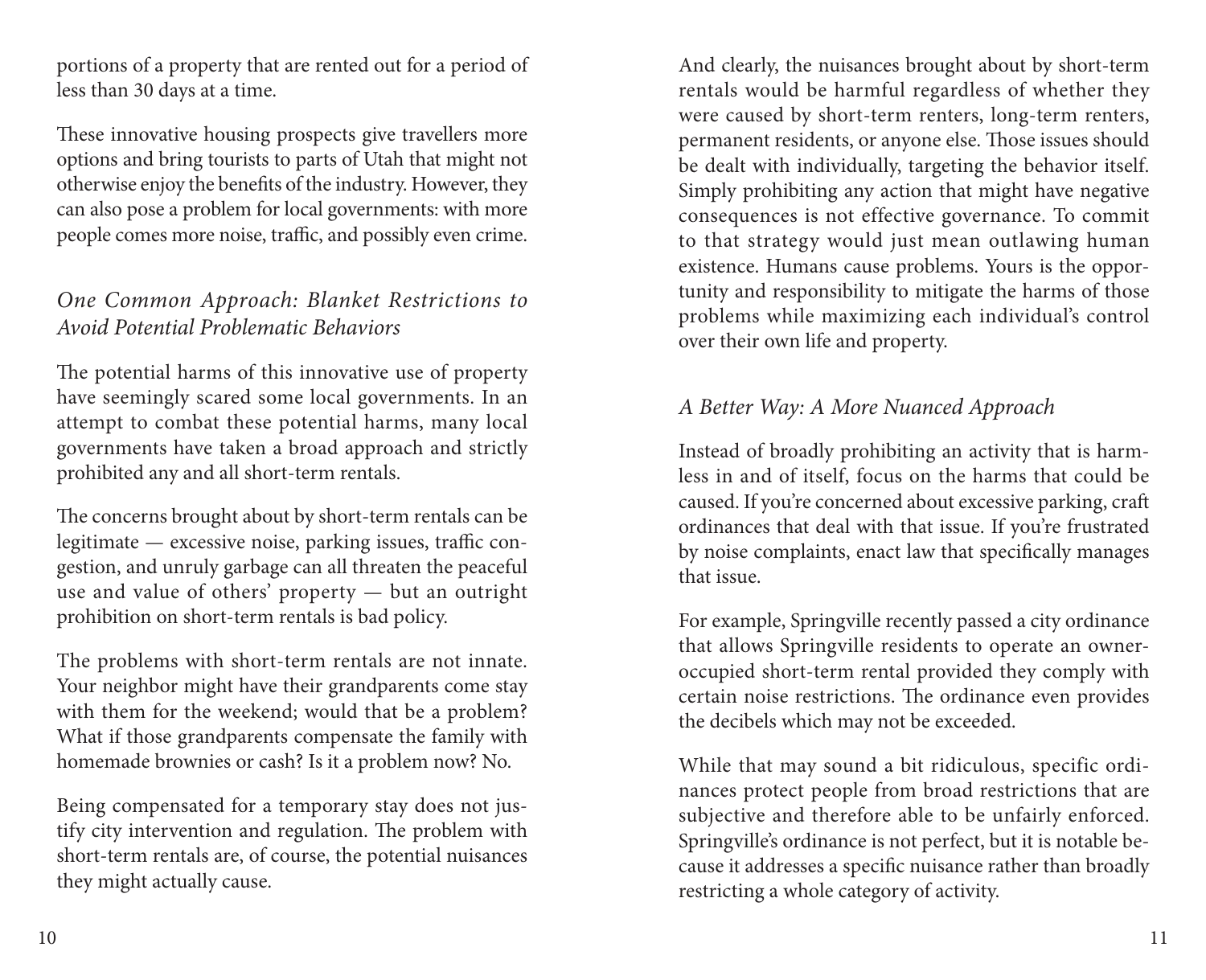portions of a property that are rented out for a period of less than 30 days at a time.

These innovative housing prospects give travellers more options and bring tourists to parts of Utah that might not otherwise enjoy the benefits of the industry. However, they can also pose a problem for local governments: with more people comes more noise, traffic, and possibly even crime.

### *One Common Approach: Blanket Restrictions to Avoid Potential Problematic Behaviors*

The potential harms of this innovative use of property have seemingly scared some local governments. In an attempt to combat these potential harms, many local governments have taken a broad approach and strictly prohibited any and all short-term rentals.

The concerns brought about by short-term rentals can be legitimate — excessive noise, parking issues, traffic congestion, and unruly garbage can all threaten the peaceful use and value of others' property — but an outright prohibition on short-term rentals is bad policy.

The problems with short-term rentals are not innate. Your neighbor might have their grandparents come stay with them for the weekend; would that be a problem? What if those grandparents compensate the family with homemade brownies or cash? Is it a problem now? No.

Being compensated for a temporary stay does not justify city intervention and regulation. The problem with short-term rentals are, of course, the potential nuisances they might actually cause.

And clearly, the nuisances brought about by short-term rentals would be harmful regardless of whether they were caused by short-term renters, long-term renters, permanent residents, or anyone else. Those issues should be dealt with individually, targeting the behavior itself. Simply prohibiting any action that might have negative consequences is not effective governance. To commit to that strategy would just mean outlawing human existence. Humans cause problems. Yours is the opportunity and responsibility to mitigate the harms of those problems while maximizing each individual's control over their own life and property.

### *A Better Way: A More Nuanced Approach*

Instead of broadly prohibiting an activity that is harmless in and of itself, focus on the harms that could be caused. If you're concerned about excessive parking, craft ordinances that deal with that issue. If you're frustrated by noise complaints, enact law that specifically manages that issue.

For example, Springville recently passed a city ordinance that allows Springville residents to operate an owner-occupied short-term rental provided they comply with certain noise restrictions. The ordinance even provides the decibels which may not be exceeded.

While that may sound a bit ridiculous, specific ordinances protect people from broad restrictions that are subjective and therefore able to be unfairly enforced. Springville's ordinance is not perfect, but it is notable because it addresses a specific nuisance rather than broadly restricting a whole category of activity.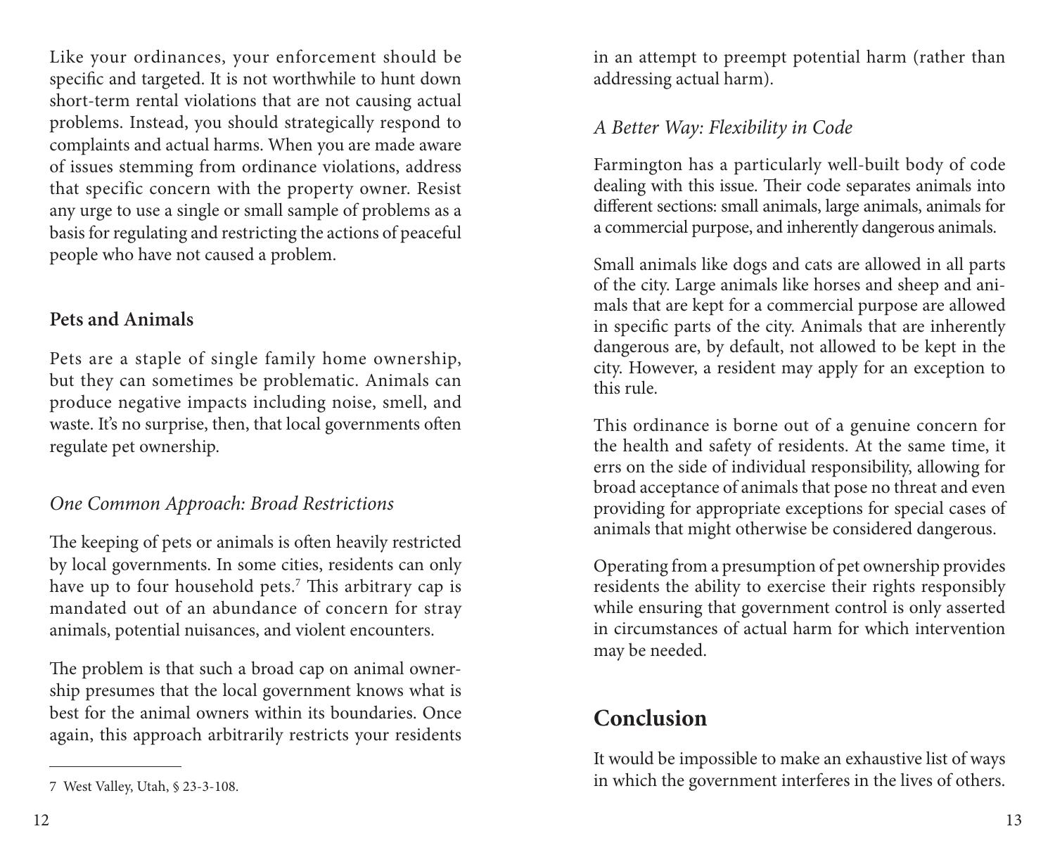Like your ordinances, your enforcement should be specific and targeted. It is not worthwhile to hunt down short-term rental violations that are not causing actual problems. Instead, you should strategically respond to complaints and actual harms. When you are made aware of issues stemming from ordinance violations, address that specific concern with the property owner. Resist any urge to use a single or small sample of problems as a basis for regulating and restricting the actions of peaceful people who have not caused a problem.

### Pets and Animals

Pets are a staple of single family home ownership, but they can sometimes be problematic. Animals can produce negative impacts including noise, smell, and waste. It's no surprise, then, that local governments often regulate pet ownership.

#### *One Common Approach: Broad Restrictions*

The keeping of pets or animals is often heavily restricted by local governments. In some cities, residents can only have up to four household pets.[7] This arbitrary cap is mandated out of an abundance of concern for stray animals, potential nuisances, and violent encounters.

The problem is that such a broad cap on animal ownership presumes that the local government knows what is best for the animal owners within its boundaries. Once again, this approach arbitrarily restricts your residents in an attempt to preempt potential harm (rather than addressing actual harm).

#### *A Better Way: Flexibility in Code*

Farmington has a particularly well-built body of code dealing with this issue. Their code separates animals into different sections: small animals, large animals, animals for a commercial purpose, and inherently dangerous animals.

Small animals like dogs and cats are allowed in all parts of the city. Large animals like horses and sheep and animals that are kept for a commercial purpose are allowed in specific parts of the city. Animals that are inherently dangerous are, by default, not allowed to be kept in the city. However, a resident may apply for an exception to this rule.

This ordinance is borne out of a genuine concern for the health and safety of residents. At the same time, it errs on the side of individual responsibility, allowing for broad acceptance of animals that pose no threat and even providing for appropriate exceptions for special cases of animals that might otherwise be considered dangerous.

Operating from a presumption of pet ownership provides residents the ability to exercise their rights responsibly while ensuring that government control is only asserted in circumstances of actual harm for which intervention may be needed.

## Conclusion

It would be impossible to make an exhaustive list of ways in which the government interferes in the lives of others.

---

7 West Valley, Utah, § 23-3-108.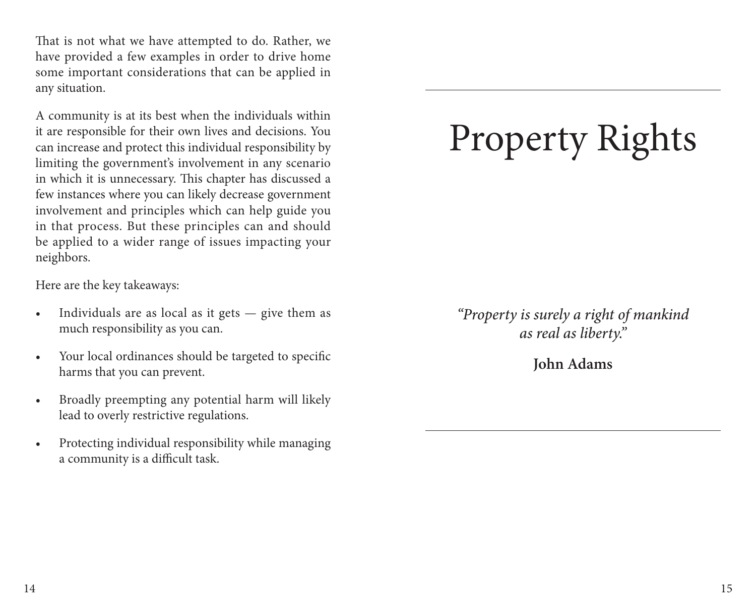That is not what we have attempted to do. Rather, we have provided a few examples in order to drive home some important considerations that can be applied in any situation.

A community is at its best when the individuals within it are responsible for their own lives and decisions. You can increase and protect this individual responsibility by limiting the government's involvement in any scenario in which it is unnecessary. This chapter has discussed a few instances where you can likely decrease government involvement and principles which can help guide you in that process. But these principles can and should be applied to a wider range of issues impacting your neighbors.

Here are the key takeaways:

- Individuals are as local as it gets — give them as much responsibility as you can.
- Your local ordinances should be targeted to specific harms that you can prevent.
- Broadly preempting any potential harm will likely lead to overly restrictive regulations.
- Protecting individual responsibility while managing a community is a difficult task.

# Property Rights

*"Property is surely a right of mankind as real as liberty."*

**John Adams**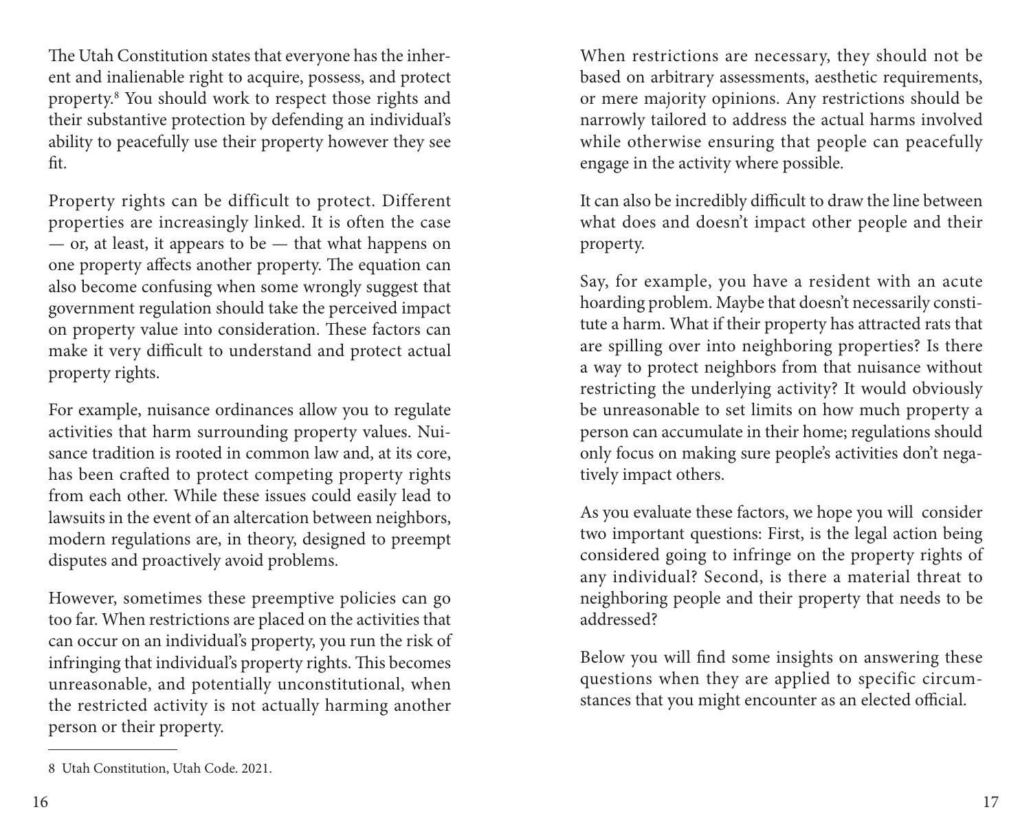The Utah Constitution states that everyone has the inherent and inalienable right to acquire, possess, and protect property.[8] You should work to respect those rights and their substantive protection by defending an individual's ability to peacefully use their property however they see fit.

Property rights can be difficult to protect. Different properties are increasingly linked. It is often the case — or, at least, it appears to be — that what happens on one property affects another property. The equation can also become confusing when some wrongly suggest that government regulation should take the perceived impact on property value into consideration. These factors can make it very difficult to understand and protect actual property rights.

For example, nuisance ordinances allow you to regulate activities that harm surrounding property values. Nuisance tradition is rooted in common law and, at its core, has been crafted to protect competing property rights from each other. While these issues could easily lead to lawsuits in the event of an altercation between neighbors, modern regulations are, in theory, designed to preempt disputes and proactively avoid problems.

However, sometimes these preemptive policies can go too far. When restrictions are placed on the activities that can occur on an individual's property, you run the risk of infringing that individual's property rights. This becomes unreasonable, and potentially unconstitutional, when the restricted activity is not actually harming another person or their property.

8 Utah Constitution, Utah Code. 2021.

When restrictions are necessary, they should not be based on arbitrary assessments, aesthetic requirements, or mere majority opinions. Any restrictions should be narrowly tailored to address the actual harms involved while otherwise ensuring that people can peacefully engage in the activity where possible.

It can also be incredibly difficult to draw the line between what does and doesn't impact other people and their property.

Say, for example, you have a resident with an acute hoarding problem. Maybe that doesn't necessarily constitute a harm. What if their property has attracted rats that are spilling over into neighboring properties? Is there a way to protect neighbors from that nuisance without restricting the underlying activity? It would obviously be unreasonable to set limits on how much property a person can accumulate in their home; regulations should only focus on making sure people's activities don't negatively impact others.

As you evaluate these factors, we hope you will consider two important questions: First, is the legal action being considered going to infringe on the property rights of any individual? Second, is there a material threat to neighboring people and their property that needs to be addressed?

Below you will find some insights on answering these questions when they are applied to specific circumstances that you might encounter as an elected official.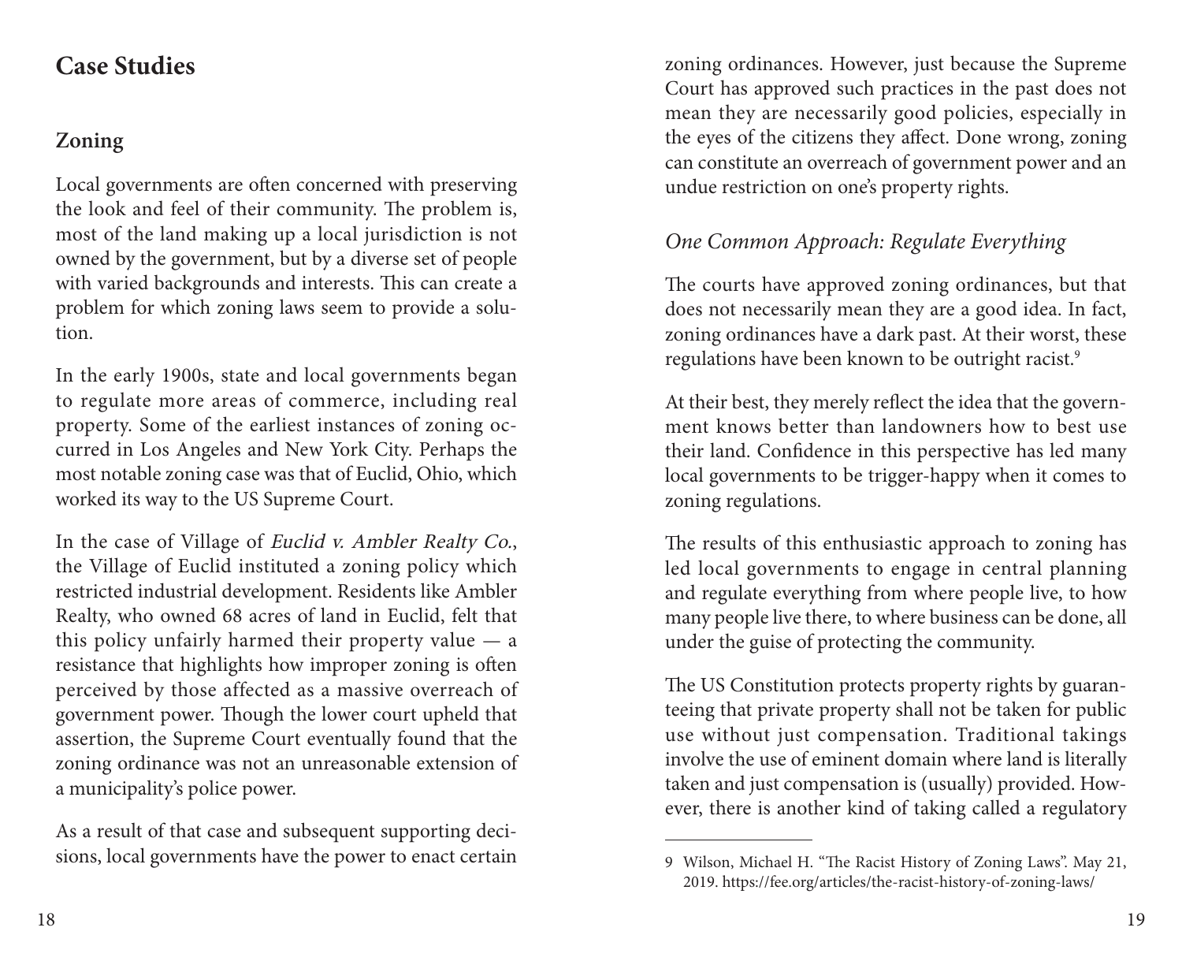## Case Studies

### Zoning

Local governments are often concerned with preserving the look and feel of their community. The problem is, most of the land making up a local jurisdiction is not owned by the government, but by a diverse set of people with varied backgrounds and interests. This can create a problem for which zoning laws seem to provide a solution.

In the early 1900s, state and local governments began to regulate more areas of commerce, including real property. Some of the earliest instances of zoning occurred in Los Angeles and New York City. Perhaps the most notable zoning case was that of Euclid, Ohio, which worked its way to the US Supreme Court.

In the case of Village of *Euclid v. Ambler Realty Co.*, the Village of Euclid instituted a zoning policy which restricted industrial development. Residents like Ambler Realty, who owned 68 acres of land in Euclid, felt that this policy unfairly harmed their property value — a resistance that highlights how improper zoning is often perceived by those affected as a massive overreach of government power. Though the lower court upheld that assertion, the Supreme Court eventually found that the zoning ordinance was not an unreasonable extension of a municipality's police power.

As a result of that case and subsequent supporting decisions, local governments have the power to enact certain zoning ordinances. However, just because the Supreme Court has approved such practices in the past does not mean they are necessarily good policies, especially in the eyes of the citizens they affect. Done wrong, zoning can constitute an overreach of government power and an undue restriction on one's property rights.

#### *One Common Approach: Regulate Everything*

The courts have approved zoning ordinances, but that does not necessarily mean they are a good idea. In fact, zoning ordinances have a dark past. At their worst, these regulations have been known to be outright racist.[9]

At their best, they merely reflect the idea that the government knows better than landowners how to best use their land. Confidence in this perspective has led many local governments to be trigger-happy when it comes to zoning regulations.

The results of this enthusiastic approach to zoning has led local governments to engage in central planning and regulate everything from where people live, to how many people live there, to where business can be done, all under the guise of protecting the community.

The US Constitution protects property rights by guaranteeing that private property shall not be taken for public use without just compensation. Traditional takings involve the use of eminent domain where land is literally taken and just compensation is (usually) provided. However, there is another kind of taking called a regulatory

---

9 Wilson, Michael H. "The Racist History of Zoning Laws". May 21, 2019. https://fee.org/articles/the-racist-history-of-zoning-laws/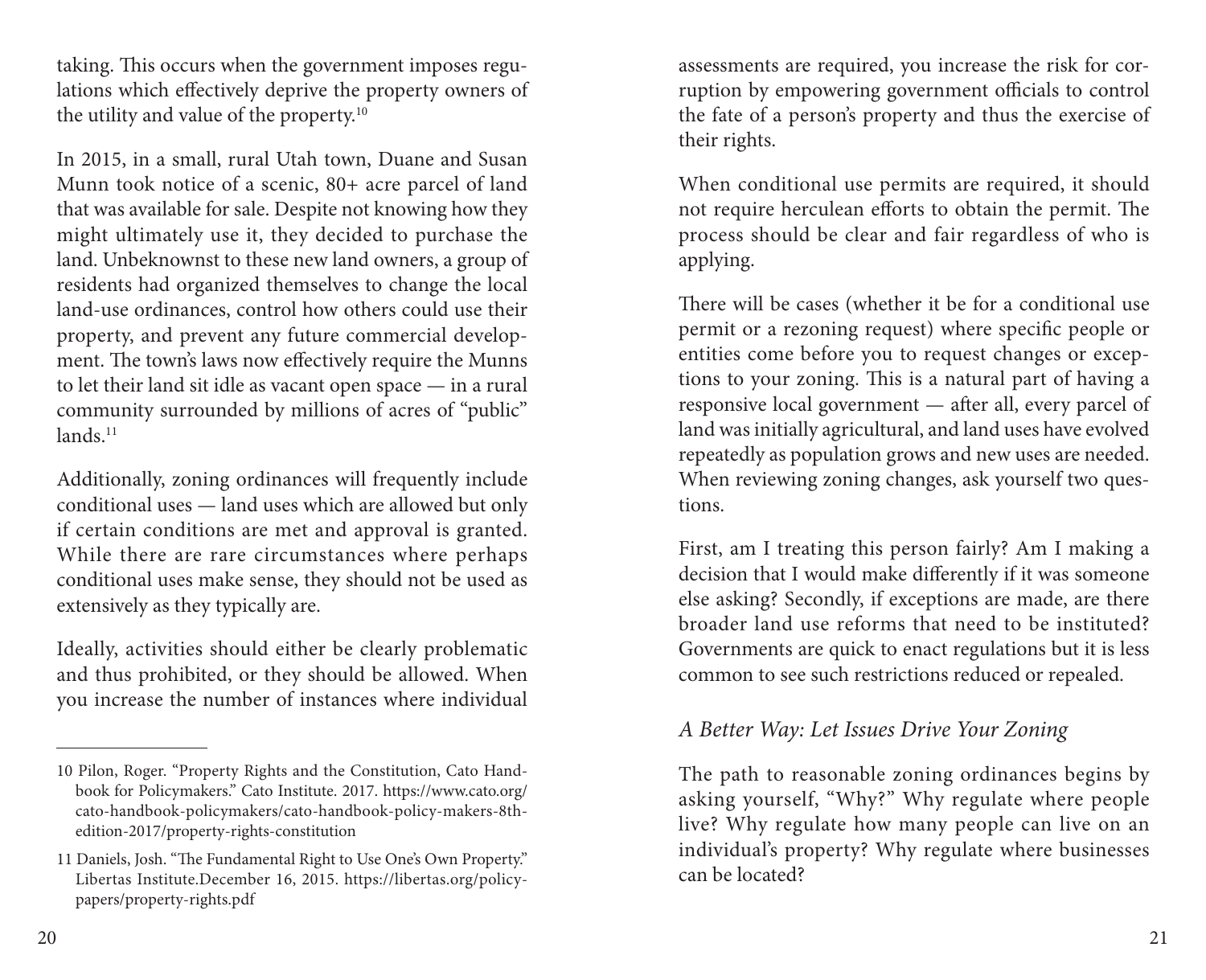taking. This occurs when the government imposes regulations which effectively deprive the property owners of the utility and value of the property.[10]

In 2015, in a small, rural Utah town, Duane and Susan Munn took notice of a scenic, 80+ acre parcel of land that was available for sale. Despite not knowing how they might ultimately use it, they decided to purchase the land. Unbeknownst to these new land owners, a group of residents had organized themselves to change the local land-use ordinances, control how others could use their property, and prevent any future commercial development. The town's laws now effectively require the Munns to let their land sit idle as vacant open space — in a rural community surrounded by millions of acres of "public" lands.[11]

Additionally, zoning ordinances will frequently include conditional uses — land uses which are allowed but only if certain conditions are met and approval is granted. While there are rare circumstances where perhaps conditional uses make sense, they should not be used as extensively as they typically are.

Ideally, activities should either be clearly problematic and thus prohibited, or they should be allowed. When you increase the number of instances where individual assessments are required, you increase the risk for corruption by empowering government officials to control the fate of a person's property and thus the exercise of their rights.

When conditional use permits are required, it should not require herculean efforts to obtain the permit. The process should be clear and fair regardless of who is applying.

There will be cases (whether it be for a conditional use permit or a rezoning request) where specific people or entities come before you to request changes or exceptions to your zoning. This is a natural part of having a responsive local government — after all, every parcel of land was initially agricultural, and land uses have evolved repeatedly as population grows and new uses are needed. When reviewing zoning changes, ask yourself two questions.

First, am I treating this person fairly? Am I making a decision that I would make differently if it was someone else asking? Secondly, if exceptions are made, are there broader land use reforms that need to be instituted? Governments are quick to enact regulations but it is less common to see such restrictions reduced or repealed.

### *A Better Way: Let Issues Drive Your Zoning*

The path to reasonable zoning ordinances begins by asking yourself, "Why?" Why regulate where people live? Why regulate how many people can live on an individual's property? Why regulate where businesses can be located?

---

10 Pilon, Roger. "Property Rights and the Constitution, Cato Handbook for Policymakers." Cato Institute. 2017. https://www.cato.org/cato-handbook-policymakers/cato-handbook-policy-makers-8th-edition-2017/property-rights-constitution

11 Daniels, Josh. "The Fundamental Right to Use One's Own Property." Libertas Institute.December 16, 2015. https://libertas.org/policy-papers/property-rights.pdf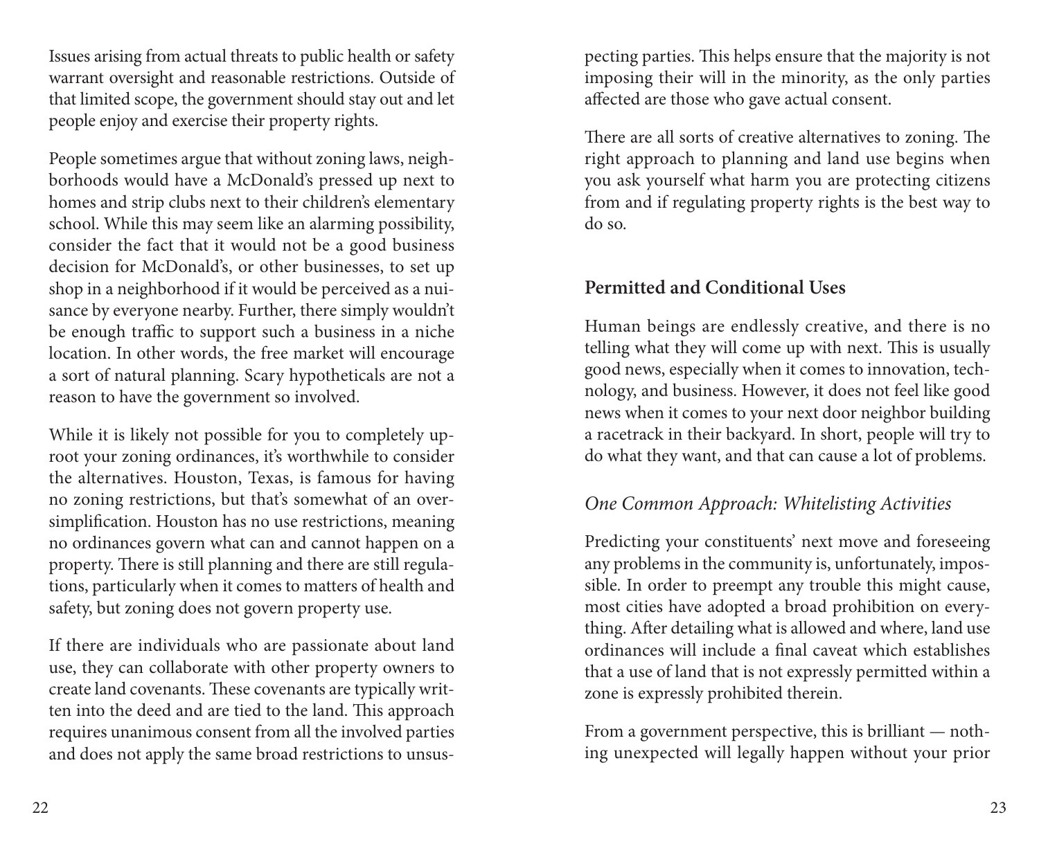Issues arising from actual threats to public health or safety warrant oversight and reasonable restrictions. Outside of that limited scope, the government should stay out and let people enjoy and exercise their property rights.

People sometimes argue that without zoning laws, neighborhoods would have a McDonald's pressed up next to homes and strip clubs next to their children's elementary school. While this may seem like an alarming possibility, consider the fact that it would not be a good business decision for McDonald's, or other businesses, to set up shop in a neighborhood if it would be perceived as a nuisance by everyone nearby. Further, there simply wouldn't be enough traffic to support such a business in a niche location. In other words, the free market will encourage a sort of natural planning. Scary hypotheticals are not a reason to have the government so involved.

While it is likely not possible for you to completely uproot your zoning ordinances, it's worthwhile to consider the alternatives. Houston, Texas, is famous for having no zoning restrictions, but that's somewhat of an oversimplification. Houston has no use restrictions, meaning no ordinances govern what can and cannot happen on a property. There is still planning and there are still regulations, particularly when it comes to matters of health and safety, but zoning does not govern property use.

If there are individuals who are passionate about land use, they can collaborate with other property owners to create land covenants. These covenants are typically written into the deed and are tied to the land. This approach requires unanimous consent from all the involved parties and does not apply the same broad restrictions to unsuspecting parties. This helps ensure that the majority is not imposing their will in the minority, as the only parties affected are those who gave actual consent.

There are all sorts of creative alternatives to zoning. The right approach to planning and land use begins when you ask yourself what harm you are protecting citizens from and if regulating property rights is the best way to do so.

## Permitted and Conditional Uses

Human beings are endlessly creative, and there is no telling what they will come up with next. This is usually good news, especially when it comes to innovation, technology, and business. However, it does not feel like good news when it comes to your next door neighbor building a racetrack in their backyard. In short, people will try to do what they want, and that can cause a lot of problems.

### *One Common Approach: Whitelisting Activities*

Predicting your constituents' next move and foreseeing any problems in the community is, unfortunately, impossible. In order to preempt any trouble this might cause, most cities have adopted a broad prohibition on everything. After detailing what is allowed and where, land use ordinances will include a final caveat which establishes that a use of land that is not expressly permitted within a zone is expressly prohibited therein.

From a government perspective, this is brilliant — nothing unexpected will legally happen without your prior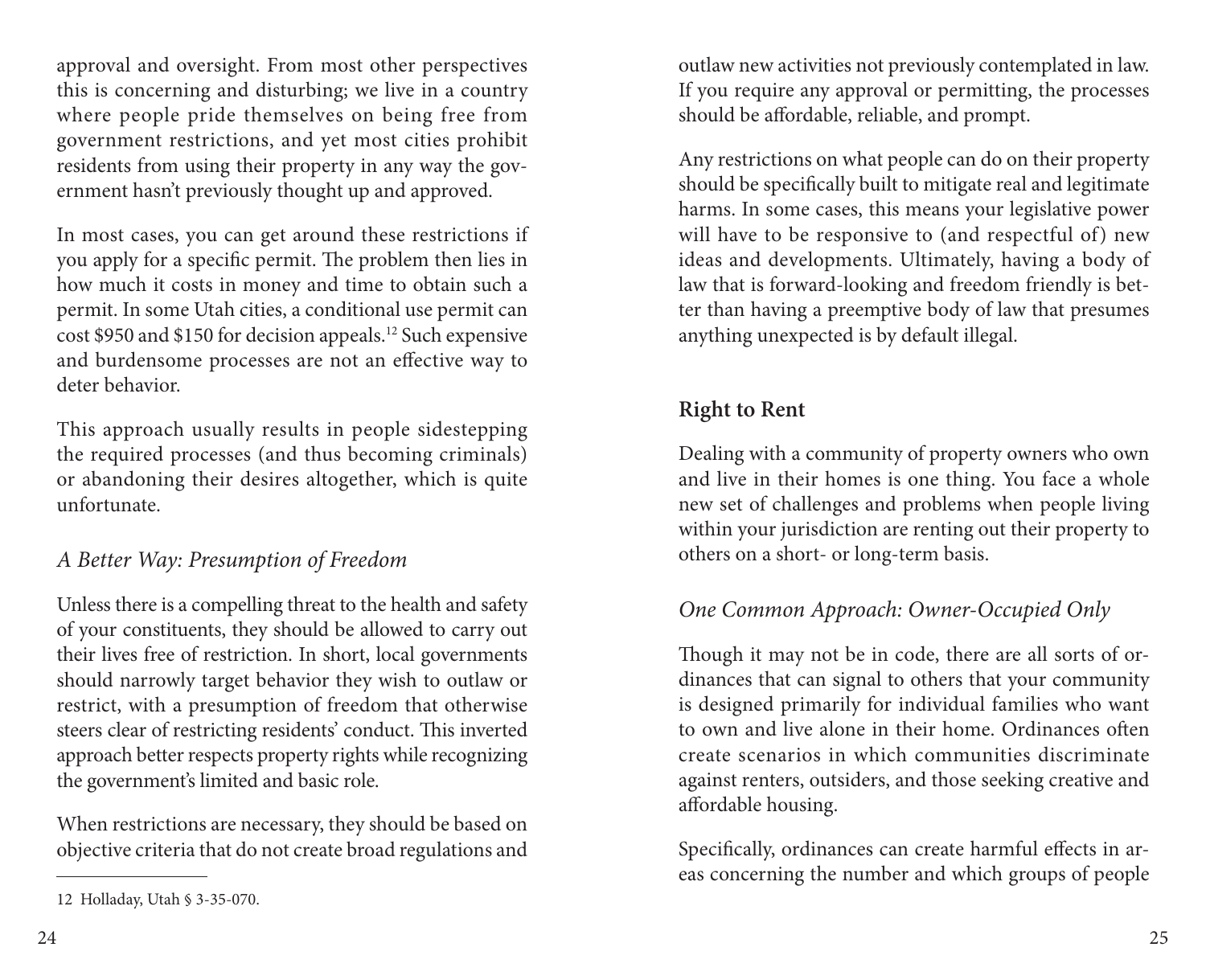approval and oversight. From most other perspectives this is concerning and disturbing; we live in a country where people pride themselves on being free from government restrictions, and yet most cities prohibit residents from using their property in any way the government hasn't previously thought up and approved.

In most cases, you can get around these restrictions if you apply for a specific permit. The problem then lies in how much it costs in money and time to obtain such a permit. In some Utah cities, a conditional use permit can cost $950 and $150 for decision appeals.[12] Such expensive and burdensome processes are not an effective way to deter behavior.

This approach usually results in people sidestepping the required processes (and thus becoming criminals) or abandoning their desires altogether, which is quite unfortunate.

### *A Better Way: Presumption of Freedom*

Unless there is a compelling threat to the health and safety of your constituents, they should be allowed to carry out their lives free of restriction. In short, local governments should narrowly target behavior they wish to outlaw or restrict, with a presumption of freedom that otherwise steers clear of restricting residents' conduct. This inverted approach better respects property rights while recognizing the government's limited and basic role.

When restrictions are necessary, they should be based on objective criteria that do not create broad regulations and outlaw new activities not previously contemplated in law. If you require any approval or permitting, the processes should be affordable, reliable, and prompt.

Any restrictions on what people can do on their property should be specifically built to mitigate real and legitimate harms. In some cases, this means your legislative power will have to be responsive to (and respectful of) new ideas and developments. Ultimately, having a body of law that is forward-looking and freedom friendly is better than having a preemptive body of law that presumes anything unexpected is by default illegal.

## Right to Rent

Dealing with a community of property owners who own and live in their homes is one thing. You face a whole new set of challenges and problems when people living within your jurisdiction are renting out their property to others on a short- or long-term basis.

### *One Common Approach: Owner-Occupied Only*

Though it may not be in code, there are all sorts of ordinances that can signal to others that your community is designed primarily for individual families who want to own and live alone in their home. Ordinances often create scenarios in which communities discriminate against renters, outsiders, and those seeking creative and affordable housing.

Specifically, ordinances can create harmful effects in areas concerning the number and which groups of people

---

12 Holladay, Utah § 3-35-070.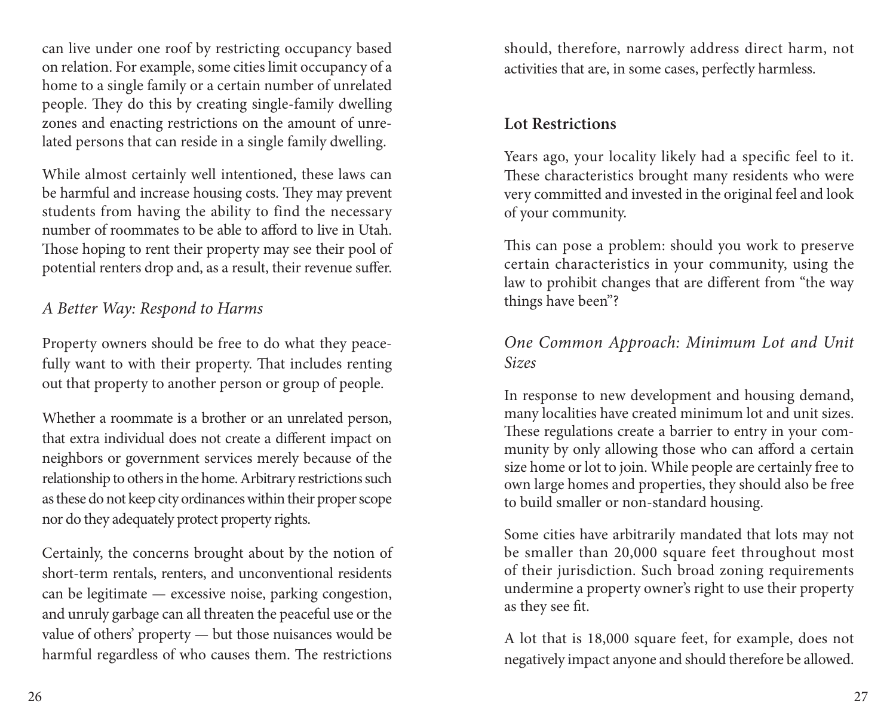can live under one roof by restricting occupancy based on relation. For example, some cities limit occupancy of a home to a single family or a certain number of unrelated people. They do this by creating single-family dwelling zones and enacting restrictions on the amount of unrelated persons that can reside in a single family dwelling.

While almost certainly well intentioned, these laws can be harmful and increase housing costs. They may prevent students from having the ability to find the necessary number of roommates to be able to afford to live in Utah. Those hoping to rent their property may see their pool of potential renters drop and, as a result, their revenue suffer.

### *A Better Way: Respond to Harms*

Property owners should be free to do what they peacefully want to with their property. That includes renting out that property to another person or group of people.

Whether a roommate is a brother or an unrelated person, that extra individual does not create a different impact on neighbors or government services merely because of the relationship to others in the home. Arbitrary restrictions such as these do not keep city ordinances within their proper scope nor do they adequately protect property rights.

Certainly, the concerns brought about by the notion of short-term rentals, renters, and unconventional residents can be legitimate — excessive noise, parking congestion, and unruly garbage can all threaten the peaceful use or the value of others' property — but those nuisances would be harmful regardless of who causes them. The restrictions should, therefore, narrowly address direct harm, not activities that are, in some cases, perfectly harmless.

## Lot Restrictions

Years ago, your locality likely had a specific feel to it. These characteristics brought many residents who were very committed and invested in the original feel and look of your community.

This can pose a problem: should you work to preserve certain characteristics in your community, using the law to prohibit changes that are different from "the way things have been"?

### *One Common Approach: Minimum Lot and Unit Sizes*

In response to new development and housing demand, many localities have created minimum lot and unit sizes. These regulations create a barrier to entry in your community by only allowing those who can afford a certain size home or lot to join. While people are certainly free to own large homes and properties, they should also be free to build smaller or non-standard housing.

Some cities have arbitrarily mandated that lots may not be smaller than 20,000 square feet throughout most of their jurisdiction. Such broad zoning requirements undermine a property owner's right to use their property as they see fit.

A lot that is 18,000 square feet, for example, does not negatively impact anyone and should therefore be allowed.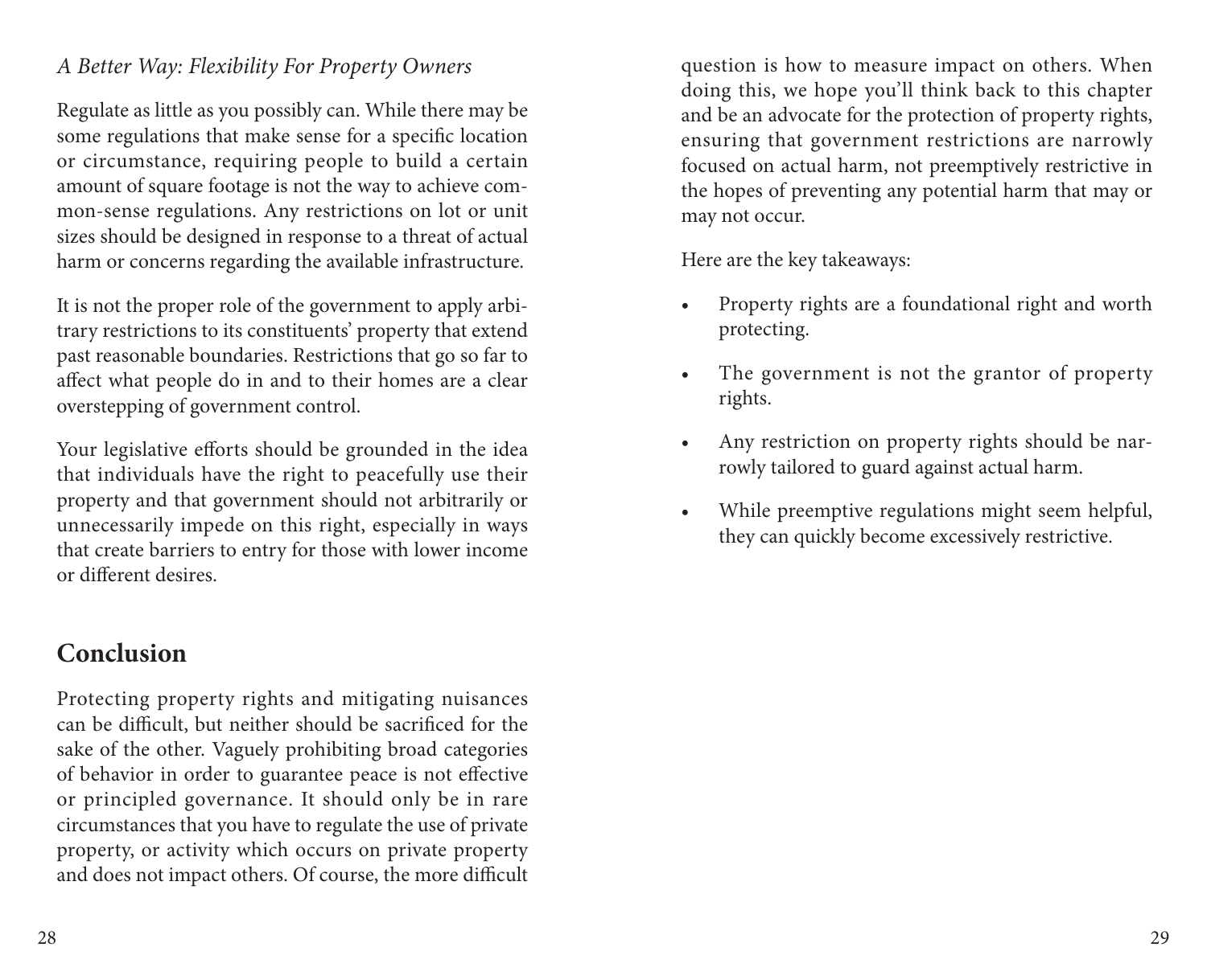*A Better Way: Flexibility For Property Owners*

Regulate as little as you possibly can. While there may be some regulations that make sense for a specific location or circumstance, requiring people to build a certain amount of square footage is not the way to achieve common-sense regulations. Any restrictions on lot or unit sizes should be designed in response to a threat of actual harm or concerns regarding the available infrastructure.

It is not the proper role of the government to apply arbitrary restrictions to its constituents' property that extend past reasonable boundaries. Restrictions that go so far to affect what people do in and to their homes are a clear overstepping of government control.

Your legislative efforts should be grounded in the idea that individuals have the right to peacefully use their property and that government should not arbitrarily or unnecessarily impede on this right, especially in ways that create barriers to entry for those with lower income or different desires.

## Conclusion

Protecting property rights and mitigating nuisances can be difficult, but neither should be sacrificed for the sake of the other. Vaguely prohibiting broad categories of behavior in order to guarantee peace is not effective or principled governance. It should only be in rare circumstances that you have to regulate the use of private property, or activity which occurs on private property and does not impact others. Of course, the more difficult question is how to measure impact on others. When doing this, we hope you'll think back to this chapter and be an advocate for the protection of property rights, ensuring that government restrictions are narrowly focused on actual harm, not preemptively restrictive in the hopes of preventing any potential harm that may or may not occur.

Here are the key takeaways:

- Property rights are a foundational right and worth protecting.
- The government is not the grantor of property rights.
- Any restriction on property rights should be narrowly tailored to guard against actual harm.
- While preemptive regulations might seem helpful, they can quickly become excessively restrictive.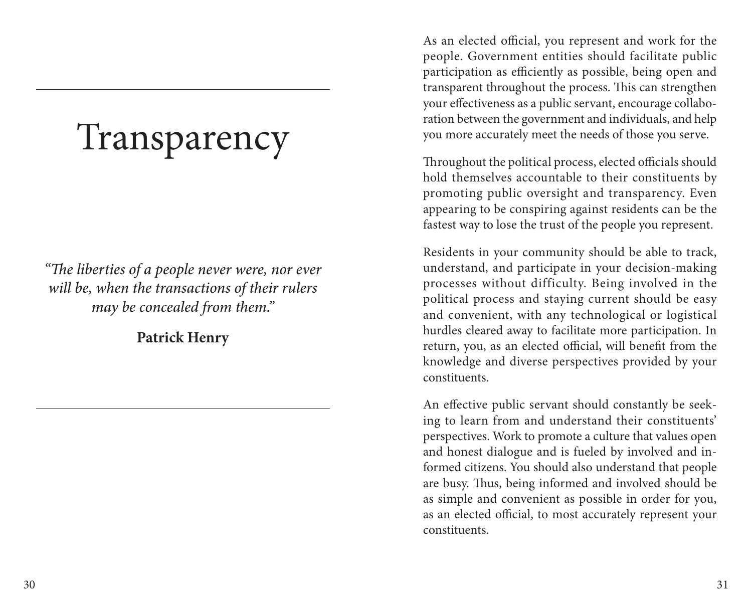# Transparency

*"The liberties of a people never were, nor ever will be, when the transactions of their rulers may be concealed from them."*

**Patrick Henry**

As an elected official, you represent and work for the people. Government entities should facilitate public participation as efficiently as possible, being open and transparent throughout the process. This can strengthen your effectiveness as a public servant, encourage collaboration between the government and individuals, and help you more accurately meet the needs of those you serve.

Throughout the political process, elected officials should hold themselves accountable to their constituents by promoting public oversight and transparency. Even appearing to be conspiring against residents can be the fastest way to lose the trust of the people you represent.

Residents in your community should be able to track, understand, and participate in your decision-making processes without difficulty. Being involved in the political process and staying current should be easy and convenient, with any technological or logistical hurdles cleared away to facilitate more participation. In return, you, as an elected official, will benefit from the knowledge and diverse perspectives provided by your constituents.

An effective public servant should constantly be seeking to learn from and understand their constituents' perspectives. Work to promote a culture that values open and honest dialogue and is fueled by involved and informed citizens. You should also understand that people are busy. Thus, being informed and involved should be as simple and convenient as possible in order for you, as an elected official, to most accurately represent your constituents.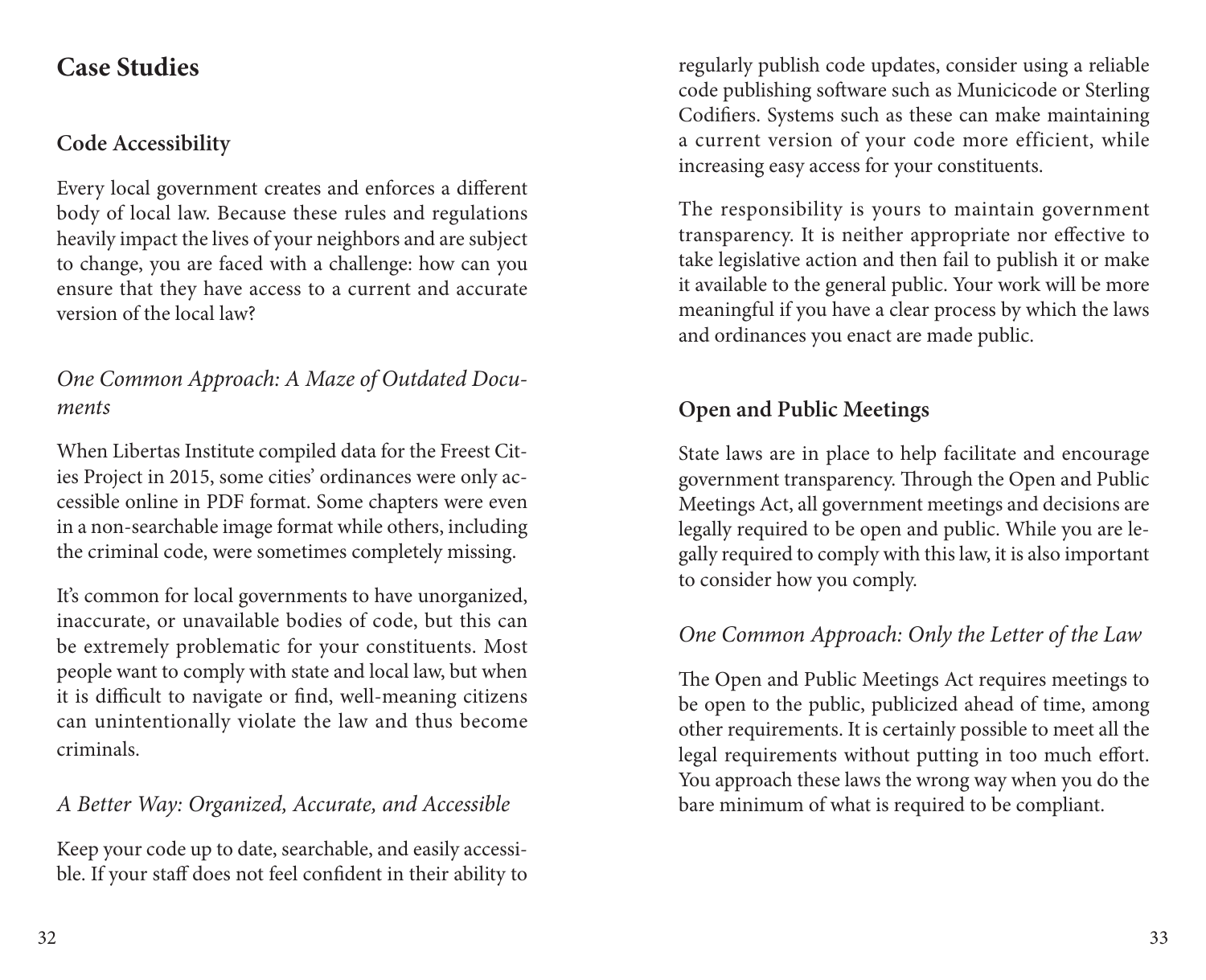## Case Studies

### Code Accessibility

Every local government creates and enforces a different body of local law. Because these rules and regulations heavily impact the lives of your neighbors and are subject to change, you are faced with a challenge: how can you ensure that they have access to a current and accurate version of the local law?

#### *One Common Approach: A Maze of Outdated Documents*

When Libertas Institute compiled data for the Freest Cities Project in 2015, some cities' ordinances were only accessible online in PDF format. Some chapters were even in a non-searchable image format while others, including the criminal code, were sometimes completely missing.

It's common for local governments to have unorganized, inaccurate, or unavailable bodies of code, but this can be extremely problematic for your constituents. Most people want to comply with state and local law, but when it is difficult to navigate or find, well-meaning citizens can unintentionally violate the law and thus become criminals.

#### *A Better Way: Organized, Accurate, and Accessible*

Keep your code up to date, searchable, and easily accessible. If your staff does not feel confident in their ability to regularly publish code updates, consider using a reliable code publishing software such as Municicode or Sterling Codifiers. Systems such as these can make maintaining a current version of your code more efficient, while increasing easy access for your constituents.

The responsibility is yours to maintain government transparency. It is neither appropriate nor effective to take legislative action and then fail to publish it or make it available to the general public. Your work will be more meaningful if you have a clear process by which the laws and ordinances you enact are made public.

### Open and Public Meetings

State laws are in place to help facilitate and encourage government transparency. Through the Open and Public Meetings Act, all government meetings and decisions are legally required to be open and public. While you are legally required to comply with this law, it is also important to consider how you comply.

#### *One Common Approach: Only the Letter of the Law*

The Open and Public Meetings Act requires meetings to be open to the public, publicized ahead of time, among other requirements. It is certainly possible to meet all the legal requirements without putting in too much effort. You approach these laws the wrong way when you do the bare minimum of what is required to be compliant.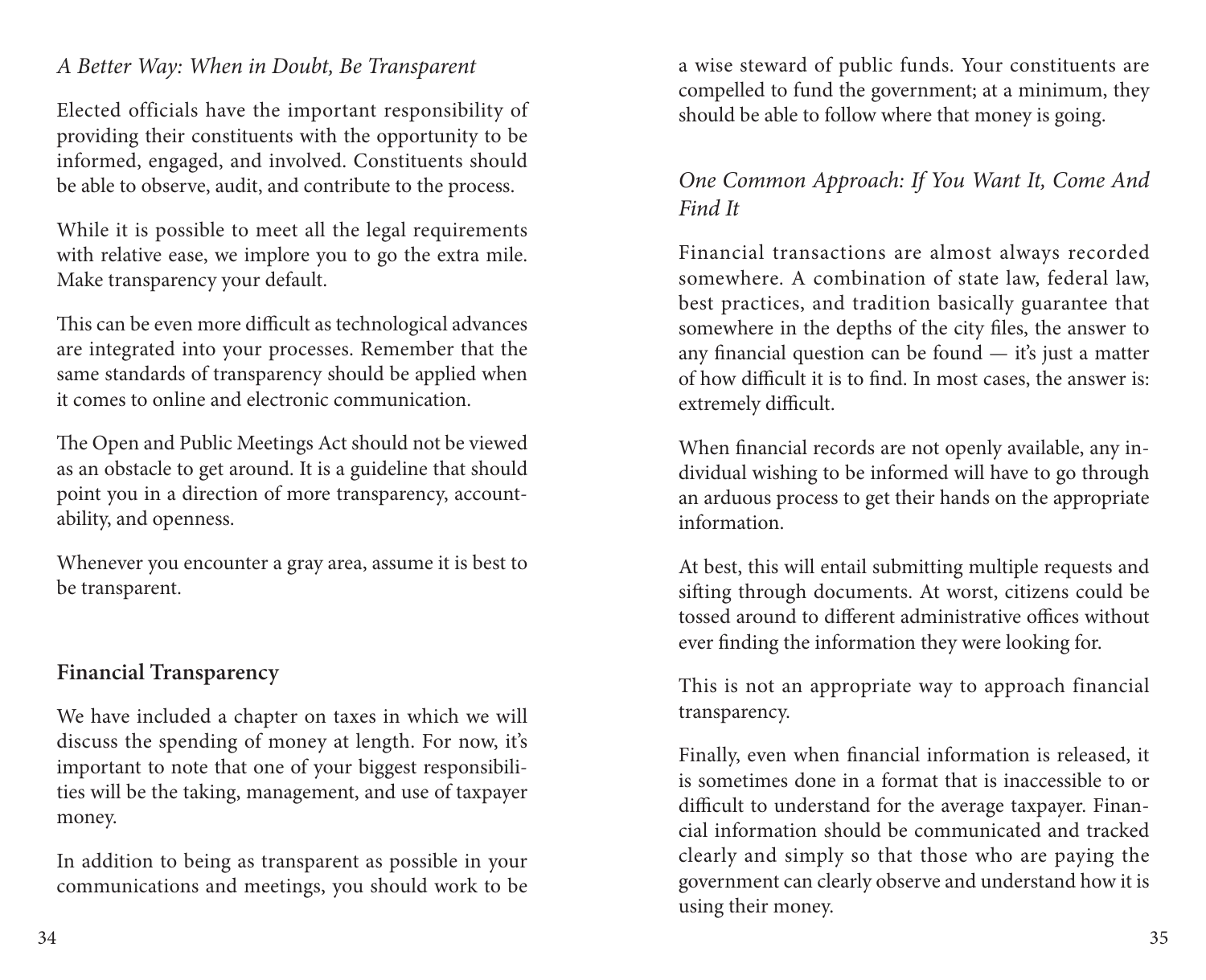*A Better Way: When in Doubt, Be Transparent*

Elected officials have the important responsibility of providing their constituents with the opportunity to be informed, engaged, and involved. Constituents should be able to observe, audit, and contribute to the process.

While it is possible to meet all the legal requirements with relative ease, we implore you to go the extra mile. Make transparency your default.

This can be even more difficult as technological advances are integrated into your processes. Remember that the same standards of transparency should be applied when it comes to online and electronic communication.

The Open and Public Meetings Act should not be viewed as an obstacle to get around. It is a guideline that should point you in a direction of more transparency, accountability, and openness.

Whenever you encounter a gray area, assume it is best to be transparent.

## Financial Transparency

We have included a chapter on taxes in which we will discuss the spending of money at length. For now, it's important to note that one of your biggest responsibilities will be the taking, management, and use of taxpayer money.

In addition to being as transparent as possible in your communications and meetings, you should work to be a wise steward of public funds. Your constituents are compelled to fund the government; at a minimum, they should be able to follow where that money is going.

*One Common Approach: If You Want It, Come And Find It*

Financial transactions are almost always recorded somewhere. A combination of state law, federal law, best practices, and tradition basically guarantee that somewhere in the depths of the city files, the answer to any financial question can be found — it's just a matter of how difficult it is to find. In most cases, the answer is: extremely difficult.

When financial records are not openly available, any individual wishing to be informed will have to go through an arduous process to get their hands on the appropriate information.

At best, this will entail submitting multiple requests and sifting through documents. At worst, citizens could be tossed around to different administrative offices without ever finding the information they were looking for.

This is not an appropriate way to approach financial transparency.

Finally, even when financial information is released, it is sometimes done in a format that is inaccessible to or difficult to understand for the average taxpayer. Financial information should be communicated and tracked clearly and simply so that those who are paying the government can clearly observe and understand how it is using their money.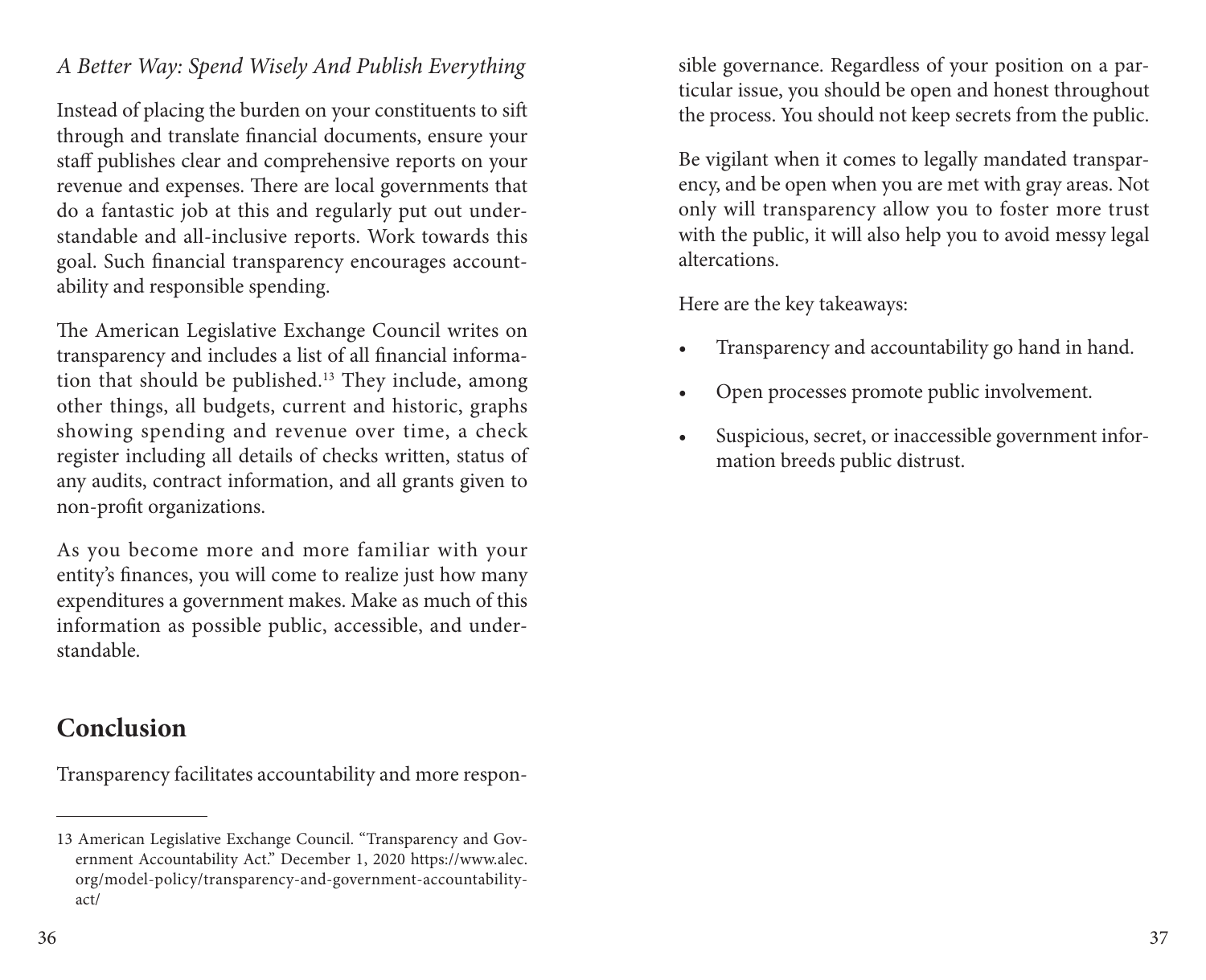*A Better Way: Spend Wisely And Publish Everything*

Instead of placing the burden on your constituents to sift through and translate financial documents, ensure your staff publishes clear and comprehensive reports on your revenue and expenses. There are local governments that do a fantastic job at this and regularly put out understandable and all-inclusive reports. Work towards this goal. Such financial transparency encourages accountability and responsible spending.

The American Legislative Exchange Council writes on transparency and includes a list of all financial information that should be published.[13] They include, among other things, all budgets, current and historic, graphs showing spending and revenue over time, a check register including all details of checks written, status of any audits, contract information, and all grants given to non-profit organizations.

As you become more and more familiar with your entity's finances, you will come to realize just how many expenditures a government makes. Make as much of this information as possible public, accessible, and understandable.

## Conclusion

Transparency facilitates accountability and more responsible governance. Regardless of your position on a particular issue, you should be open and honest throughout the process. You should not keep secrets from the public.

Be vigilant when it comes to legally mandated transparency, and be open when you are met with gray areas. Not only will transparency allow you to foster more trust with the public, it will also help you to avoid messy legal altercations.

Here are the key takeaways:

- Transparency and accountability go hand in hand.
- Open processes promote public involvement.
- Suspicious, secret, or inaccessible government information breeds public distrust.

---

13 American Legislative Exchange Council. "Transparency and Government Accountability Act." December 1, 2020 https://www.alec.org/model-policy/transparency-and-government-accountability-act/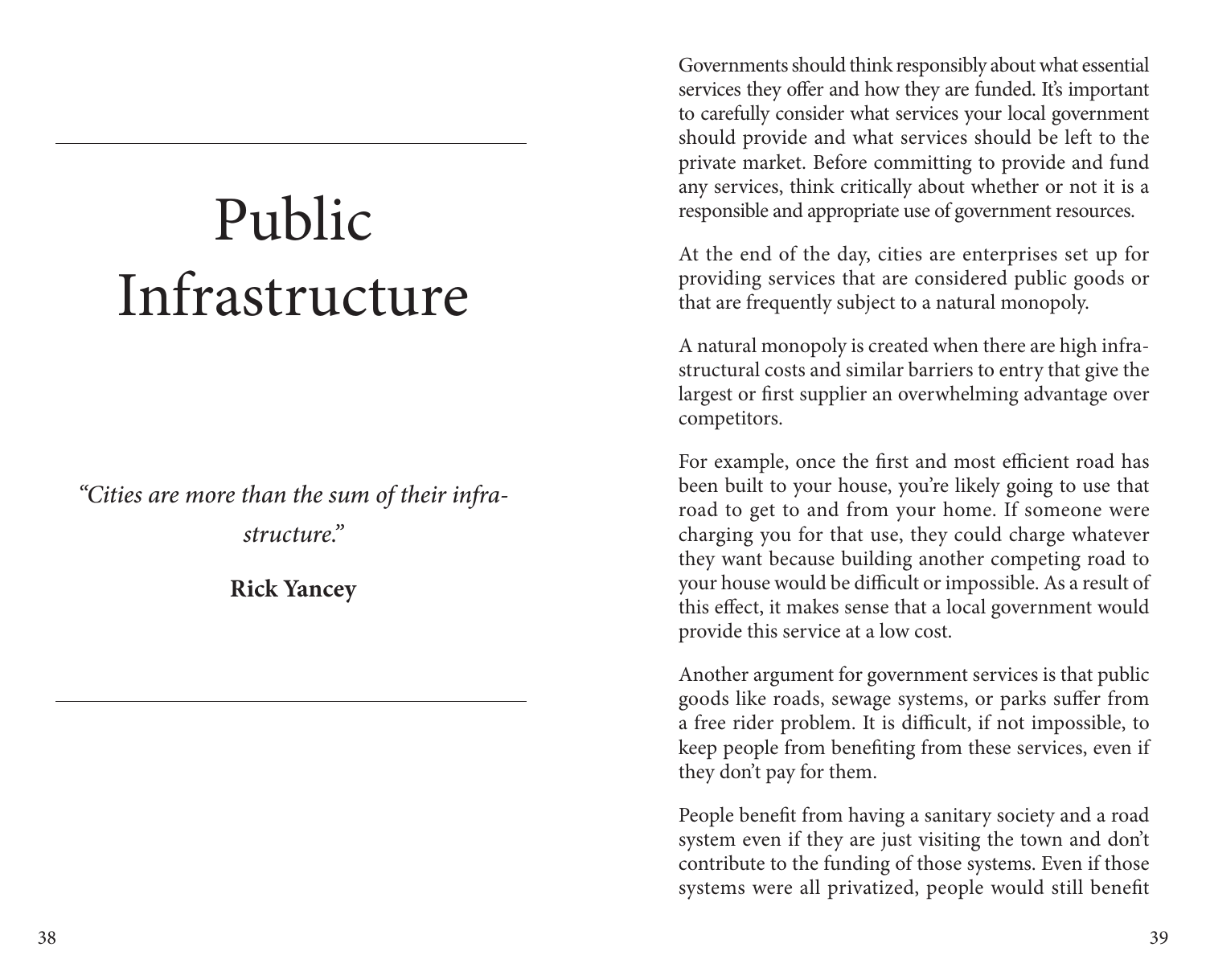# Public Infrastructure

*"Cities are more than the sum of their infrastructure."*

**Rick Yancey**

Governments should think responsibly about what essential services they offer and how they are funded. It's important to carefully consider what services your local government should provide and what services should be left to the private market. Before committing to provide and fund any services, think critically about whether or not it is a responsible and appropriate use of government resources.

At the end of the day, cities are enterprises set up for providing services that are considered public goods or that are frequently subject to a natural monopoly.

A natural monopoly is created when there are high infrastructural costs and similar barriers to entry that give the largest or first supplier an overwhelming advantage over competitors.

For example, once the first and most efficient road has been built to your house, you're likely going to use that road to get to and from your home. If someone were charging you for that use, they could charge whatever they want because building another competing road to your house would be difficult or impossible. As a result of this effect, it makes sense that a local government would provide this service at a low cost.

Another argument for government services is that public goods like roads, sewage systems, or parks suffer from a free rider problem. It is difficult, if not impossible, to keep people from benefiting from these services, even if they don't pay for them.

People benefit from having a sanitary society and a road system even if they are just visiting the town and don't contribute to the funding of those systems. Even if those systems were all privatized, people would still benefit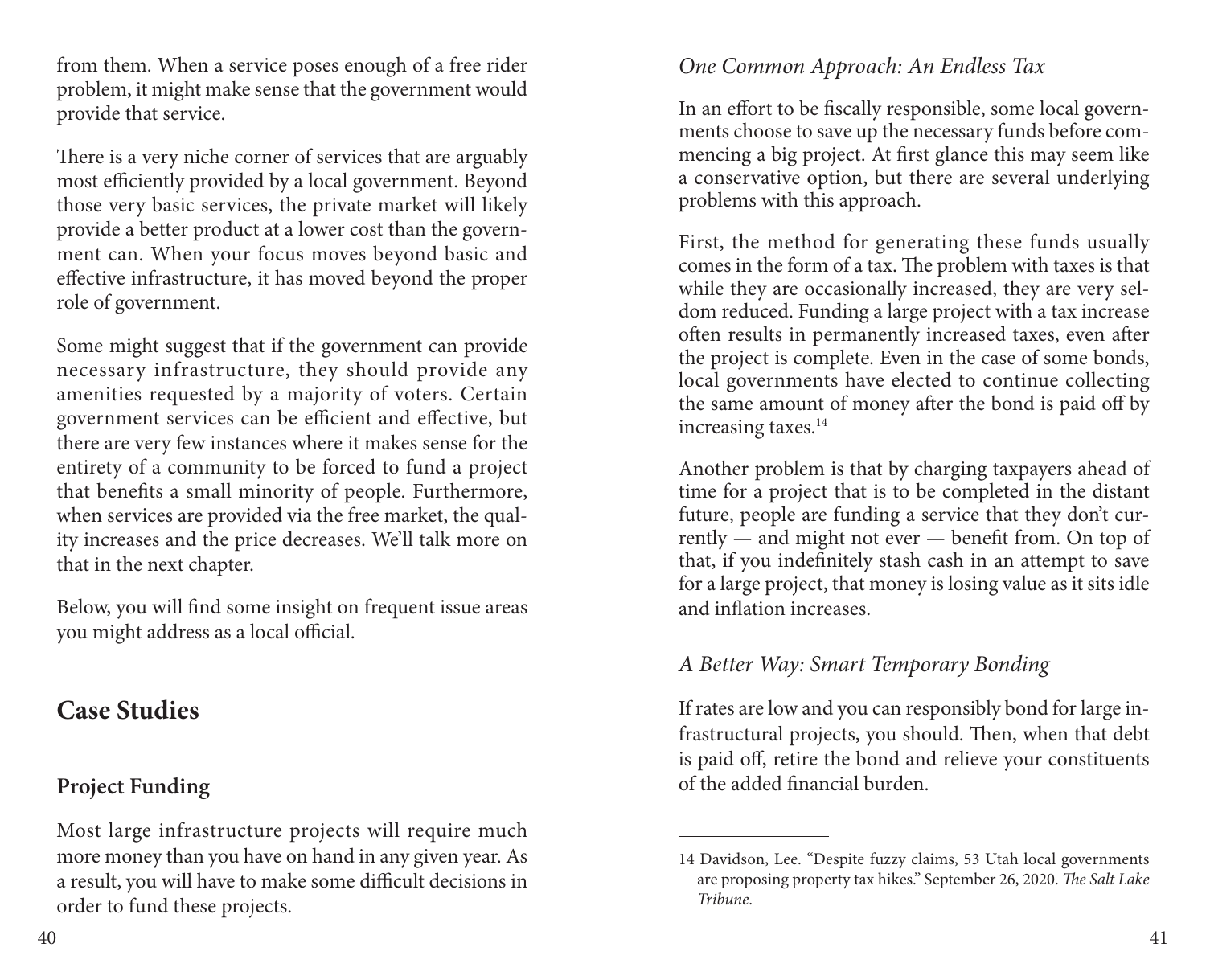from them. When a service poses enough of a free rider problem, it might make sense that the government would provide that service.

There is a very niche corner of services that are arguably most efficiently provided by a local government. Beyond those very basic services, the private market will likely provide a better product at a lower cost than the government can. When your focus moves beyond basic and effective infrastructure, it has moved beyond the proper role of government.

Some might suggest that if the government can provide necessary infrastructure, they should provide any amenities requested by a majority of voters. Certain government services can be efficient and effective, but there are very few instances where it makes sense for the entirety of a community to be forced to fund a project that benefits a small minority of people. Furthermore, when services are provided via the free market, the quality increases and the price decreases. We'll talk more on that in the next chapter.

Below, you will find some insight on frequent issue areas you might address as a local official.

## Case Studies

### Project Funding

Most large infrastructure projects will require much more money than you have on hand in any given year. As a result, you will have to make some difficult decisions in order to fund these projects.

*One Common Approach: An Endless Tax*

In an effort to be fiscally responsible, some local governments choose to save up the necessary funds before commencing a big project. At first glance this may seem like a conservative option, but there are several underlying problems with this approach.

First, the method for generating these funds usually comes in the form of a tax. The problem with taxes is that while they are occasionally increased, they are very seldom reduced. Funding a large project with a tax increase often results in permanently increased taxes, even after the project is complete. Even in the case of some bonds, local governments have elected to continue collecting the same amount of money after the bond is paid off by increasing taxes.[14]

Another problem is that by charging taxpayers ahead of time for a project that is to be completed in the distant future, people are funding a service that they don't currently — and might not ever — benefit from. On top of that, if you indefinitely stash cash in an attempt to save for a large project, that money is losing value as it sits idle and inflation increases.

*A Better Way: Smart Temporary Bonding*

If rates are low and you can responsibly bond for large infrastructural projects, you should. Then, when that debt is paid off, retire the bond and relieve your constituents of the added financial burden.

---

14 Davidson, Lee. "Despite fuzzy claims, 53 Utah local governments are proposing property tax hikes." September 26, 2020. *The Salt Lake Tribune*.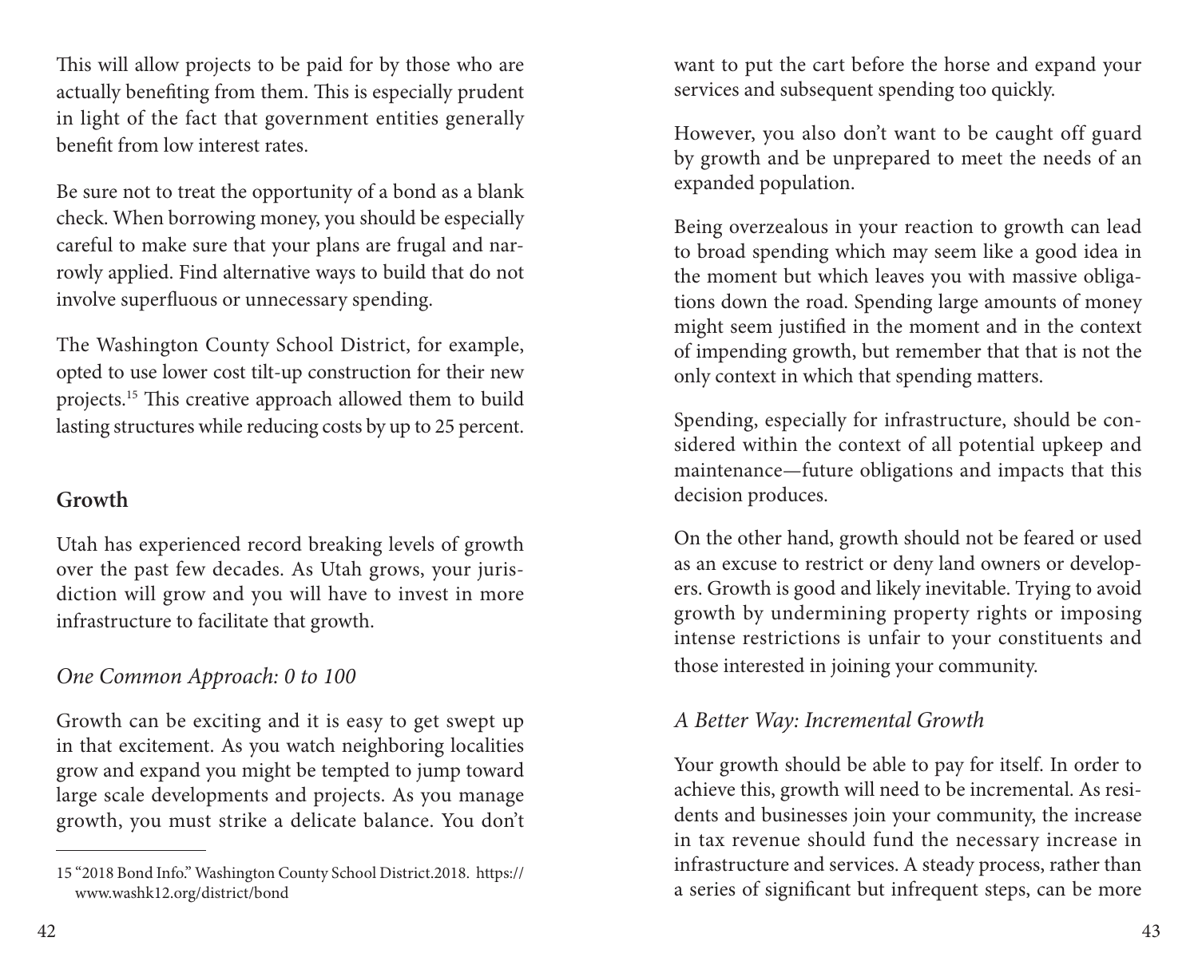This will allow projects to be paid for by those who are actually benefiting from them. This is especially prudent in light of the fact that government entities generally benefit from low interest rates.

Be sure not to treat the opportunity of a bond as a blank check. When borrowing money, you should be especially careful to make sure that your plans are frugal and narrowly applied. Find alternative ways to build that do not involve superfluous or unnecessary spending.

The Washington County School District, for example, opted to use lower cost tilt-up construction for their new projects.[15] This creative approach allowed them to build lasting structures while reducing costs by up to 25 percent.

## Growth

Utah has experienced record breaking levels of growth over the past few decades. As Utah grows, your jurisdiction will grow and you will have to invest in more infrastructure to facilitate that growth.

### *One Common Approach: 0 to 100*

Growth can be exciting and it is easy to get swept up in that excitement. As you watch neighboring localities grow and expand you might be tempted to jump toward large scale developments and projects. As you manage growth, you must strike a delicate balance. You don't want to put the cart before the horse and expand your services and subsequent spending too quickly.

However, you also don't want to be caught off guard by growth and be unprepared to meet the needs of an expanded population.

Being overzealous in your reaction to growth can lead to broad spending which may seem like a good idea in the moment but which leaves you with massive obligations down the road. Spending large amounts of money might seem justified in the moment and in the context of impending growth, but remember that that is not the only context in which that spending matters.

Spending, especially for infrastructure, should be considered within the context of all potential upkeep and maintenance—future obligations and impacts that this decision produces.

On the other hand, growth should not be feared or used as an excuse to restrict or deny land owners or developers. Growth is good and likely inevitable. Trying to avoid growth by undermining property rights or imposing intense restrictions is unfair to your constituents and those interested in joining your community.

### *A Better Way: Incremental Growth*

Your growth should be able to pay for itself. In order to achieve this, growth will need to be incremental. As residents and businesses join your community, the increase in tax revenue should fund the necessary increase in infrastructure and services. A steady process, rather than a series of significant but infrequent steps, can be more

---

15 "2018 Bond Info." Washington County School District.2018. https://www.washk12.org/district/bond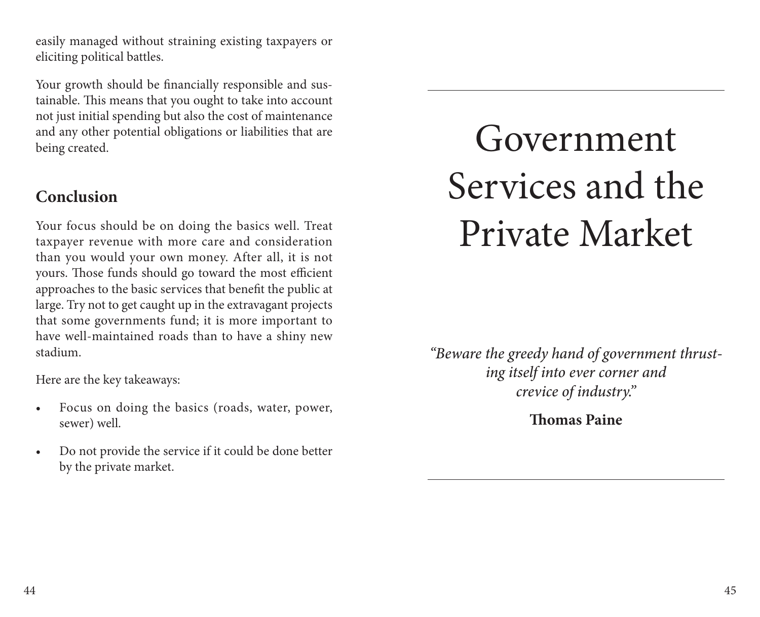easily managed without straining existing taxpayers or eliciting political battles.

Your growth should be financially responsible and sustainable. This means that you ought to take into account not just initial spending but also the cost of maintenance and any other potential obligations or liabilities that are being created.

## Conclusion

Your focus should be on doing the basics well. Treat taxpayer revenue with more care and consideration than you would your own money. After all, it is not yours. Those funds should go toward the most efficient approaches to the basic services that benefit the public at large. Try not to get caught up in the extravagant projects that some governments fund; it is more important to have well-maintained roads than to have a shiny new stadium.

Here are the key takeaways:

- Focus on doing the basics (roads, water, power, sewer) well.
- Do not provide the service if it could be done better by the private market.

# Government Services and the Private Market

*"Beware the greedy hand of government thrusting itself into ever corner and crevice of industry."*

**Thomas Paine**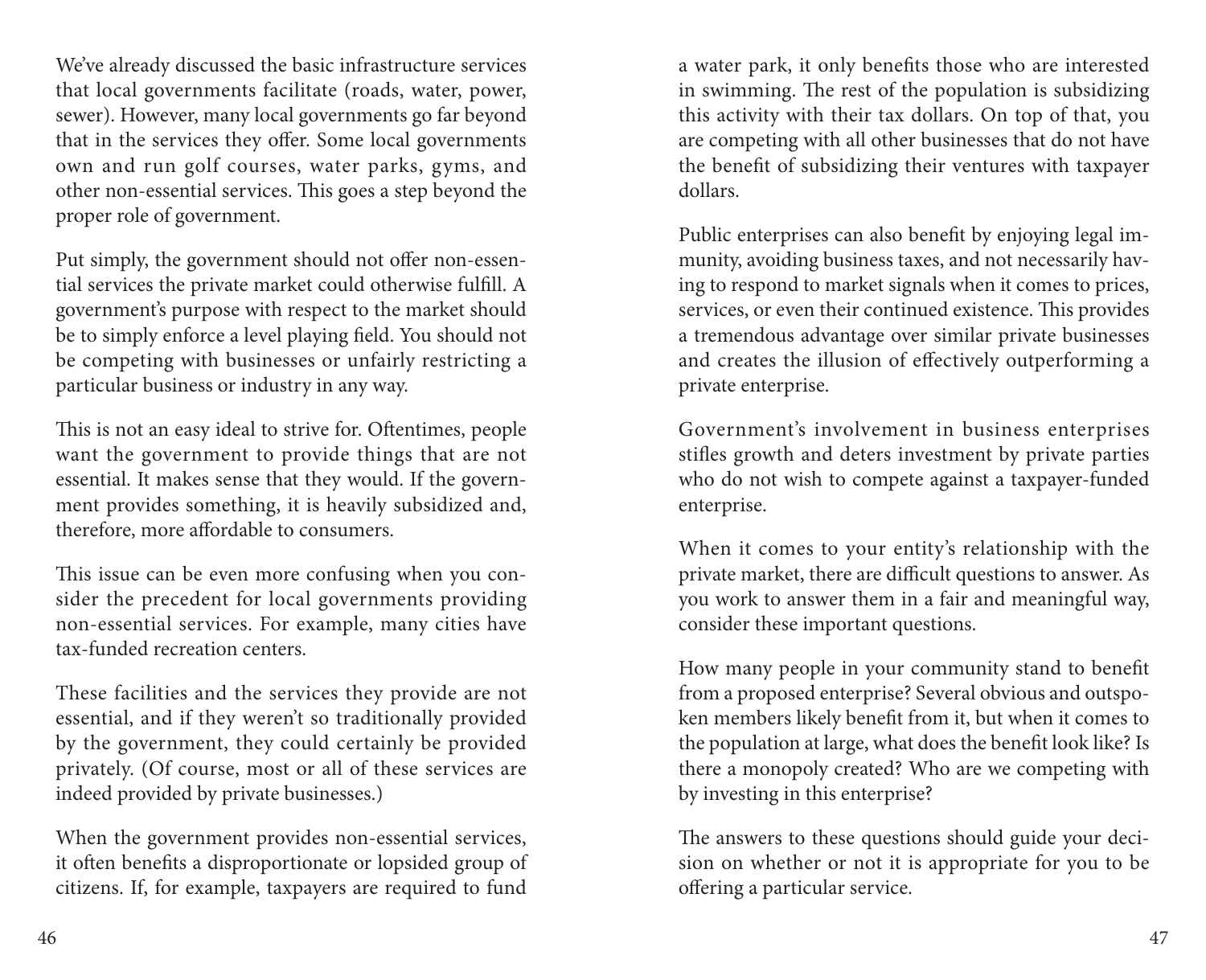We've already discussed the basic infrastructure services that local governments facilitate (roads, water, power, sewer). However, many local governments go far beyond that in the services they offer. Some local governments own and run golf courses, water parks, gyms, and other non-essential services. This goes a step beyond the proper role of government.

Put simply, the government should not offer non-essential services the private market could otherwise fulfill. A government's purpose with respect to the market should be to simply enforce a level playing field. You should not be competing with businesses or unfairly restricting a particular business or industry in any way.

This is not an easy ideal to strive for. Oftentimes, people want the government to provide things that are not essential. It makes sense that they would. If the government provides something, it is heavily subsidized and, therefore, more affordable to consumers.

This issue can be even more confusing when you consider the precedent for local governments providing non-essential services. For example, many cities have tax-funded recreation centers.

These facilities and the services they provide are not essential, and if they weren't so traditionally provided by the government, they could certainly be provided privately. (Of course, most or all of these services are indeed provided by private businesses.)

When the government provides non-essential services, it often benefits a disproportionate or lopsided group of citizens. If, for example, taxpayers are required to fund a water park, it only benefits those who are interested in swimming. The rest of the population is subsidizing this activity with their tax dollars. On top of that, you are competing with all other businesses that do not have the benefit of subsidizing their ventures with taxpayer dollars.

Public enterprises can also benefit by enjoying legal immunity, avoiding business taxes, and not necessarily having to respond to market signals when it comes to prices, services, or even their continued existence. This provides a tremendous advantage over similar private businesses and creates the illusion of effectively outperforming a private enterprise.

Government's involvement in business enterprises stifles growth and deters investment by private parties who do not wish to compete against a taxpayer-funded enterprise.

When it comes to your entity's relationship with the private market, there are difficult questions to answer. As you work to answer them in a fair and meaningful way, consider these important questions.

How many people in your community stand to benefit from a proposed enterprise? Several obvious and outspoken members likely benefit from it, but when it comes to the population at large, what does the benefit look like? Is there a monopoly created? Who are we competing with by investing in this enterprise?

The answers to these questions should guide your decision on whether or not it is appropriate for you to be offering a particular service.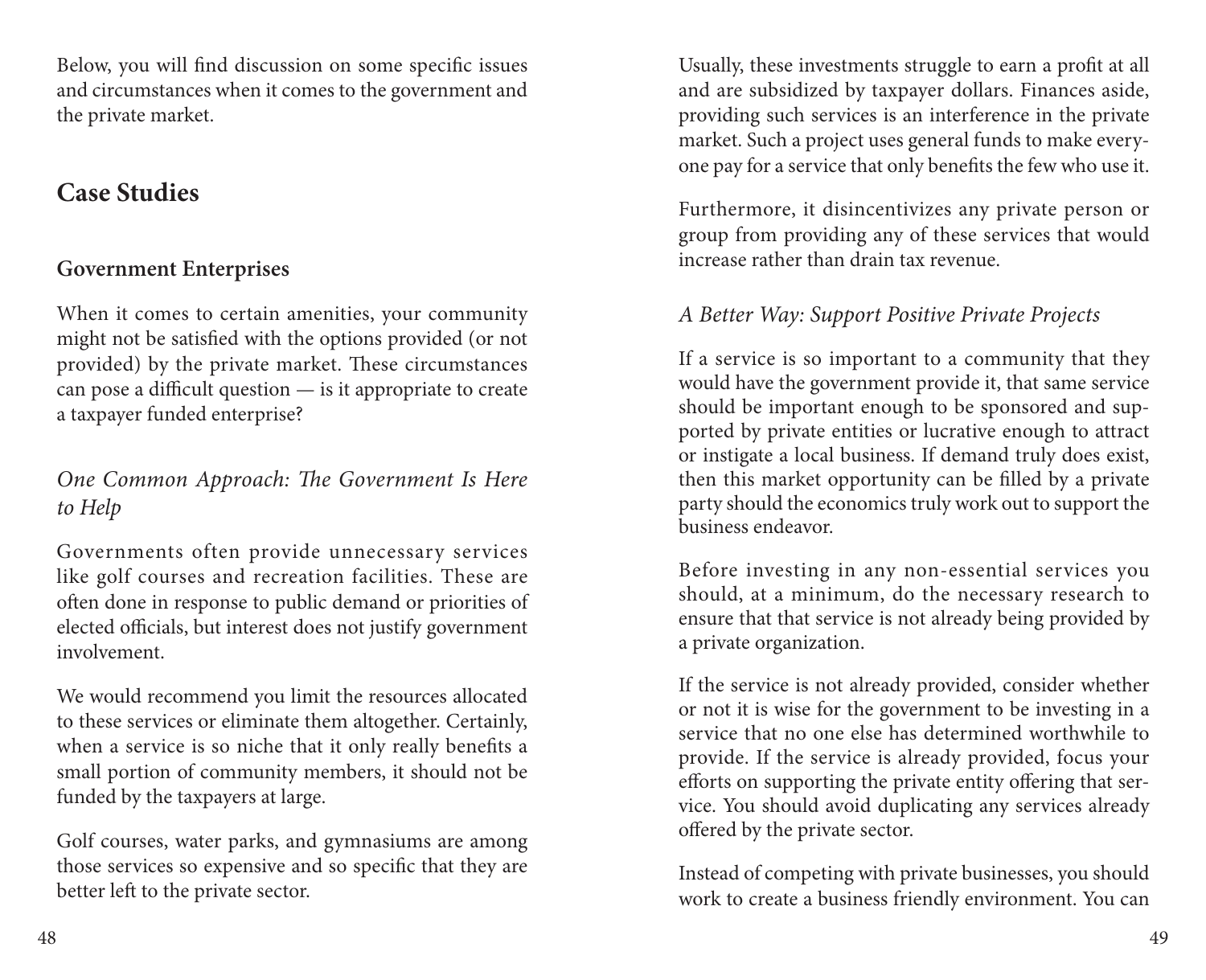Below, you will find discussion on some specific issues and circumstances when it comes to the government and the private market.

## Case Studies

### Government Enterprises

When it comes to certain amenities, your community might not be satisfied with the options provided (or not provided) by the private market. These circumstances can pose a difficult question — is it appropriate to create a taxpayer funded enterprise?

*One Common Approach: The Government Is Here to Help*

Governments often provide unnecessary services like golf courses and recreation facilities. These are often done in response to public demand or priorities of elected officials, but interest does not justify government involvement.

We would recommend you limit the resources allocated to these services or eliminate them altogether. Certainly, when a service is so niche that it only really benefits a small portion of community members, it should not be funded by the taxpayers at large.

Golf courses, water parks, and gymnasiums are among those services so expensive and so specific that they are better left to the private sector.

Usually, these investments struggle to earn a profit at all and are subsidized by taxpayer dollars. Finances aside, providing such services is an interference in the private market. Such a project uses general funds to make everyone pay for a service that only benefits the few who use it.

Furthermore, it disincentivizes any private person or group from providing any of these services that would increase rather than drain tax revenue.

*A Better Way: Support Positive Private Projects*

If a service is so important to a community that they would have the government provide it, that same service should be important enough to be sponsored and supported by private entities or lucrative enough to attract or instigate a local business. If demand truly does exist, then this market opportunity can be filled by a private party should the economics truly work out to support the business endeavor.

Before investing in any non-essential services you should, at a minimum, do the necessary research to ensure that that service is not already being provided by a private organization.

If the service is not already provided, consider whether or not it is wise for the government to be investing in a service that no one else has determined worthwhile to provide. If the service is already provided, focus your efforts on supporting the private entity offering that service. You should avoid duplicating any services already offered by the private sector.

Instead of competing with private businesses, you should work to create a business friendly environment. You can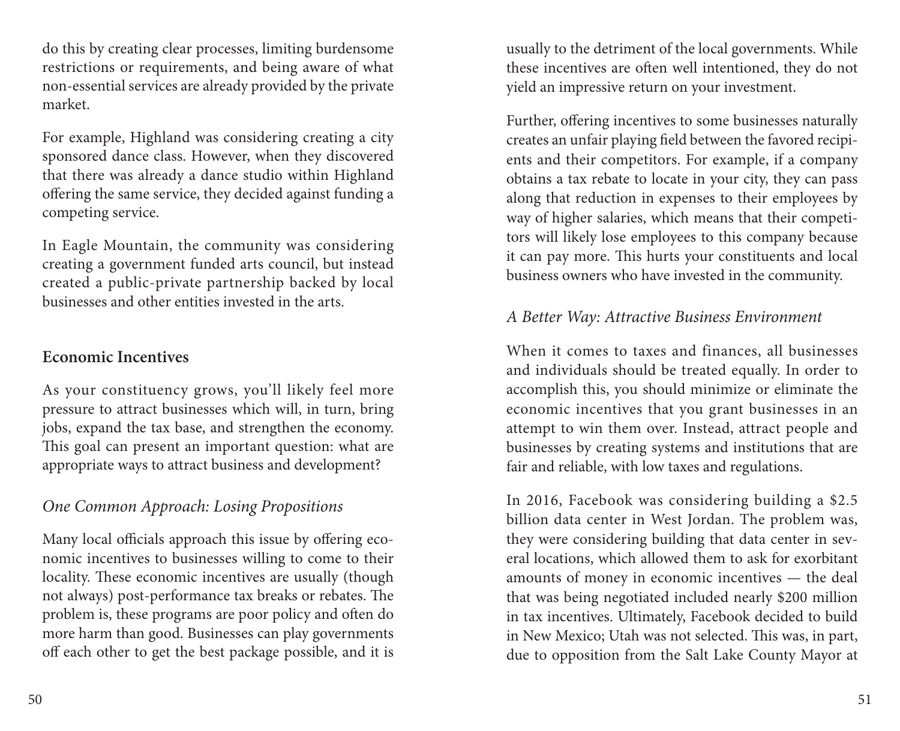do this by creating clear processes, limiting burdensome restrictions or requirements, and being aware of what non-essential services are already provided by the private market.

For example, Highland was considering creating a city sponsored dance class. However, when they discovered that there was already a dance studio within Highland offering the same service, they decided against funding a competing service.

In Eagle Mountain, the community was considering creating a government funded arts council, but instead created a public-private partnership backed by local businesses and other entities invested in the arts.

## Economic Incentives

As your constituency grows, you'll likely feel more pressure to attract businesses which will, in turn, bring jobs, expand the tax base, and strengthen the economy. This goal can present an important question: what are appropriate ways to attract business and development?

### *One Common Approach: Losing Propositions*

Many local officials approach this issue by offering economic incentives to businesses willing to come to their locality. These economic incentives are usually (though not always) post-performance tax breaks or rebates. The problem is, these programs are poor policy and often do more harm than good. Businesses can play governments off each other to get the best package possible, and it is usually to the detriment of the local governments. While these incentives are often well intentioned, they do not yield an impressive return on your investment.

Further, offering incentives to some businesses naturally creates an unfair playing field between the favored recipients and their competitors. For example, if a company obtains a tax rebate to locate in your city, they can pass along that reduction in expenses to their employees by way of higher salaries, which means that their competitors will likely lose employees to this company because it can pay more. This hurts your constituents and local business owners who have invested in the community.

### *A Better Way: Attractive Business Environment*

When it comes to taxes and finances, all businesses and individuals should be treated equally. In order to accomplish this, you should minimize or eliminate the economic incentives that you grant businesses in an attempt to win them over. Instead, attract people and businesses by creating systems and institutions that are fair and reliable, with low taxes and regulations.

In 2016, Facebook was considering building a $2.5 billion data center in West Jordan. The problem was, they were considering building that data center in several locations, which allowed them to ask for exorbitant amounts of money in economic incentives — the deal that was being negotiated included nearly $200 million in tax incentives. Ultimately, Facebook decided to build in New Mexico; Utah was not selected. This was, in part, due to opposition from the Salt Lake County Mayor at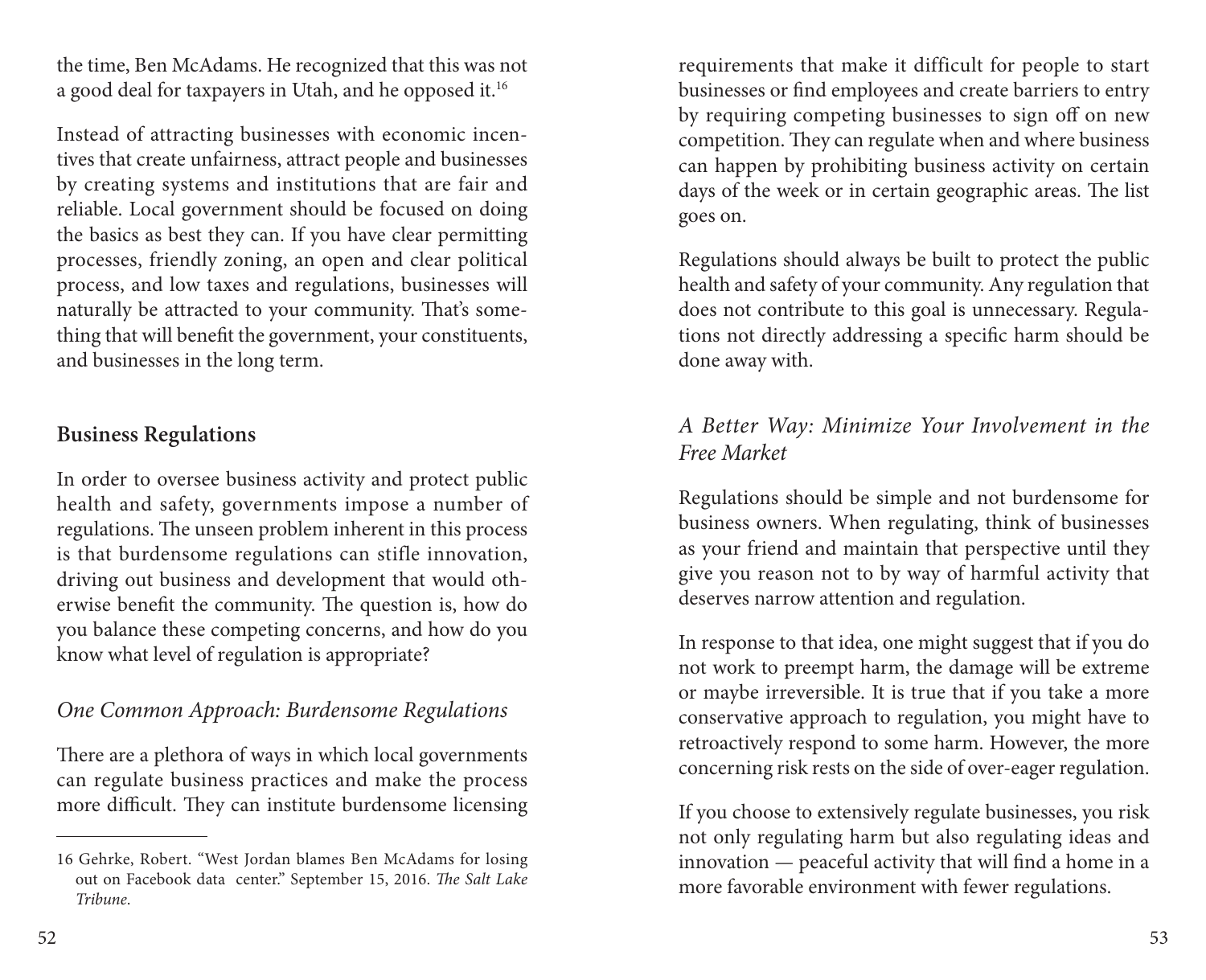the time, Ben McAdams. He recognized that this was not a good deal for taxpayers in Utah, and he opposed it.[16]

Instead of attracting businesses with economic incentives that create unfairness, attract people and businesses by creating systems and institutions that are fair and reliable. Local government should be focused on doing the basics as best they can. If you have clear permitting processes, friendly zoning, an open and clear political process, and low taxes and regulations, businesses will naturally be attracted to your community. That's something that will benefit the government, your constituents, and businesses in the long term.

## Business Regulations

In order to oversee business activity and protect public health and safety, governments impose a number of regulations. The unseen problem inherent in this process is that burdensome regulations can stifle innovation, driving out business and development that would otherwise benefit the community. The question is, how do you balance these competing concerns, and how do you know what level of regulation is appropriate?

### *One Common Approach: Burdensome Regulations*

There are a plethora of ways in which local governments can regulate business practices and make the process more difficult. They can institute burdensome licensing requirements that make it difficult for people to start businesses or find employees and create barriers to entry by requiring competing businesses to sign off on new competition. They can regulate when and where business can happen by prohibiting business activity on certain days of the week or in certain geographic areas. The list goes on.

Regulations should always be built to protect the public health and safety of your community. Any regulation that does not contribute to this goal is unnecessary. Regulations not directly addressing a specific harm should be done away with.

### *A Better Way: Minimize Your Involvement in the Free Market*

Regulations should be simple and not burdensome for business owners. When regulating, think of businesses as your friend and maintain that perspective until they give you reason not to by way of harmful activity that deserves narrow attention and regulation.

In response to that idea, one might suggest that if you do not work to preempt harm, the damage will be extreme or maybe irreversible. It is true that if you take a more conservative approach to regulation, you might have to retroactively respond to some harm. However, the more concerning risk rests on the side of over-eager regulation.

If you choose to extensively regulate businesses, you risk not only regulating harm but also regulating ideas and innovation — peaceful activity that will find a home in a more favorable environment with fewer regulations.

---

16 Gehrke, Robert. "West Jordan blames Ben McAdams for losing out on Facebook data center." September 15, 2016. *The Salt Lake Tribune*.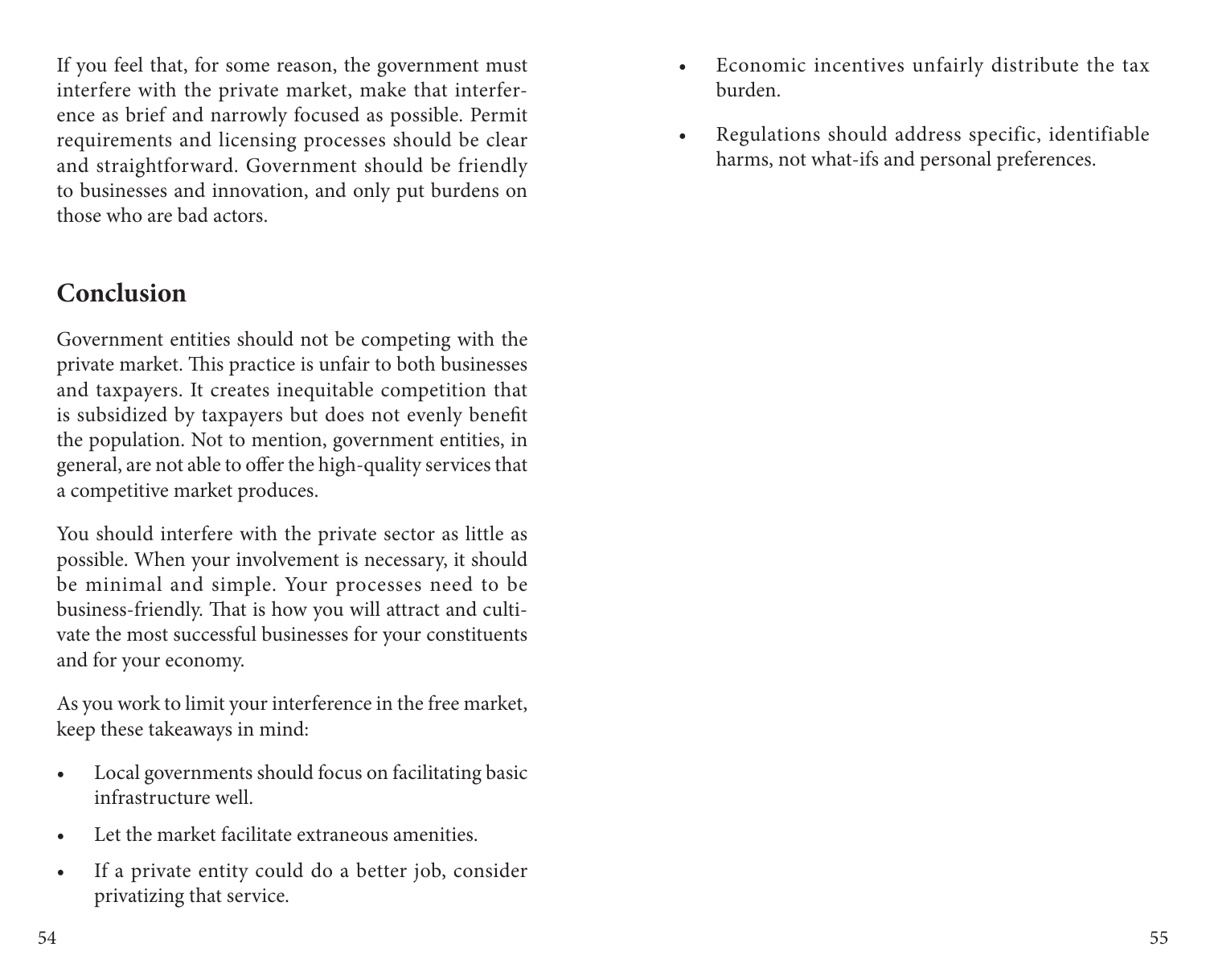If you feel that, for some reason, the government must interfere with the private market, make that interference as brief and narrowly focused as possible. Permit requirements and licensing processes should be clear and straightforward. Government should be friendly to businesses and innovation, and only put burdens on those who are bad actors.

## Conclusion

Government entities should not be competing with the private market. This practice is unfair to both businesses and taxpayers. It creates inequitable competition that is subsidized by taxpayers but does not evenly benefit the population. Not to mention, government entities, in general, are not able to offer the high-quality services that a competitive market produces.

You should interfere with the private sector as little as possible. When your involvement is necessary, it should be minimal and simple. Your processes need to be business-friendly. That is how you will attract and cultivate the most successful businesses for your constituents and for your economy.

As you work to limit your interference in the free market, keep these takeaways in mind:

- Local governments should focus on facilitating basic infrastructure well.
- Let the market facilitate extraneous amenities.
- If a private entity could do a better job, consider privatizing that service.
- Economic incentives unfairly distribute the tax burden.
- Regulations should address specific, identifiable harms, not what-ifs and personal preferences.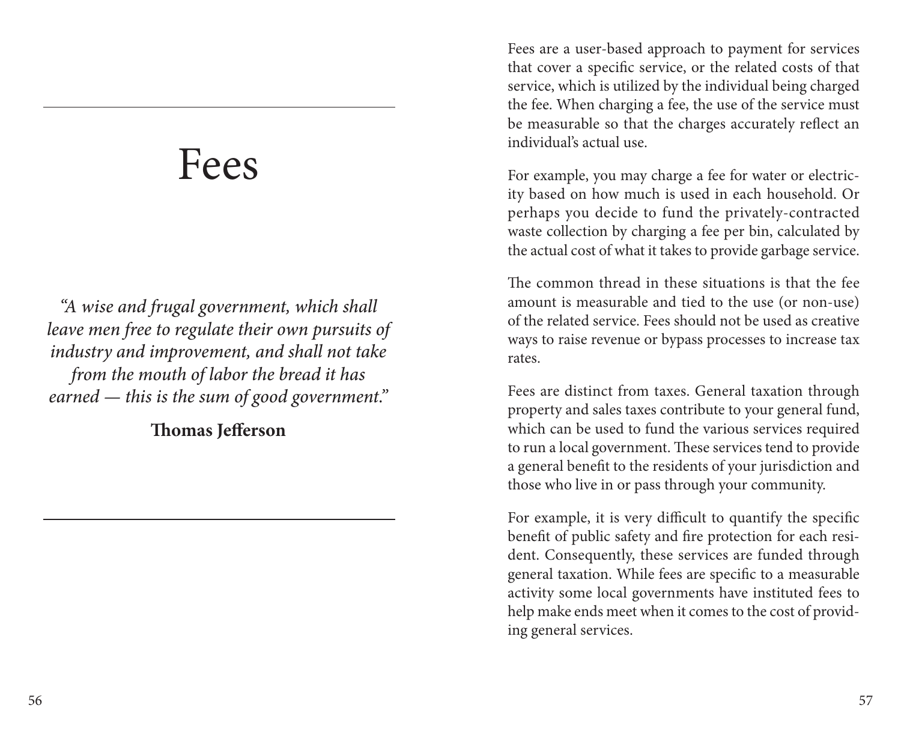# Fees

*"A wise and frugal government, which shall leave men free to regulate their own pursuits of industry and improvement, and shall not take from the mouth of labor the bread it has earned — this is the sum of good government."*

**Thomas Jefferson**

Fees are a user-based approach to payment for services that cover a specific service, or the related costs of that service, which is utilized by the individual being charged the fee. When charging a fee, the use of the service must be measurable so that the charges accurately reflect an individual's actual use.

For example, you may charge a fee for water or electricity based on how much is used in each household. Or perhaps you decide to fund the privately-contracted waste collection by charging a fee per bin, calculated by the actual cost of what it takes to provide garbage service.

The common thread in these situations is that the fee amount is measurable and tied to the use (or non-use) of the related service. Fees should not be used as creative ways to raise revenue or bypass processes to increase tax rates.

Fees are distinct from taxes. General taxation through property and sales taxes contribute to your general fund, which can be used to fund the various services required to run a local government. These services tend to provide a general benefit to the residents of your jurisdiction and those who live in or pass through your community.

For example, it is very difficult to quantify the specific benefit of public safety and fire protection for each resident. Consequently, these services are funded through general taxation. While fees are specific to a measurable activity some local governments have instituted fees to help make ends meet when it comes to the cost of providing general services.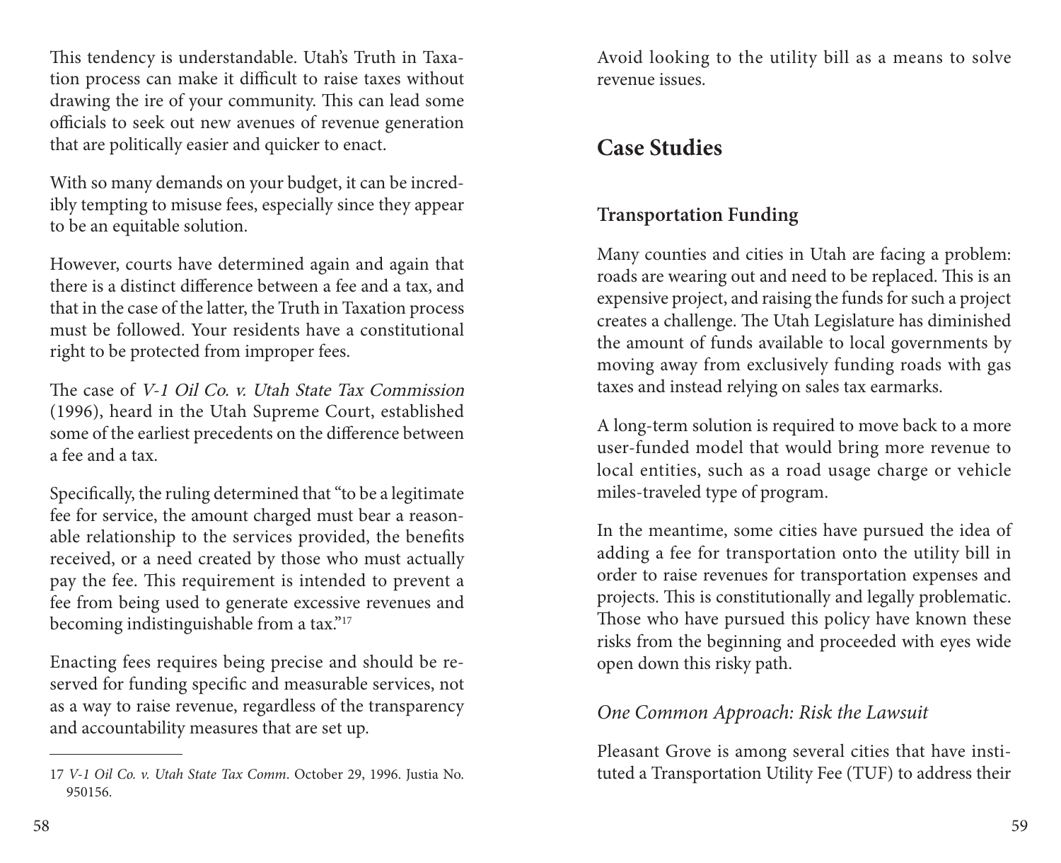This tendency is understandable. Utah's Truth in Taxation process can make it difficult to raise taxes without drawing the ire of your community. This can lead some officials to seek out new avenues of revenue generation that are politically easier and quicker to enact.

With so many demands on your budget, it can be incredibly tempting to misuse fees, especially since they appear to be an equitable solution.

However, courts have determined again and again that there is a distinct difference between a fee and a tax, and that in the case of the latter, the Truth in Taxation process must be followed. Your residents have a constitutional right to be protected from improper fees.

The case of *V-1 Oil Co. v. Utah State Tax Commission* (1996), heard in the Utah Supreme Court, established some of the earliest precedents on the difference between a fee and a tax.

Specifically, the ruling determined that "to be a legitimate fee for service, the amount charged must bear a reasonable relationship to the services provided, the benefits received, or a need created by those who must actually pay the fee. This requirement is intended to prevent a fee from being used to generate excessive revenues and becoming indistinguishable from a tax."[17]

Enacting fees requires being precise and should be reserved for funding specific and measurable services, not as a way to raise revenue, regardless of the transparency and accountability measures that are set up.

17 *V-1 Oil Co. v. Utah State Tax Comm*. October 29, 1996. Justia No. 950156.

Avoid looking to the utility bill as a means to solve revenue issues.

## Case Studies

### Transportation Funding

Many counties and cities in Utah are facing a problem: roads are wearing out and need to be replaced. This is an expensive project, and raising the funds for such a project creates a challenge. The Utah Legislature has diminished the amount of funds available to local governments by moving away from exclusively funding roads with gas taxes and instead relying on sales tax earmarks.

A long-term solution is required to move back to a more user-funded model that would bring more revenue to local entities, such as a road usage charge or vehicle miles-traveled type of program.

In the meantime, some cities have pursued the idea of adding a fee for transportation onto the utility bill in order to raise revenues for transportation expenses and projects. This is constitutionally and legally problematic. Those who have pursued this policy have known these risks from the beginning and proceeded with eyes wide open down this risky path.

#### *One Common Approach: Risk the Lawsuit*

Pleasant Grove is among several cities that have instituted a Transportation Utility Fee (TUF) to address their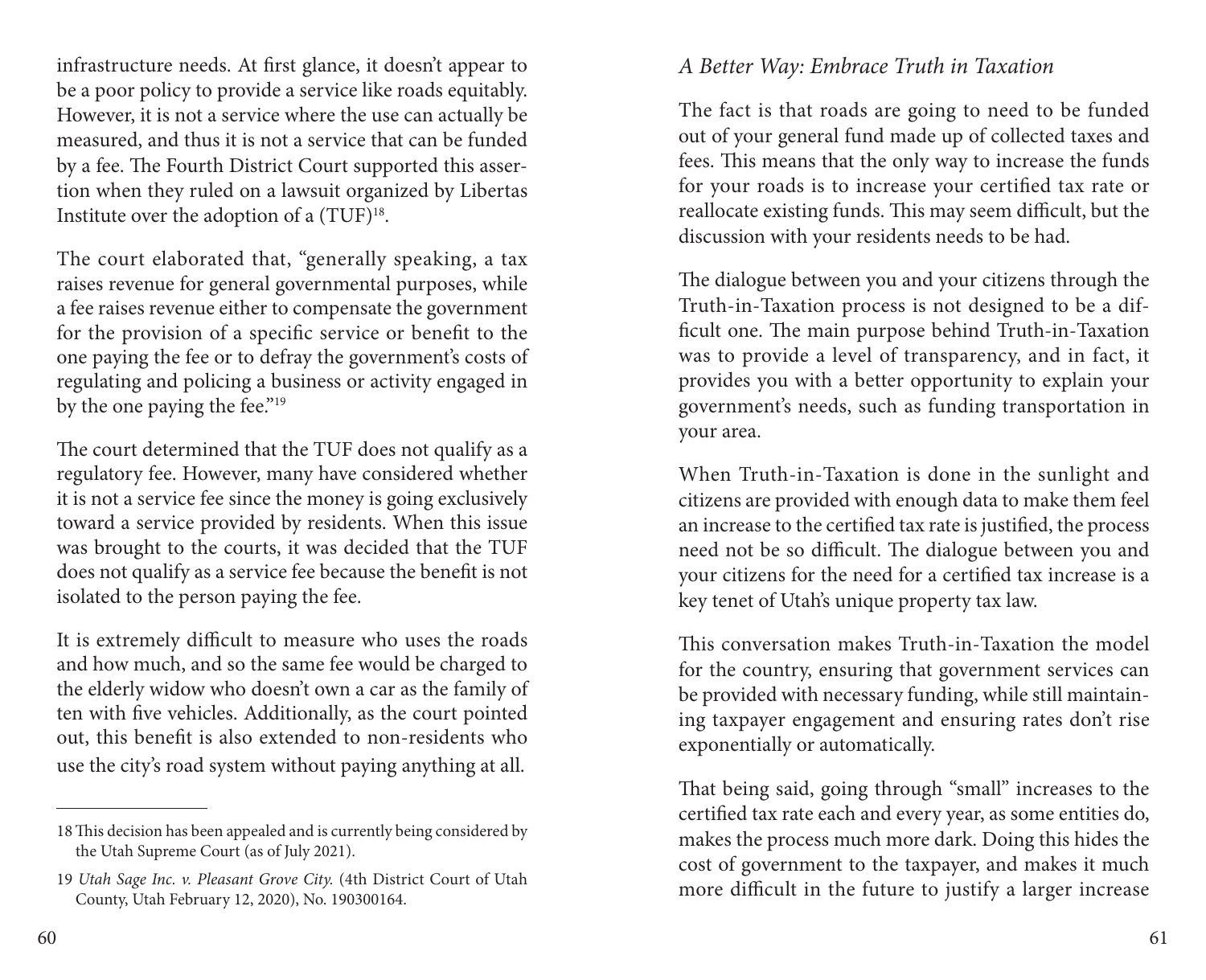infrastructure needs. At first glance, it doesn't appear to be a poor policy to provide a service like roads equitably. However, it is not a service where the use can actually be measured, and thus it is not a service that can be funded by a fee. The Fourth District Court supported this assertion when they ruled on a lawsuit organized by Libertas Institute over the adoption of a (TUF)[18].

The court elaborated that, "generally speaking, a tax raises revenue for general governmental purposes, while a fee raises revenue either to compensate the government for the provision of a specific service or benefit to the one paying the fee or to defray the government's costs of regulating and policing a business or activity engaged in by the one paying the fee."[19]

The court determined that the TUF does not qualify as a regulatory fee. However, many have considered whether it is not a service fee since the money is going exclusively toward a service provided by residents. When this issue was brought to the courts, it was decided that the TUF does not qualify as a service fee because the benefit is not isolated to the person paying the fee.

It is extremely difficult to measure who uses the roads and how much, and so the same fee would be charged to the elderly widow who doesn't own a car as the family of ten with five vehicles. Additionally, as the court pointed out, this benefit is also extended to non-residents who use the city's road system without paying anything at all.

18 This decision has been appealed and is currently being considered by the Utah Supreme Court (as of July 2021).

19 *Utah Sage Inc. v. Pleasant Grove City.* (4th District Court of Utah County, Utah February 12, 2020), No. 190300164.

### *A Better Way: Embrace Truth in Taxation*

The fact is that roads are going to need to be funded out of your general fund made up of collected taxes and fees. This means that the only way to increase the funds for your roads is to increase your certified tax rate or reallocate existing funds. This may seem difficult, but the discussion with your residents needs to be had.

The dialogue between you and your citizens through the Truth-in-Taxation process is not designed to be a difficult one. The main purpose behind Truth-in-Taxation was to provide a level of transparency, and in fact, it provides you with a better opportunity to explain your government's needs, such as funding transportation in your area.

When Truth-in-Taxation is done in the sunlight and citizens are provided with enough data to make them feel an increase to the certified tax rate is justified, the process need not be so difficult. The dialogue between you and your citizens for the need for a certified tax increase is a key tenet of Utah's unique property tax law.

This conversation makes Truth-in-Taxation the model for the country, ensuring that government services can be provided with necessary funding, while still maintaining taxpayer engagement and ensuring rates don't rise exponentially or automatically.

That being said, going through "small" increases to the certified tax rate each and every year, as some entities do, makes the process much more dark. Doing this hides the cost of government to the taxpayer, and makes it much more difficult in the future to justify a larger increase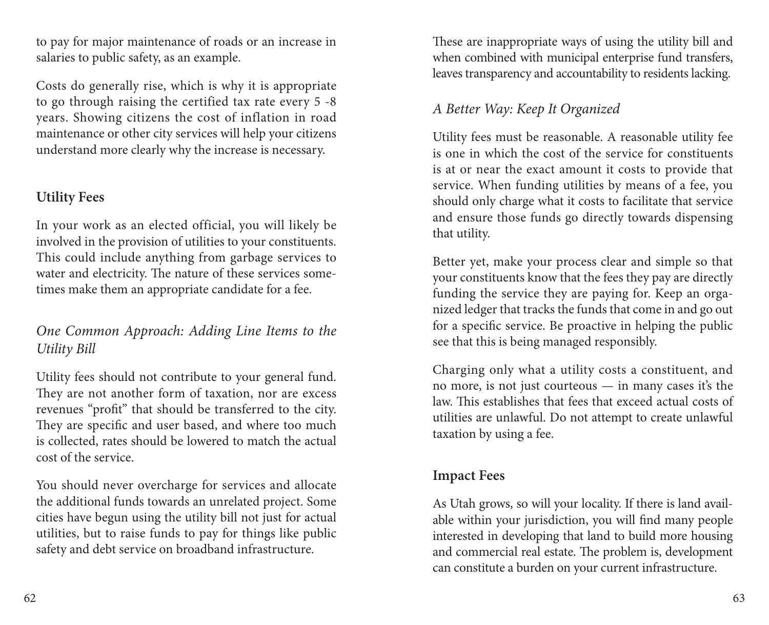to pay for major maintenance of roads or an increase in salaries to public safety, as an example.

Costs do generally rise, which is why it is appropriate to go through raising the certified tax rate every 5 -8 years. Showing citizens the cost of inflation in road maintenance or other city services will help your citizens understand more clearly why the increase is necessary.

## Utility Fees

In your work as an elected official, you will likely be involved in the provision of utilities to your constituents. This could include anything from garbage services to water and electricity. The nature of these services sometimes make them an appropriate candidate for a fee.

### *One Common Approach: Adding Line Items to the Utility Bill*

Utility fees should not contribute to your general fund. They are not another form of taxation, nor are excess revenues "profit" that should be transferred to the city. They are specific and user based, and where too much is collected, rates should be lowered to match the actual cost of the service.

You should never overcharge for services and allocate the additional funds towards an unrelated project. Some cities have begun using the utility bill not just for actual utilities, but to raise funds to pay for things like public safety and debt service on broadband infrastructure.

These are inappropriate ways of using the utility bill and when combined with municipal enterprise fund transfers, leaves transparency and accountability to residents lacking.

### *A Better Way: Keep It Organized*

Utility fees must be reasonable. A reasonable utility fee is one in which the cost of the service for constituents is at or near the exact amount it costs to provide that service. When funding utilities by means of a fee, you should only charge what it costs to facilitate that service and ensure those funds go directly towards dispensing that utility.

Better yet, make your process clear and simple so that your constituents know that the fees they pay are directly funding the service they are paying for. Keep an organized ledger that tracks the funds that come in and go out for a specific service. Be proactive in helping the public see that this is being managed responsibly.

Charging only what a utility costs a constituent, and no more, is not just courteous — in many cases it's the law. This establishes that fees that exceed actual costs of utilities are unlawful. Do not attempt to create unlawful taxation by using a fee.

## Impact Fees

As Utah grows, so will your locality. If there is land available within your jurisdiction, you will find many people interested in developing that land to build more housing and commercial real estate. The problem is, development can constitute a burden on your current infrastructure.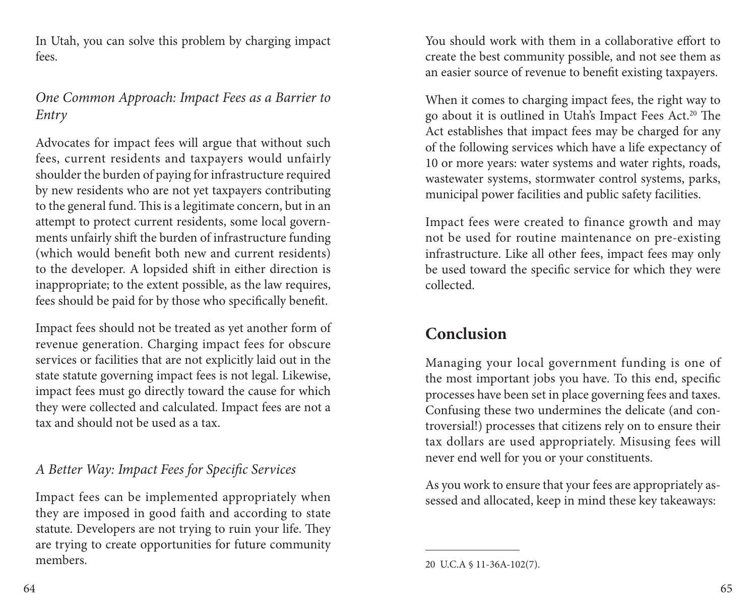In Utah, you can solve this problem by charging impact fees.

### *One Common Approach: Impact Fees as a Barrier to Entry*

Advocates for impact fees will argue that without such fees, current residents and taxpayers would unfairly shoulder the burden of paying for infrastructure required by new residents who are not yet taxpayers contributing to the general fund. This is a legitimate concern, but in an attempt to protect current residents, some local governments unfairly shift the burden of infrastructure funding (which would benefit both new and current residents) to the developer. A lopsided shift in either direction is inappropriate; to the extent possible, as the law requires, fees should be paid for by those who specifically benefit.

Impact fees should not be treated as yet another form of revenue generation. Charging impact fees for obscure services or facilities that are not explicitly laid out in the state statute governing impact fees is not legal. Likewise, impact fees must go directly toward the cause for which they were collected and calculated. Impact fees are not a tax and should not be used as a tax.

### *A Better Way: Impact Fees for Specific Services*

Impact fees can be implemented appropriately when they are imposed in good faith and according to state statute. Developers are not trying to ruin your life. They are trying to create opportunities for future community members. You should work with them in a collaborative effort to create the best community possible, and not see them as an easier source of revenue to benefit existing taxpayers.

When it comes to charging impact fees, the right way to go about it is outlined in Utah's Impact Fees Act.[20] The Act establishes that impact fees may be charged for any of the following services which have a life expectancy of 10 or more years: water systems and water rights, roads, wastewater systems, stormwater control systems, parks, municipal power facilities and public safety facilities.

Impact fees were created to finance growth and may not be used for routine maintenance on pre-existing infrastructure. Like all other fees, impact fees may only be used toward the specific service for which they were collected.

## Conclusion

Managing your local government funding is one of the most important jobs you have. To this end, specific processes have been set in place governing fees and taxes. Confusing these two undermines the delicate (and controversial!) processes that citizens rely on to ensure their tax dollars are used appropriately. Misusing fees will never end well for you or your constituents.

As you work to ensure that your fees are appropriately assessed and allocated, keep in mind these key takeaways:

---

20 U.C.A § 11-36A-102(7).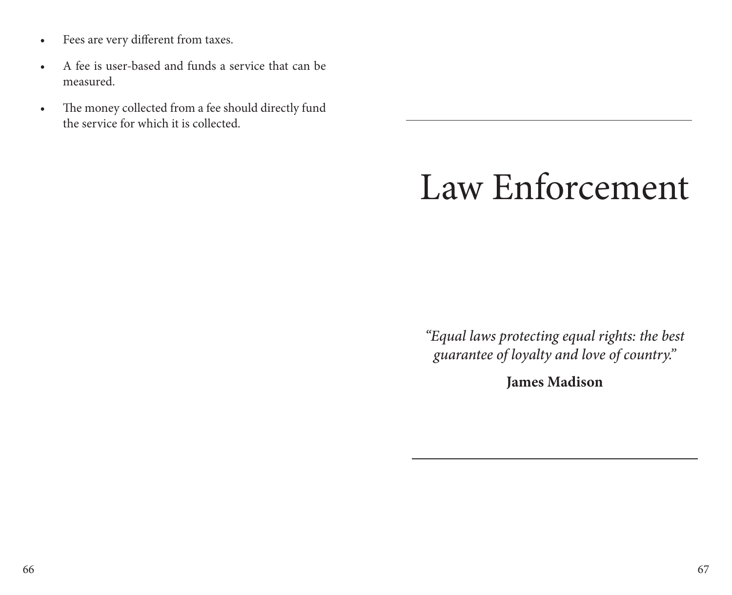- Fees are very different from taxes.
- A fee is user-based and funds a service that can be measured.
- The money collected from a fee should directly fund the service for which it is collected.

# Law Enforcement

*"Equal laws protecting equal rights: the best guarantee of loyalty and love of country."*

**James Madison**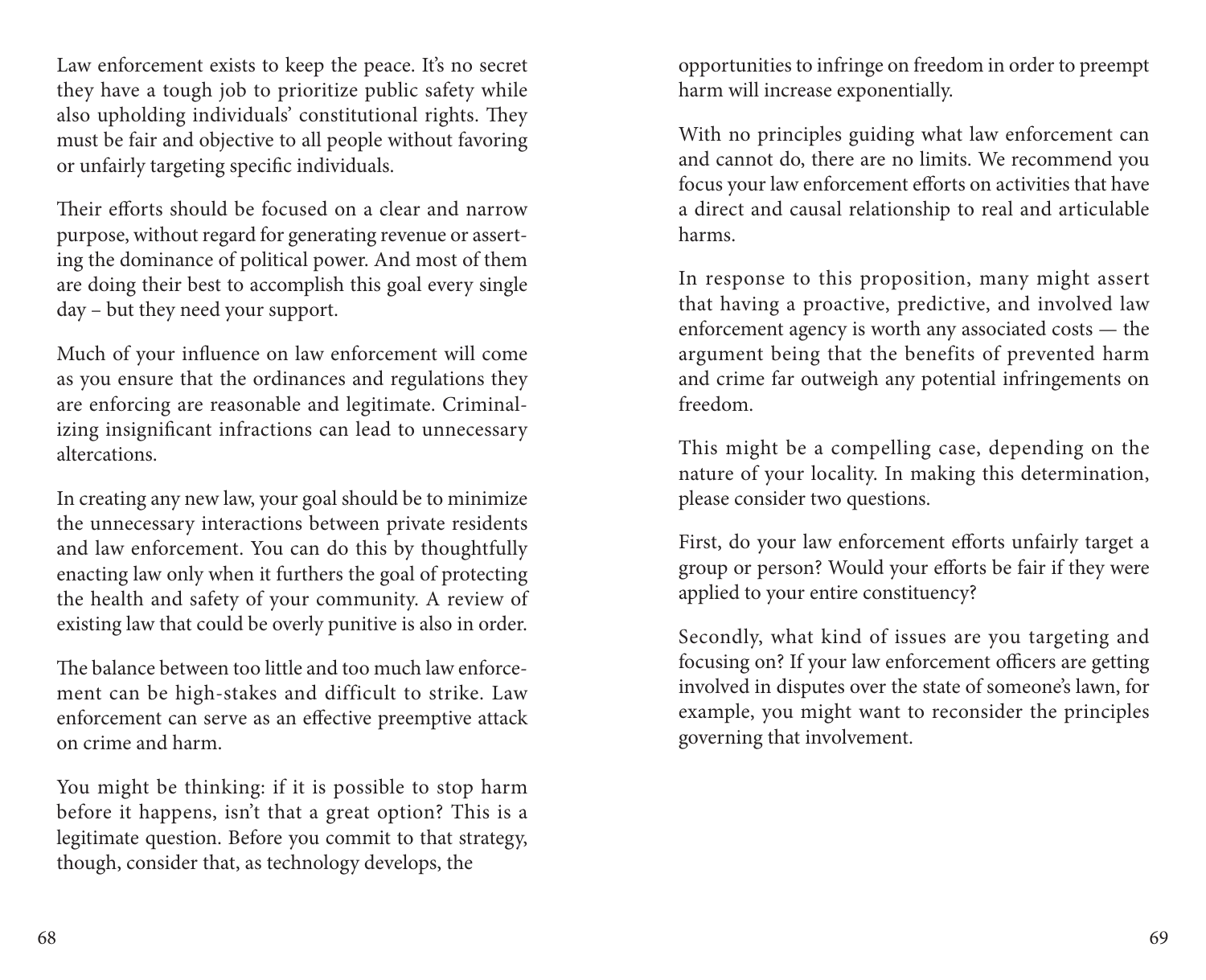Law enforcement exists to keep the peace. It's no secret they have a tough job to prioritize public safety while also upholding individuals' constitutional rights. They must be fair and objective to all people without favoring or unfairly targeting specific individuals.

Their efforts should be focused on a clear and narrow purpose, without regard for generating revenue or asserting the dominance of political power. And most of them are doing their best to accomplish this goal every single day – but they need your support.

Much of your influence on law enforcement will come as you ensure that the ordinances and regulations they are enforcing are reasonable and legitimate. Criminalizing insignificant infractions can lead to unnecessary altercations.

In creating any new law, your goal should be to minimize the unnecessary interactions between private residents and law enforcement. You can do this by thoughtfully enacting law only when it furthers the goal of protecting the health and safety of your community. A review of existing law that could be overly punitive is also in order.

The balance between too little and too much law enforcement can be high-stakes and difficult to strike. Law enforcement can serve as an effective preemptive attack on crime and harm.

You might be thinking: if it is possible to stop harm before it happens, isn't that a great option? This is a legitimate question. Before you commit to that strategy, though, consider that, as technology develops, the opportunities to infringe on freedom in order to preempt harm will increase exponentially.

With no principles guiding what law enforcement can and cannot do, there are no limits. We recommend you focus your law enforcement efforts on activities that have a direct and causal relationship to real and articulable harms.

In response to this proposition, many might assert that having a proactive, predictive, and involved law enforcement agency is worth any associated costs — the argument being that the benefits of prevented harm and crime far outweigh any potential infringements on freedom.

This might be a compelling case, depending on the nature of your locality. In making this determination, please consider two questions.

First, do your law enforcement efforts unfairly target a group or person? Would your efforts be fair if they were applied to your entire constituency?

Secondly, what kind of issues are you targeting and focusing on? If your law enforcement officers are getting involved in disputes over the state of someone's lawn, for example, you might want to reconsider the principles governing that involvement.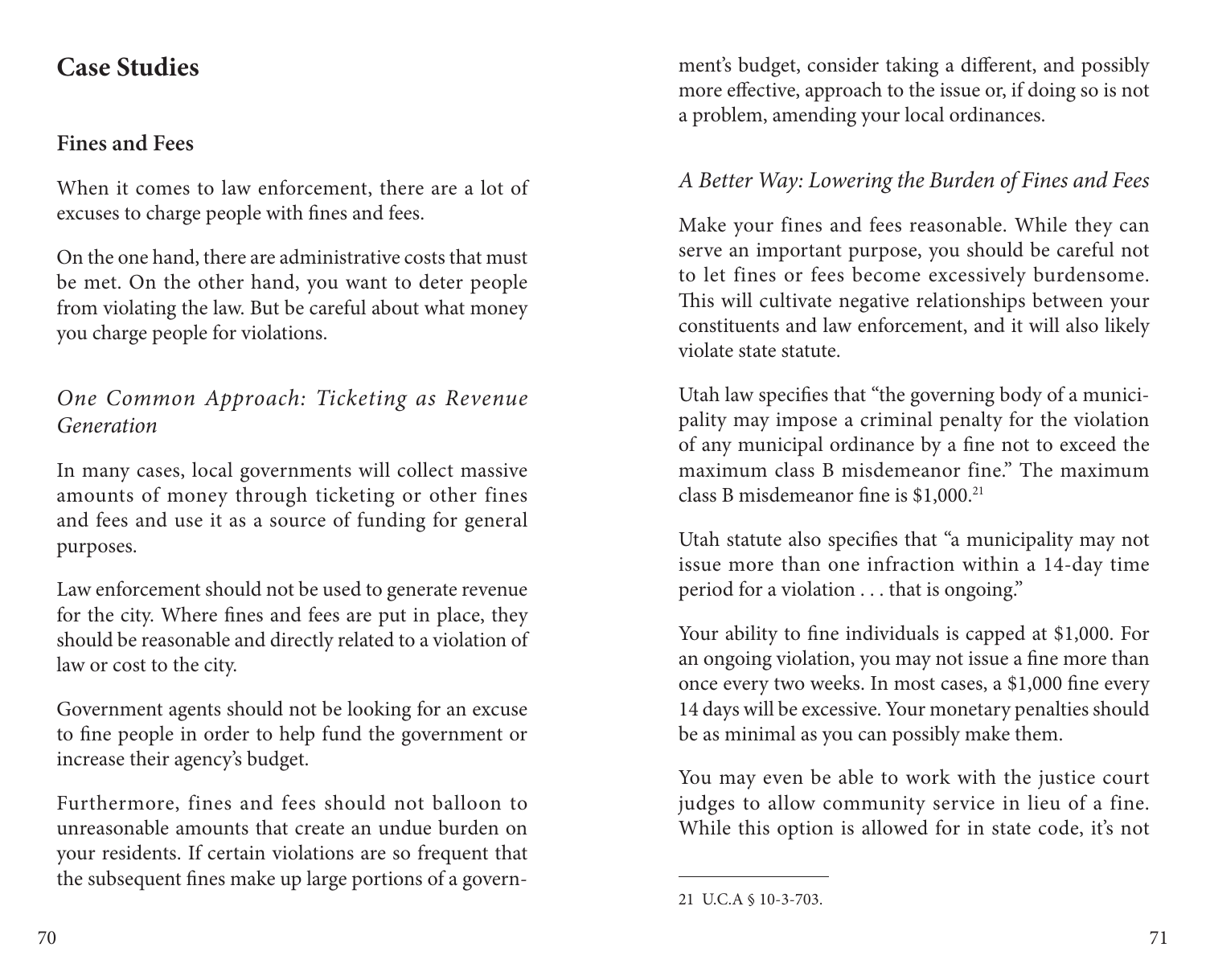## Case Studies

### Fines and Fees

When it comes to law enforcement, there are a lot of excuses to charge people with fines and fees.

On the one hand, there are administrative costs that must be met. On the other hand, you want to deter people from violating the law. But be careful about what money you charge people for violations.

#### *One Common Approach: Ticketing as Revenue Generation*

In many cases, local governments will collect massive amounts of money through ticketing or other fines and fees and use it as a source of funding for general purposes.

Law enforcement should not be used to generate revenue for the city. Where fines and fees are put in place, they should be reasonable and directly related to a violation of law or cost to the city.

Government agents should not be looking for an excuse to fine people in order to help fund the government or increase their agency's budget.

Furthermore, fines and fees should not balloon to unreasonable amounts that create an undue burden on your residents. If certain violations are so frequent that the subsequent fines make up large portions of a government's budget, consider taking a different, and possibly more effective, approach to the issue or, if doing so is not a problem, amending your local ordinances.

#### *A Better Way: Lowering the Burden of Fines and Fees*

Make your fines and fees reasonable. While they can serve an important purpose, you should be careful not to let fines or fees become excessively burdensome. This will cultivate negative relationships between your constituents and law enforcement, and it will also likely violate state statute.

Utah law specifies that "the governing body of a municipality may impose a criminal penalty for the violation of any municipal ordinance by a fine not to exceed the maximum class B misdemeanor fine." The maximum class B misdemeanor fine is $1,000.[21]

Utah statute also specifies that "a municipality may not issue more than one infraction within a 14-day time period for a violation . . . that is ongoing."

Your ability to fine individuals is capped at $1,000. For an ongoing violation, you may not issue a fine more than once every two weeks. In most cases, a $1,000 fine every 14 days will be excessive. Your monetary penalties should be as minimal as you can possibly make them.

You may even be able to work with the justice court judges to allow community service in lieu of a fine. While this option is allowed for in state code, it's not

---

21 U.C.A § 10-3-703.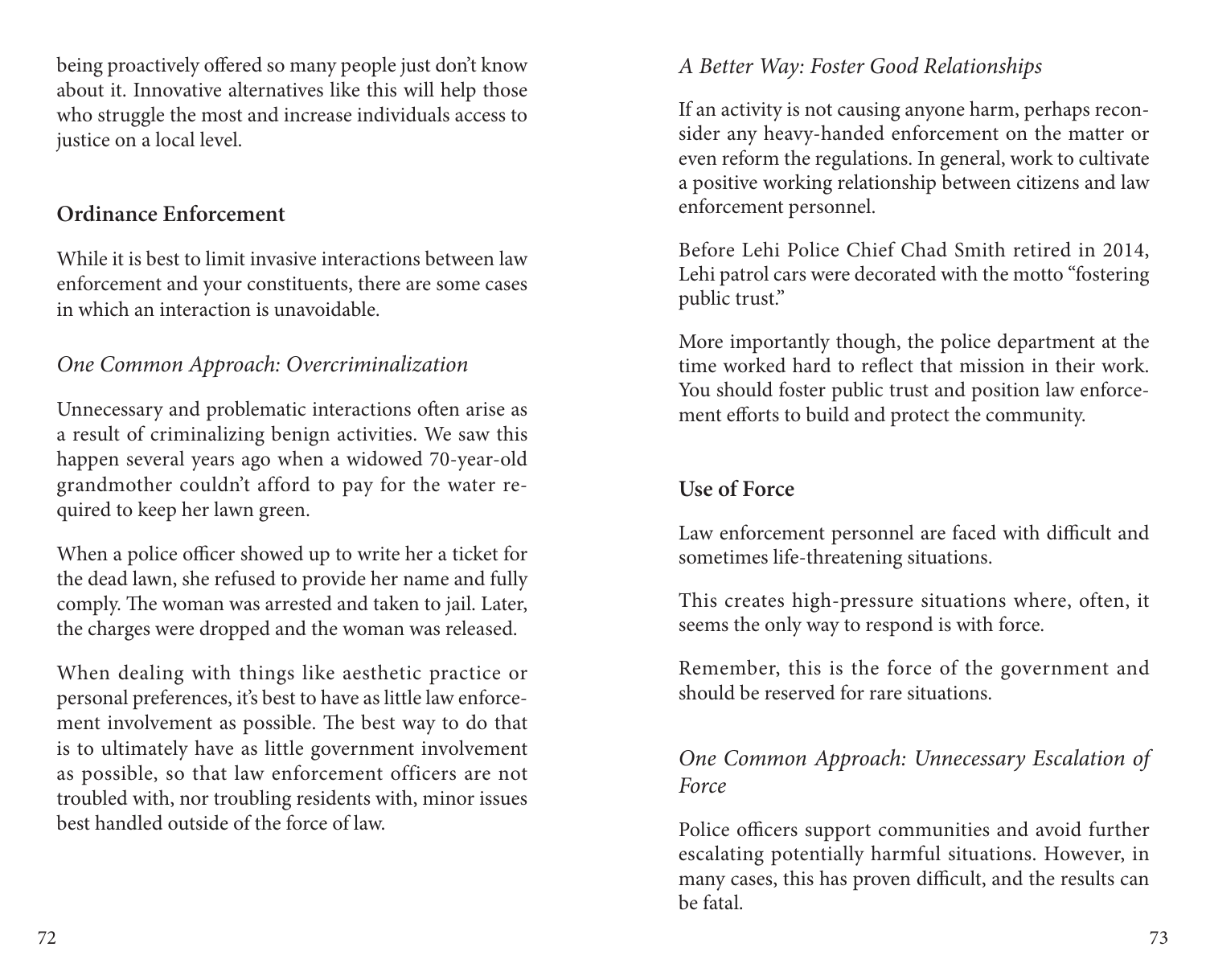being proactively offered so many people just don't know about it. Innovative alternatives like this will help those who struggle the most and increase individuals access to justice on a local level.

## Ordinance Enforcement

While it is best to limit invasive interactions between law enforcement and your constituents, there are some cases in which an interaction is unavoidable.

### *One Common Approach: Overcriminalization*

Unnecessary and problematic interactions often arise as a result of criminalizing benign activities. We saw this happen several years ago when a widowed 70-year-old grandmother couldn't afford to pay for the water required to keep her lawn green.

When a police officer showed up to write her a ticket for the dead lawn, she refused to provide her name and fully comply. The woman was arrested and taken to jail. Later, the charges were dropped and the woman was released.

When dealing with things like aesthetic practice or personal preferences, it's best to have as little law enforcement involvement as possible. The best way to do that is to ultimately have as little government involvement as possible, so that law enforcement officers are not troubled with, nor troubling residents with, minor issues best handled outside of the force of law.

### *A Better Way: Foster Good Relationships*

If an activity is not causing anyone harm, perhaps reconsider any heavy-handed enforcement on the matter or even reform the regulations. In general, work to cultivate a positive working relationship between citizens and law enforcement personnel.

Before Lehi Police Chief Chad Smith retired in 2014, Lehi patrol cars were decorated with the motto "fostering public trust."

More importantly though, the police department at the time worked hard to reflect that mission in their work. You should foster public trust and position law enforcement efforts to build and protect the community.

## Use of Force

Law enforcement personnel are faced with difficult and sometimes life-threatening situations.

This creates high-pressure situations where, often, it seems the only way to respond is with force.

Remember, this is the force of the government and should be reserved for rare situations.

### *One Common Approach: Unnecessary Escalation of Force*

Police officers support communities and avoid further escalating potentially harmful situations. However, in many cases, this has proven difficult, and the results can be fatal.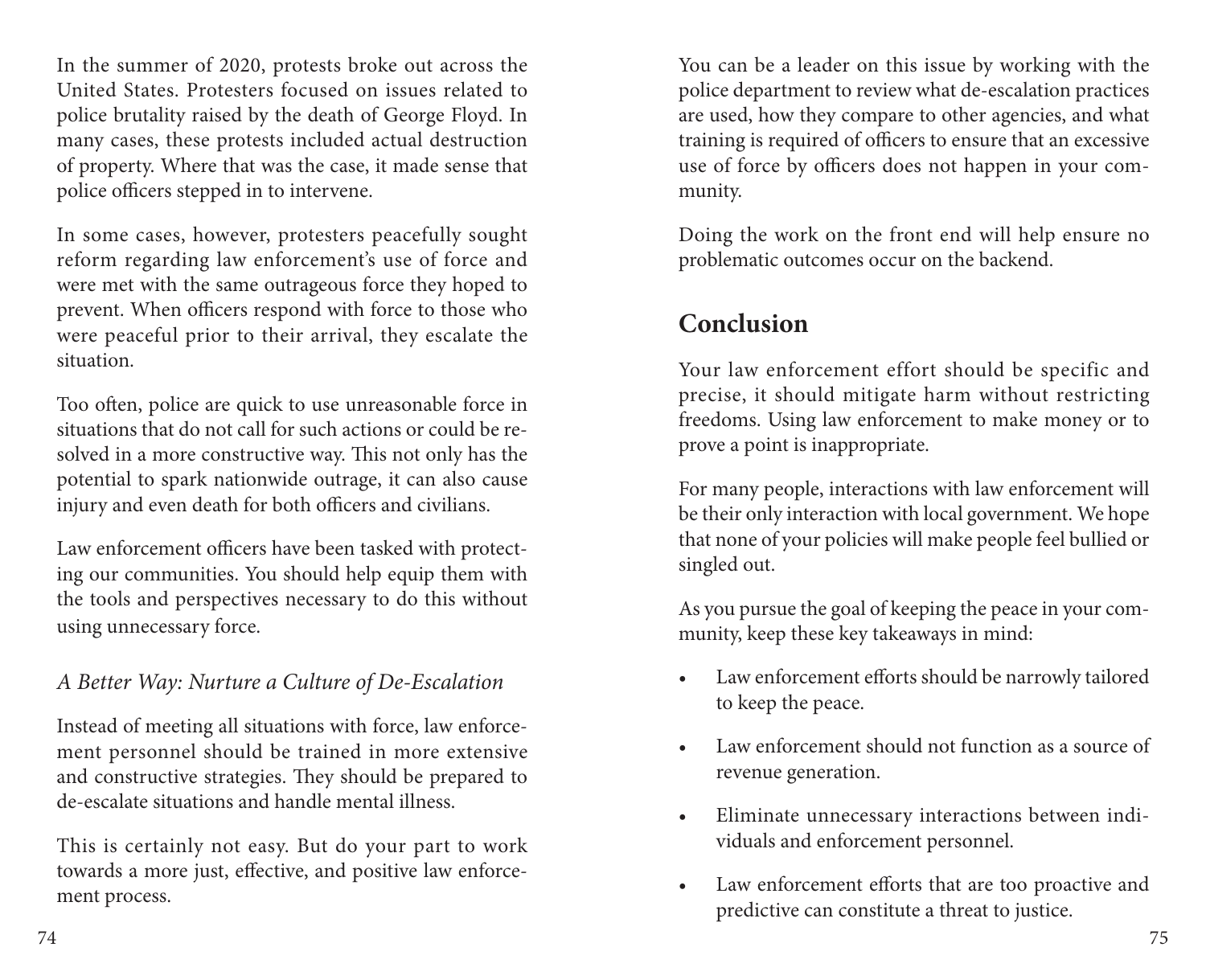In the summer of 2020, protests broke out across the United States. Protesters focused on issues related to police brutality raised by the death of George Floyd. In many cases, these protests included actual destruction of property. Where that was the case, it made sense that police officers stepped in to intervene.

In some cases, however, protesters peacefully sought reform regarding law enforcement's use of force and were met with the same outrageous force they hoped to prevent. When officers respond with force to those who were peaceful prior to their arrival, they escalate the situation.

Too often, police are quick to use unreasonable force in situations that do not call for such actions or could be resolved in a more constructive way. This not only has the potential to spark nationwide outrage, it can also cause injury and even death for both officers and civilians.

Law enforcement officers have been tasked with protecting our communities. You should help equip them with the tools and perspectives necessary to do this without using unnecessary force.

### *A Better Way: Nurture a Culture of De-Escalation*

Instead of meeting all situations with force, law enforcement personnel should be trained in more extensive and constructive strategies. They should be prepared to de-escalate situations and handle mental illness.

This is certainly not easy. But do your part to work towards a more just, effective, and positive law enforcement process.

You can be a leader on this issue by working with the police department to review what de-escalation practices are used, how they compare to other agencies, and what training is required of officers to ensure that an excessive use of force by officers does not happen in your community.

Doing the work on the front end will help ensure no problematic outcomes occur on the backend.

## Conclusion

Your law enforcement effort should be specific and precise, it should mitigate harm without restricting freedoms. Using law enforcement to make money or to prove a point is inappropriate.

For many people, interactions with law enforcement will be their only interaction with local government. We hope that none of your policies will make people feel bullied or singled out.

As you pursue the goal of keeping the peace in your community, keep these key takeaways in mind:

- Law enforcement efforts should be narrowly tailored to keep the peace.
- Law enforcement should not function as a source of revenue generation.
- Eliminate unnecessary interactions between individuals and enforcement personnel.
- Law enforcement efforts that are too proactive and predictive can constitute a threat to justice.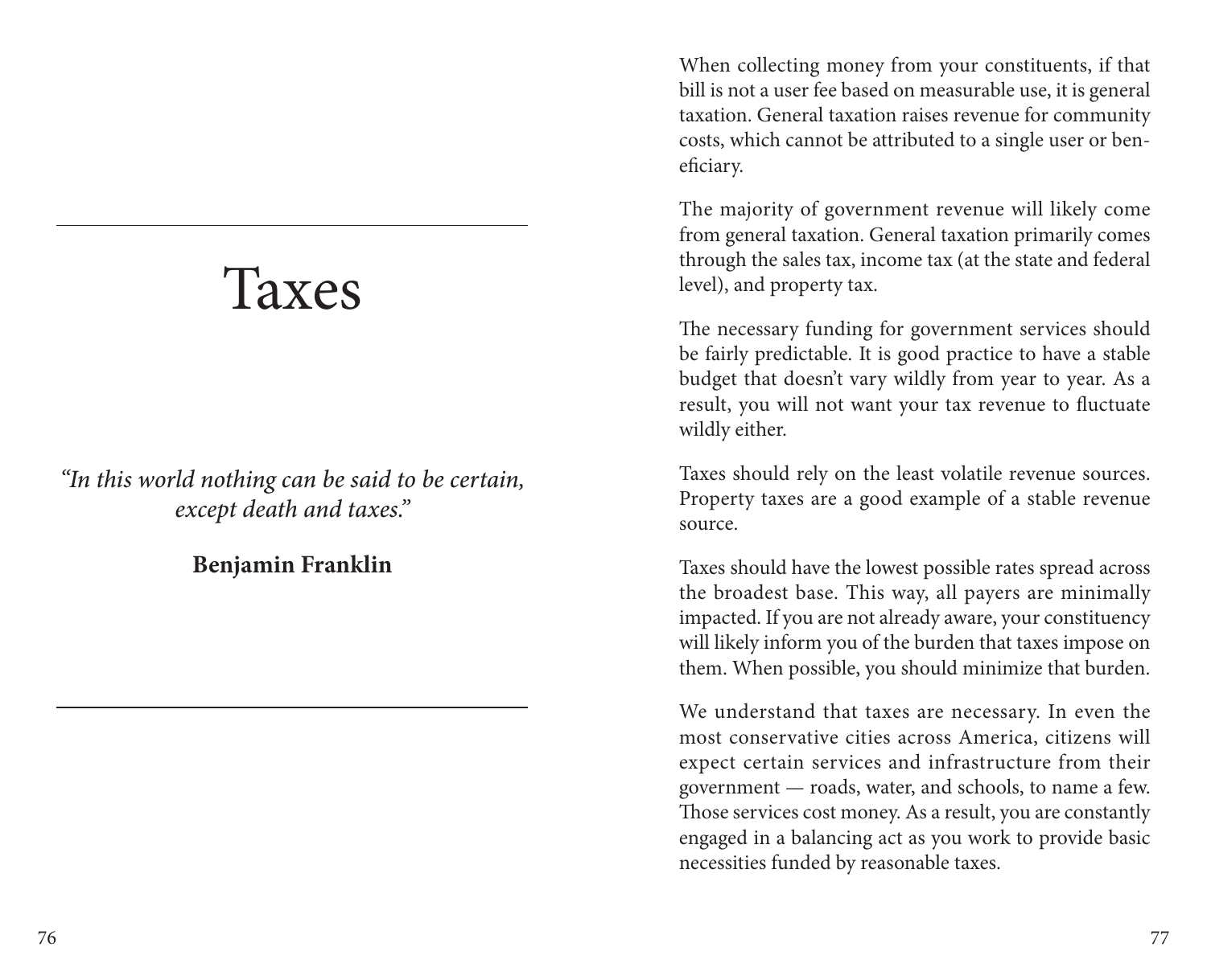# Taxes

*"In this world nothing can be said to be certain, except death and taxes."*

**Benjamin Franklin**

When collecting money from your constituents, if that bill is not a user fee based on measurable use, it is general taxation. General taxation raises revenue for community costs, which cannot be attributed to a single user or beneficiary.

The majority of government revenue will likely come from general taxation. General taxation primarily comes through the sales tax, income tax (at the state and federal level), and property tax.

The necessary funding for government services should be fairly predictable. It is good practice to have a stable budget that doesn't vary wildly from year to year. As a result, you will not want your tax revenue to fluctuate wildly either.

Taxes should rely on the least volatile revenue sources. Property taxes are a good example of a stable revenue source.

Taxes should have the lowest possible rates spread across the broadest base. This way, all payers are minimally impacted. If you are not already aware, your constituency will likely inform you of the burden that taxes impose on them. When possible, you should minimize that burden.

We understand that taxes are necessary. In even the most conservative cities across America, citizens will expect certain services and infrastructure from their government — roads, water, and schools, to name a few. Those services cost money. As a result, you are constantly engaged in a balancing act as you work to provide basic necessities funded by reasonable taxes.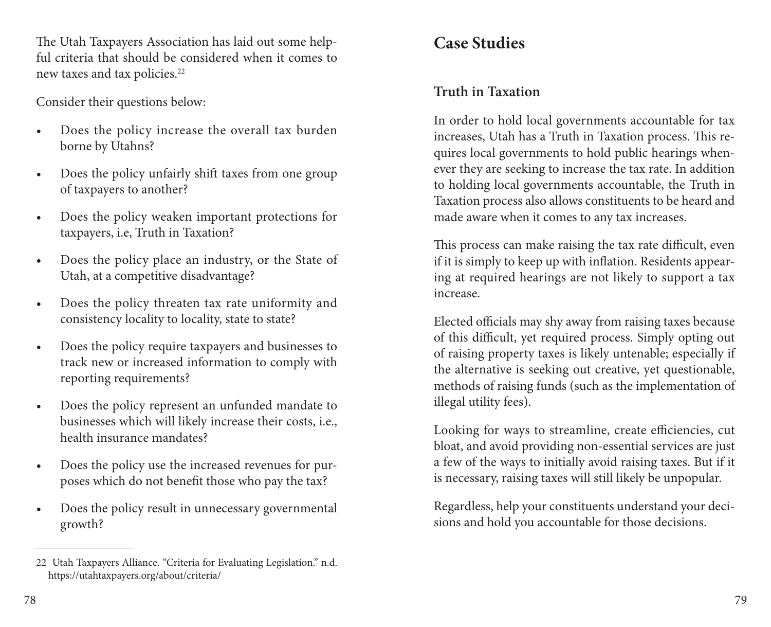The Utah Taxpayers Association has laid out some helpful criteria that should be considered when it comes to new taxes and tax policies.[22]

Consider their questions below:

- Does the policy increase the overall tax burden borne by Utahns?
- Does the policy unfairly shift taxes from one group of taxpayers to another?
- Does the policy weaken important protections for taxpayers, i.e, Truth in Taxation?
- Does the policy place an industry, or the State of Utah, at a competitive disadvantage?
- Does the policy threaten tax rate uniformity and consistency locality to locality, state to state?
- Does the policy require taxpayers and businesses to track new or increased information to comply with reporting requirements?
- Does the policy represent an unfunded mandate to businesses which will likely increase their costs, i.e., health insurance mandates?
- Does the policy use the increased revenues for purposes which do not benefit those who pay the tax?
- Does the policy result in unnecessary governmental growth?

22 Utah Taxpayers Alliance. "Criteria for Evaluating Legislation." n.d. https://utahtaxpayers.org/about/criteria/

## Case Studies

### Truth in Taxation

In order to hold local governments accountable for tax increases, Utah has a Truth in Taxation process. This requires local governments to hold public hearings whenever they are seeking to increase the tax rate. In addition to holding local governments accountable, the Truth in Taxation process also allows constituents to be heard and made aware when it comes to any tax increases.

This process can make raising the tax rate difficult, even if it is simply to keep up with inflation. Residents appearing at required hearings are not likely to support a tax increase.

Elected officials may shy away from raising taxes because of this difficult, yet required process. Simply opting out of raising property taxes is likely untenable; especially if the alternative is seeking out creative, yet questionable, methods of raising funds (such as the implementation of illegal utility fees).

Looking for ways to streamline, create efficiencies, cut bloat, and avoid providing non-essential services are just a few of the ways to initially avoid raising taxes. But if it is necessary, raising taxes will still likely be unpopular.

Regardless, help your constituents understand your decisions and hold you accountable for those decisions.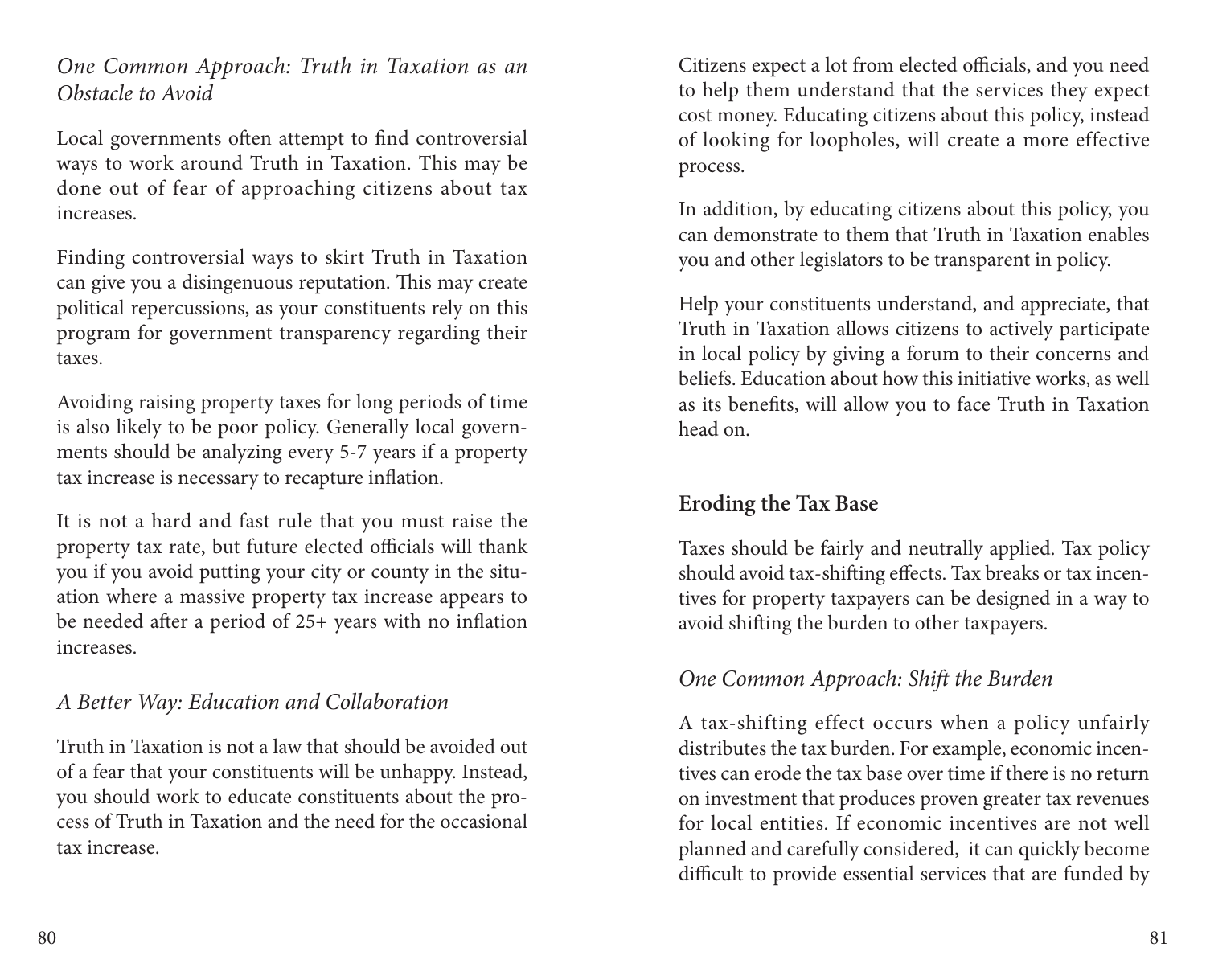*One Common Approach: Truth in Taxation as an Obstacle to Avoid*

Local governments often attempt to find controversial ways to work around Truth in Taxation. This may be done out of fear of approaching citizens about tax increases.

Finding controversial ways to skirt Truth in Taxation can give you a disingenuous reputation. This may create political repercussions, as your constituents rely on this program for government transparency regarding their taxes.

Avoiding raising property taxes for long periods of time is also likely to be poor policy. Generally local governments should be analyzing every 5-7 years if a property tax increase is necessary to recapture inflation.

It is not a hard and fast rule that you must raise the property tax rate, but future elected officials will thank you if you avoid putting your city or county in the situation where a massive property tax increase appears to be needed after a period of 25+ years with no inflation increases.

*A Better Way: Education and Collaboration*

Truth in Taxation is not a law that should be avoided out of a fear that your constituents will be unhappy. Instead, you should work to educate constituents about the process of Truth in Taxation and the need for the occasional tax increase.

Citizens expect a lot from elected officials, and you need to help them understand that the services they expect cost money. Educating citizens about this policy, instead of looking for loopholes, will create a more effective process.

In addition, by educating citizens about this policy, you can demonstrate to them that Truth in Taxation enables you and other legislators to be transparent in policy.

Help your constituents understand, and appreciate, that Truth in Taxation allows citizens to actively participate in local policy by giving a forum to their concerns and beliefs. Education about how this initiative works, as well as its benefits, will allow you to face Truth in Taxation head on.

**Eroding the Tax Base**

Taxes should be fairly and neutrally applied. Tax policy should avoid tax-shifting effects. Tax breaks or tax incentives for property taxpayers can be designed in a way to avoid shifting the burden to other taxpayers.

*One Common Approach: Shift the Burden*

A tax-shifting effect occurs when a policy unfairly distributes the tax burden. For example, economic incentives can erode the tax base over time if there is no return on investment that produces proven greater tax revenues for local entities. If economic incentives are not well planned and carefully considered, it can quickly become difficult to provide essential services that are funded by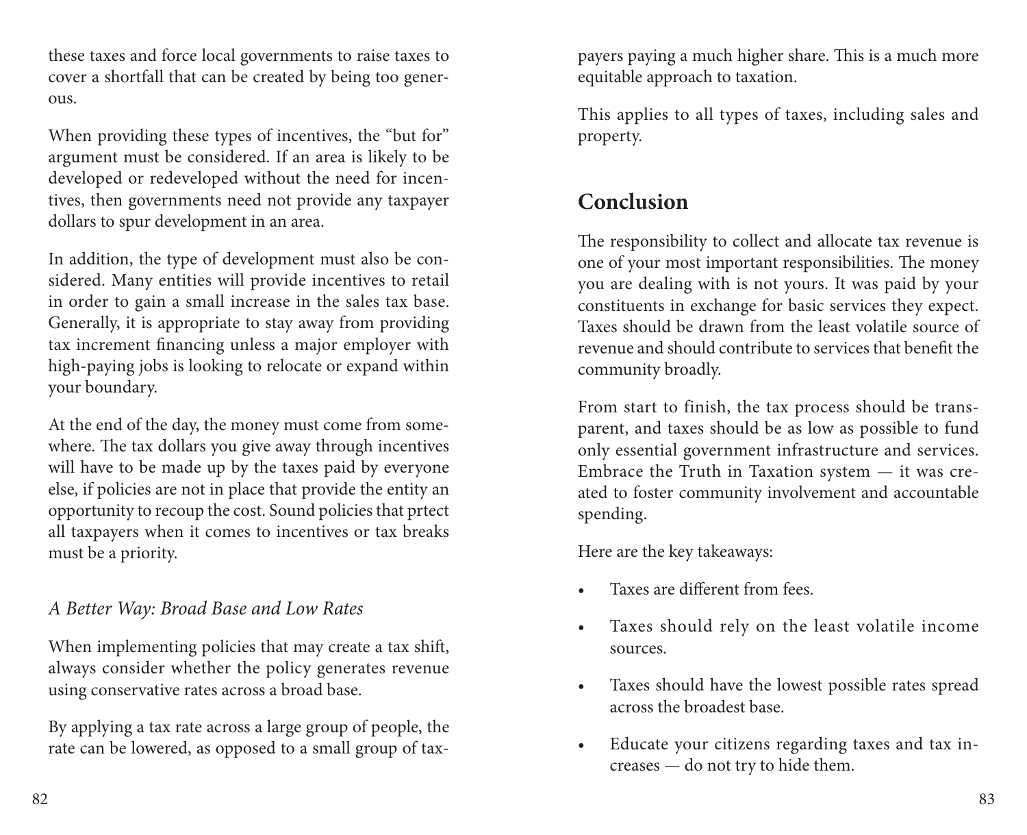these taxes and force local governments to raise taxes to cover a shortfall that can be created by being too generous.

When providing these types of incentives, the "but for" argument must be considered. If an area is likely to be developed or redeveloped without the need for incentives, then governments need not provide any taxpayer dollars to spur development in an area.

In addition, the type of development must also be considered. Many entities will provide incentives to retail in order to gain a small increase in the sales tax base. Generally, it is appropriate to stay away from providing tax increment financing unless a major employer with high-paying jobs is looking to relocate or expand within your boundary.

At the end of the day, the money must come from somewhere. The tax dollars you give away through incentives will have to be made up by the taxes paid by everyone else, if policies are not in place that provide the entity an opportunity to recoup the cost. Sound policies that prtect all taxpayers when it comes to incentives or tax breaks must be a priority.

### *A Better Way: Broad Base and Low Rates*

When implementing policies that may create a tax shift, always consider whether the policy generates revenue using conservative rates across a broad base.

By applying a tax rate across a large group of people, the rate can be lowered, as opposed to a small group of taxpayers paying a much higher share. This is a much more equitable approach to taxation.

This applies to all types of taxes, including sales and property.

## Conclusion

The responsibility to collect and allocate tax revenue is one of your most important responsibilities. The money you are dealing with is not yours. It was paid by your constituents in exchange for basic services they expect. Taxes should be drawn from the least volatile source of revenue and should contribute to services that benefit the community broadly.

From start to finish, the tax process should be transparent, and taxes should be as low as possible to fund only essential government infrastructure and services. Embrace the Truth in Taxation system — it was created to foster community involvement and accountable spending.

Here are the key takeaways:

- Taxes are different from fees.
- Taxes should rely on the least volatile income sources.
- Taxes should have the lowest possible rates spread across the broadest base.
- Educate your citizens regarding taxes and tax increases — do not try to hide them.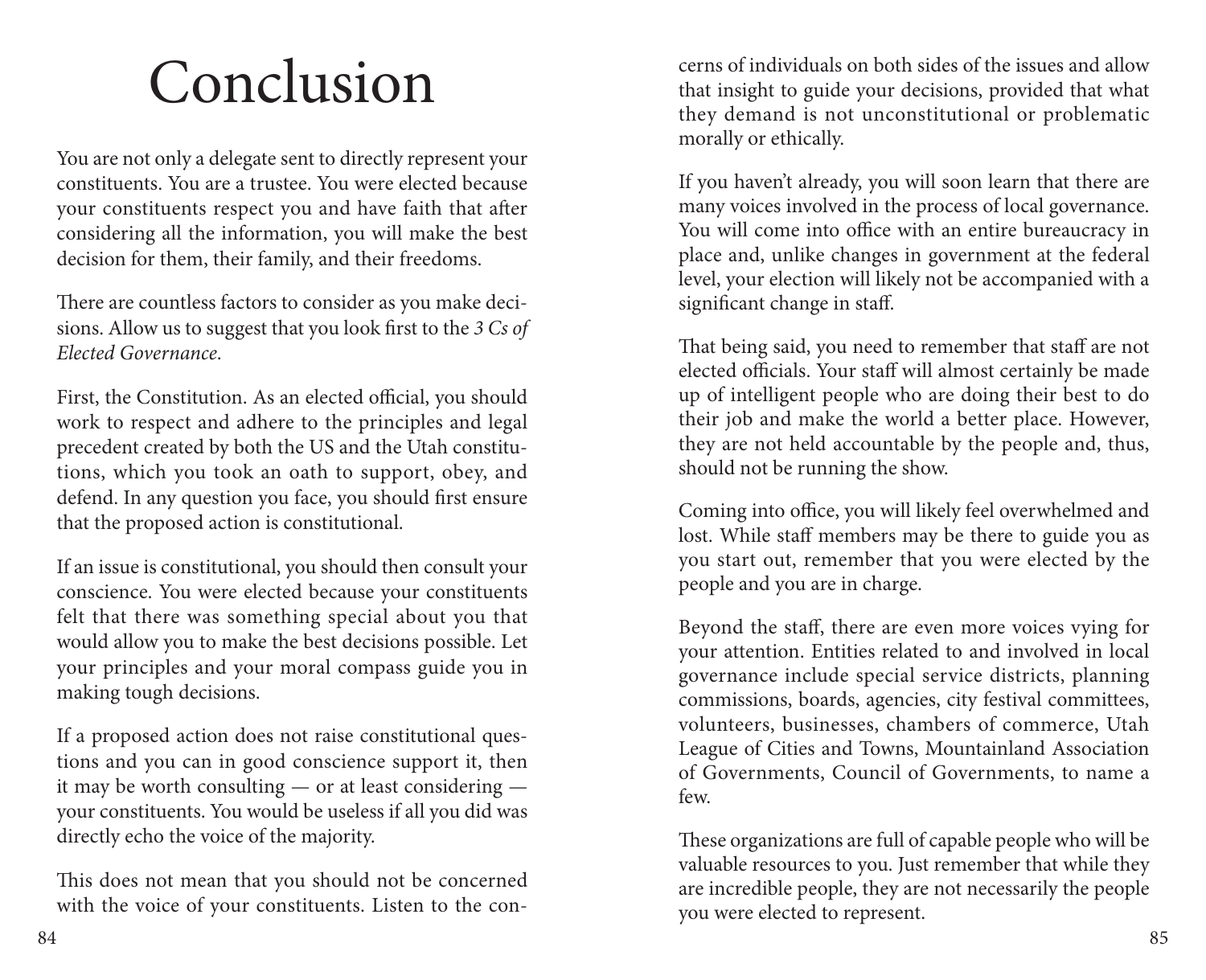# Conclusion

You are not only a delegate sent to directly represent your constituents. You are a trustee. You were elected because your constituents respect you and have faith that after considering all the information, you will make the best decision for them, their family, and their freedoms.

There are countless factors to consider as you make decisions. Allow us to suggest that you look first to the *3 Cs of Elected Governance*.

First, the Constitution. As an elected official, you should work to respect and adhere to the principles and legal precedent created by both the US and the Utah constitutions, which you took an oath to support, obey, and defend. In any question you face, you should first ensure that the proposed action is constitutional.

If an issue is constitutional, you should then consult your conscience. You were elected because your constituents felt that there was something special about you that would allow you to make the best decisions possible. Let your principles and your moral compass guide you in making tough decisions.

If a proposed action does not raise constitutional questions and you can in good conscience support it, then it may be worth consulting — or at least considering — your constituents. You would be useless if all you did was directly echo the voice of the majority.

This does not mean that you should not be concerned with the voice of your constituents. Listen to the concerns of individuals on both sides of the issues and allow that insight to guide your decisions, provided that what they demand is not unconstitutional or problematic morally or ethically.

If you haven't already, you will soon learn that there are many voices involved in the process of local governance. You will come into office with an entire bureaucracy in place and, unlike changes in government at the federal level, your election will likely not be accompanied with a significant change in staff.

That being said, you need to remember that staff are not elected officials. Your staff will almost certainly be made up of intelligent people who are doing their best to do their job and make the world a better place. However, they are not held accountable by the people and, thus, should not be running the show.

Coming into office, you will likely feel overwhelmed and lost. While staff members may be there to guide you as you start out, remember that you were elected by the people and you are in charge.

Beyond the staff, there are even more voices vying for your attention. Entities related to and involved in local governance include special service districts, planning commissions, boards, agencies, city festival committees, volunteers, businesses, chambers of commerce, Utah League of Cities and Towns, Mountainland Association of Governments, Council of Governments, to name a few.

These organizations are full of capable people who will be valuable resources to you. Just remember that while they are incredible people, they are not necessarily the people you were elected to represent.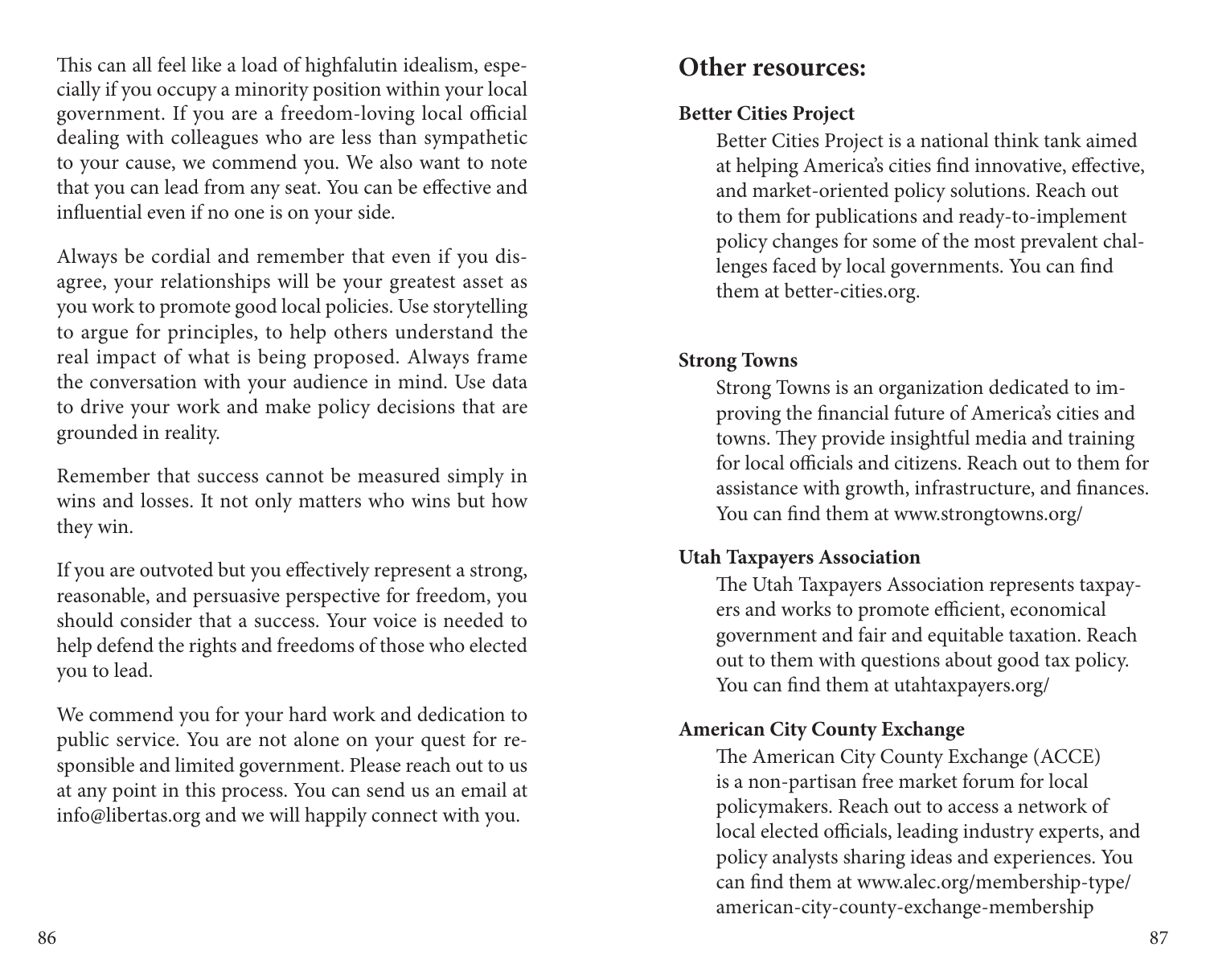This can all feel like a load of highfalutin idealism, especially if you occupy a minority position within your local government. If you are a freedom-loving local official dealing with colleagues who are less than sympathetic to your cause, we commend you. We also want to note that you can lead from any seat. You can be effective and influential even if no one is on your side.

Always be cordial and remember that even if you disagree, your relationships will be your greatest asset as you work to promote good local policies. Use storytelling to argue for principles, to help others understand the real impact of what is being proposed. Always frame the conversation with your audience in mind. Use data to drive your work and make policy decisions that are grounded in reality.

Remember that success cannot be measured simply in wins and losses. It not only matters who wins but how they win.

If you are outvoted but you effectively represent a strong, reasonable, and persuasive perspective for freedom, you should consider that a success. Your voice is needed to help defend the rights and freedoms of those who elected you to lead.

We commend you for your hard work and dedication to public service. You are not alone on your quest for responsible and limited government. Please reach out to us at any point in this process. You can send us an email at info@libertas.org and we will happily connect with you.

## Other resources:

**Better Cities Project**

Better Cities Project is a national think tank aimed at helping America's cities find innovative, effective, and market-oriented policy solutions. Reach out to them for publications and ready-to-implement policy changes for some of the most prevalent challenges faced by local governments. You can find them at better-cities.org.

**Strong Towns**

Strong Towns is an organization dedicated to improving the financial future of America's cities and towns. They provide insightful media and training for local officials and citizens. Reach out to them for assistance with growth, infrastructure, and finances. You can find them at www.strongtowns.org/

**Utah Taxpayers Association**

The Utah Taxpayers Association represents taxpayers and works to promote efficient, economical government and fair and equitable taxation. Reach out to them with questions about good tax policy. You can find them at utahtaxpayers.org/

**American City County Exchange**

The American City County Exchange (ACCE) is a non-partisan free market forum for local policymakers. Reach out to access a network of local elected officials, leading industry experts, and policy analysts sharing ideas and experiences. You can find them at www.alec.org/membership-type/american-city-county-exchange-membership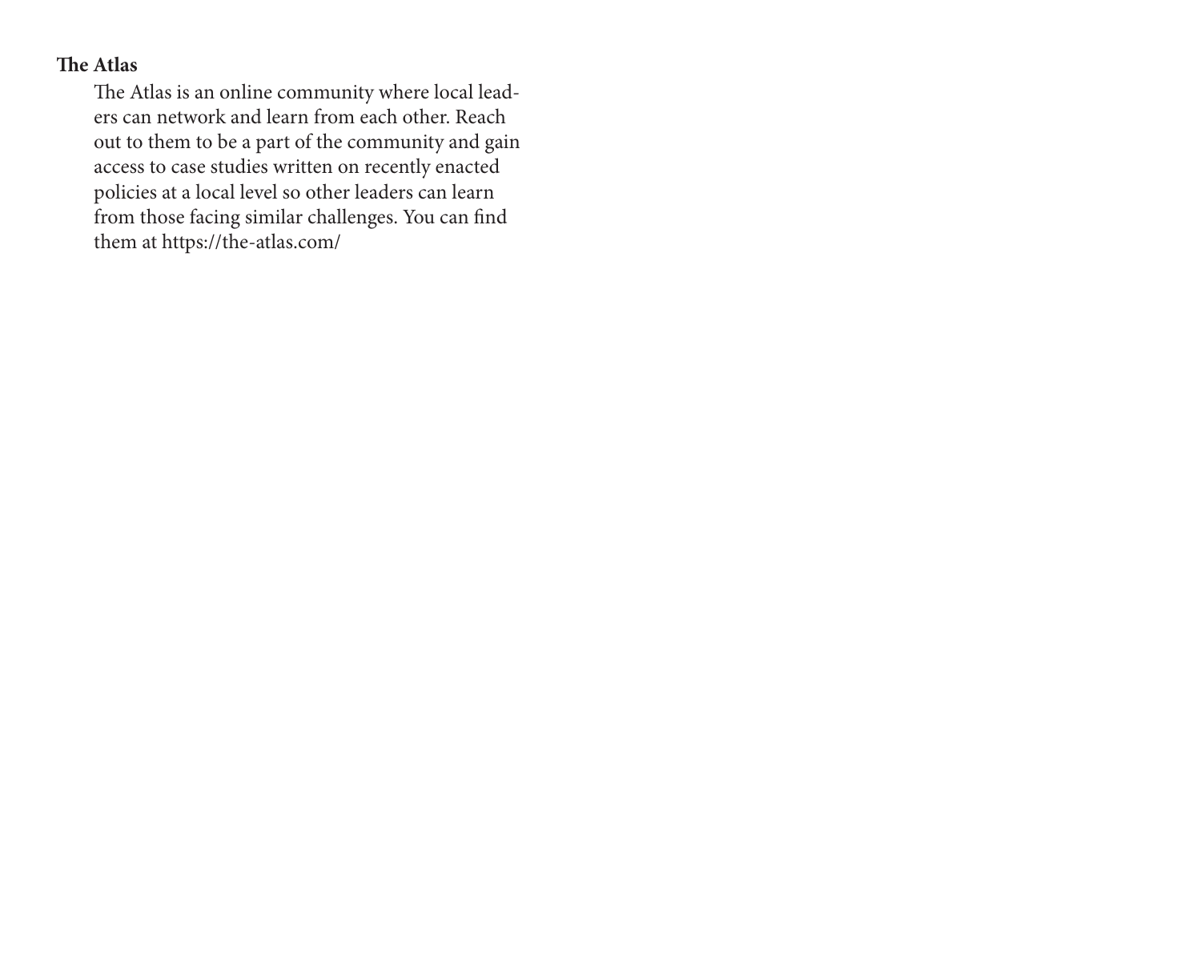**The Atlas**

The Atlas is an online community where local leaders can network and learn from each other. Reach out to them to be a part of the community and gain access to case studies written on recently enacted policies at a local level so other leaders can learn from those facing similar challenges. You can find them at https://the-atlas.com/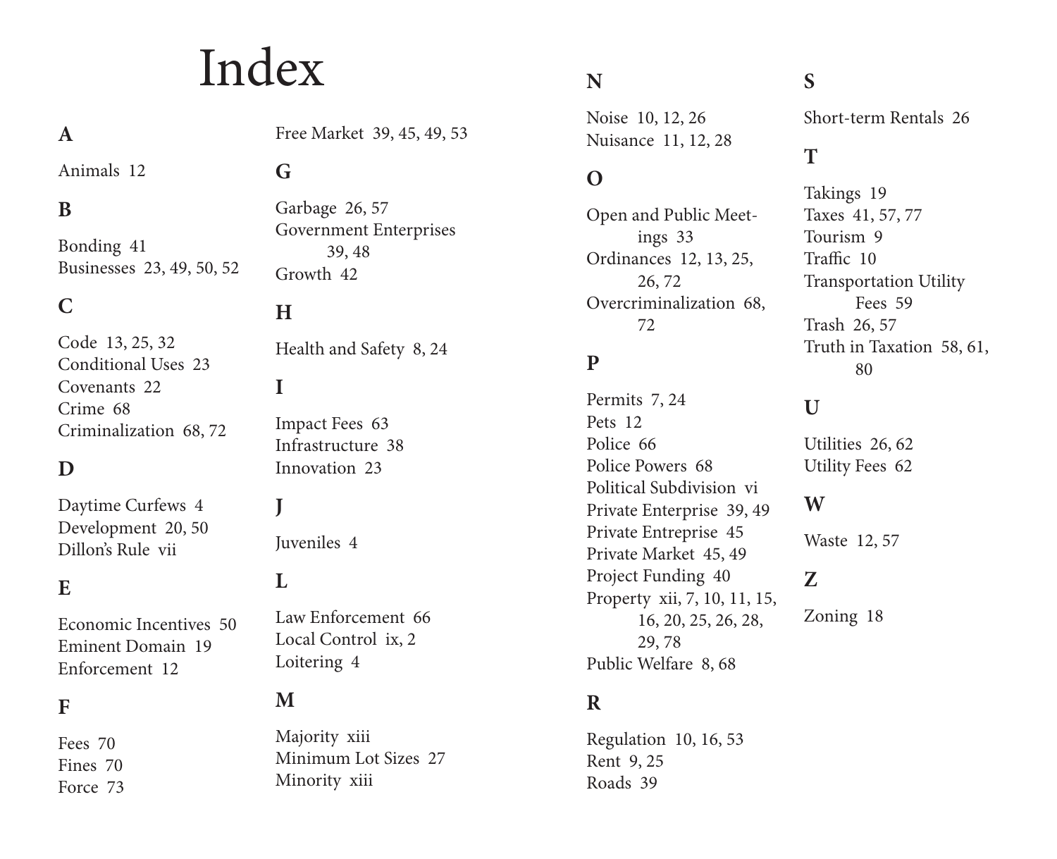# Index

## A

Animals 12

## B

Bonding 41
Businesses 23, 49, 50, 52

## C

Code 13, 25, 32
Conditional Uses 23
Covenants 22
Crime 68
Criminalization 68, 72

## D

Daytime Curfews 4
Development 20, 50
Dillon's Rule vii

## E

Economic Incentives 50
Eminent Domain 19
Enforcement 12

## F

Fees 70
Fines 70
Force 73
Free Market 39, 45, 49, 53

## G

Garbage 26, 57
Government Enterprises 39, 48
Growth 42

## H

Health and Safety 8, 24

## I

Impact Fees 63
Infrastructure 38
Innovation 23

## J

Juveniles 4

## L

Law Enforcement 66
Local Control ix, 2
Loitering 4

## M

Majority xiii
Minimum Lot Sizes 27
Minority xiii

## N

Noise 10, 12, 26
Nuisance 11, 12, 28

## O

Open and Public Meetings 33
Ordinances 12, 13, 25, 26, 72
Overcriminalization 68, 72

## P

Permits 7, 24
Pets 12
Police 66
Police Powers 68
Political Subdivision vi
Private Enterprise 39, 49
Private Entreprise 45
Private Market 45, 49
Project Funding 40
Property xii, 7, 10, 11, 15, 16, 20, 25, 26, 28, 29, 78
Public Welfare 8, 68

## R

Regulation 10, 16, 53
Rent 9, 25
Roads 39

## S

Short-term Rentals 26

## T

Takings 19
Taxes 41, 57, 77
Tourism 9
Traffic 10
Transportation Utility Fees 59
Trash 26, 57
Truth in Taxation 58, 61, 80

## U

Utilities 26, 62
Utility Fees 62

## W

Waste 12, 57

## Z

Zoning 18